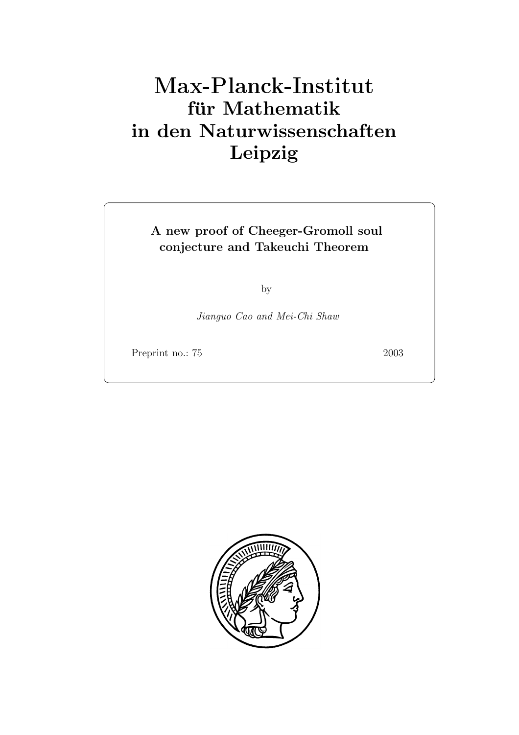# Max-Planck-Institut für Mathematik in den Naturwissenschaften Leipzig

**A new proof of Cheeger-Gromoll soul conjecture and Takeuchi Theorem**

by

*Jianguo Cao and Mei-Chi Shaw*

Preprint no.: 75 2003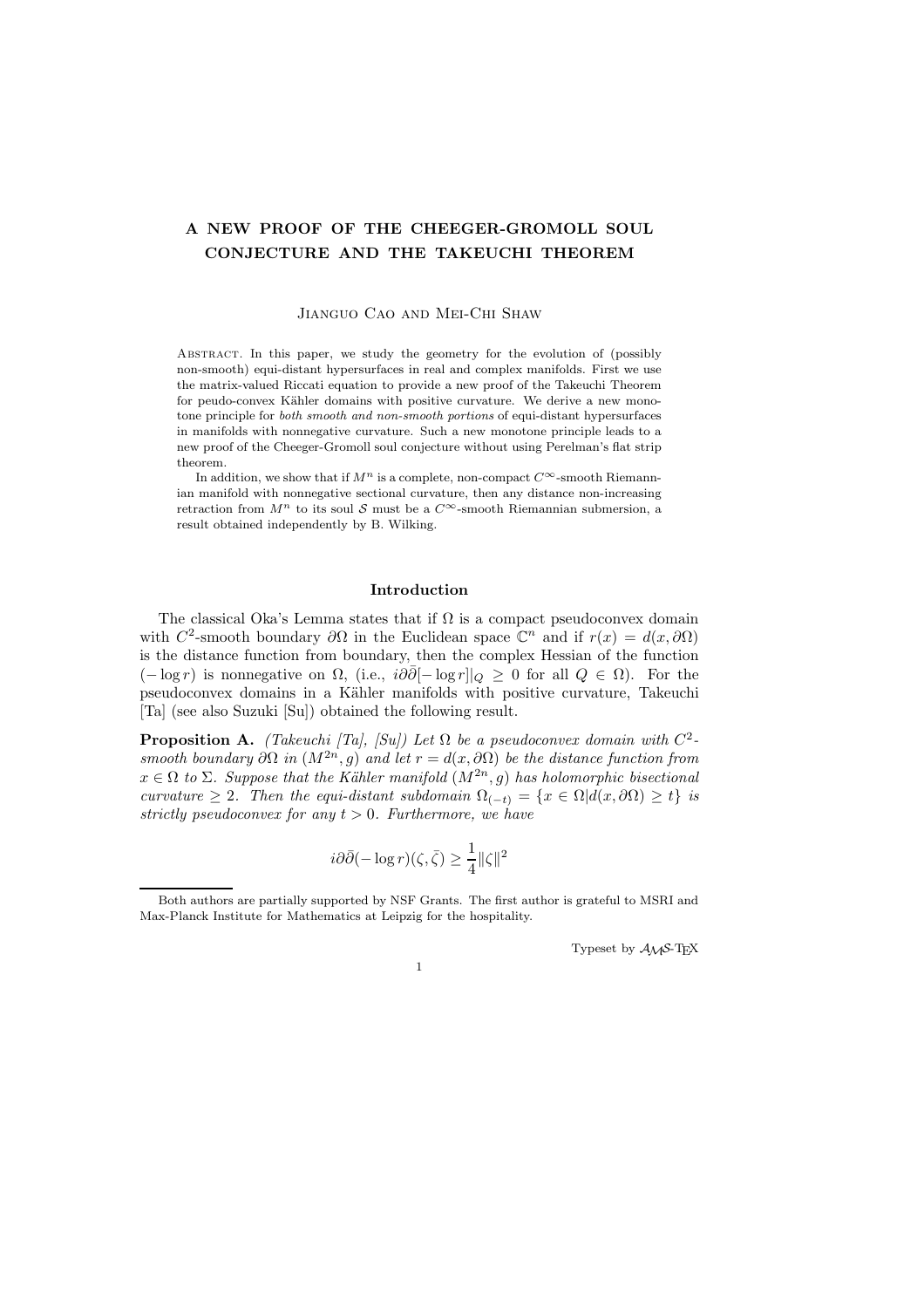# A NEW PROOF OF THE CHEEGER-GROMOLL SOUL CONJECTURE AND THE TAKEUCHI THEOREM

Jianguo Cao and Mei-Chi Shaw

Abstract. In this paper, we study the geometry for the evolution of (possibly non-smooth) equi-distant hypersurfaces in real and complex manifolds. First we use the matrix-valued Riccati equation to provide a new proof of the Takeuchi Theorem for pedo-convex Kähler domains with positive curvature. We derive a new monotone principle for *both smooth and non-smooth portions* of equi-distant hypersurfaces in manifolds with nonnegative curvature. Such a new monotone principle leads to a new proof of the Cheeger-Gromoll soul conjecture without using Perelman's flat strip theorem.

In addition, we show that if $M^n$ is a complete, non-compact $C^\infty$-smooth Riemannian manifold with nonnegative sectional curvature, then any distance non-increasing retraction from $M^n$ to its soul $\mathcal{S}$ must be a $C^\infty$-smooth Riemannian submersion, a result obtained independently by B. Wilking.

## Introduction

The classical Oka's Lemma states that if $\Omega$ is a compact pseudoconvex domain with $C^2$-smooth boundary $\partial\Omega$ in the Euclidean space $\mathbb{C}^n$ and if $r(x) = d(x, \partial\Omega)$ is the distance function from boundary, then the complex Hessian of the function $(-\log r)$ is nonnegative on $\Omega$, (i.e., $i\partial\bar\partial[-\log r]|_Q \geq 0$ for all $Q \in \Omega$). For the pseudoconvex domains in a Kähler manifolds with positive curvature, Takeuchi [Ta] (see also Suzuki [Su]) obtained the following result.

**Proposition A.** *(Takeuchi [Ta], [Su]) Let $\Omega$ be a pseudoconvex domain with $C^2$-smooth boundary $\partial\Omega$ in $(M^{2n}, g)$ and let $r = d(x, \partial\Omega)$ be the distance function from $x \in \Omega$ to $\Sigma$. Suppose that the Kähler manifold $(M^{2n}, g)$ has holomorphic bisectional curvature $\geq 2$. Then the equi-distant subdomain $\Omega_{(-t)} = \{x \in \Omega | d(x, \partial\Omega) \geq t\}$ is strictly pseudoconvex for any $t > 0$. Furthermore, we have*

$$i\partial\bar\partial(-\log r)(\zeta, \bar\zeta) \geq \frac{1}{4}\|\zeta\|^2$$

Both authors are partially supported by NSF Grants. The first author is grateful to MSRI and Max-Planck Institute for Mathematics at Leipzig for the hospitality.

Typeset by $\mathcal{A}\mathcal{M}\mathcal{S}$-TEX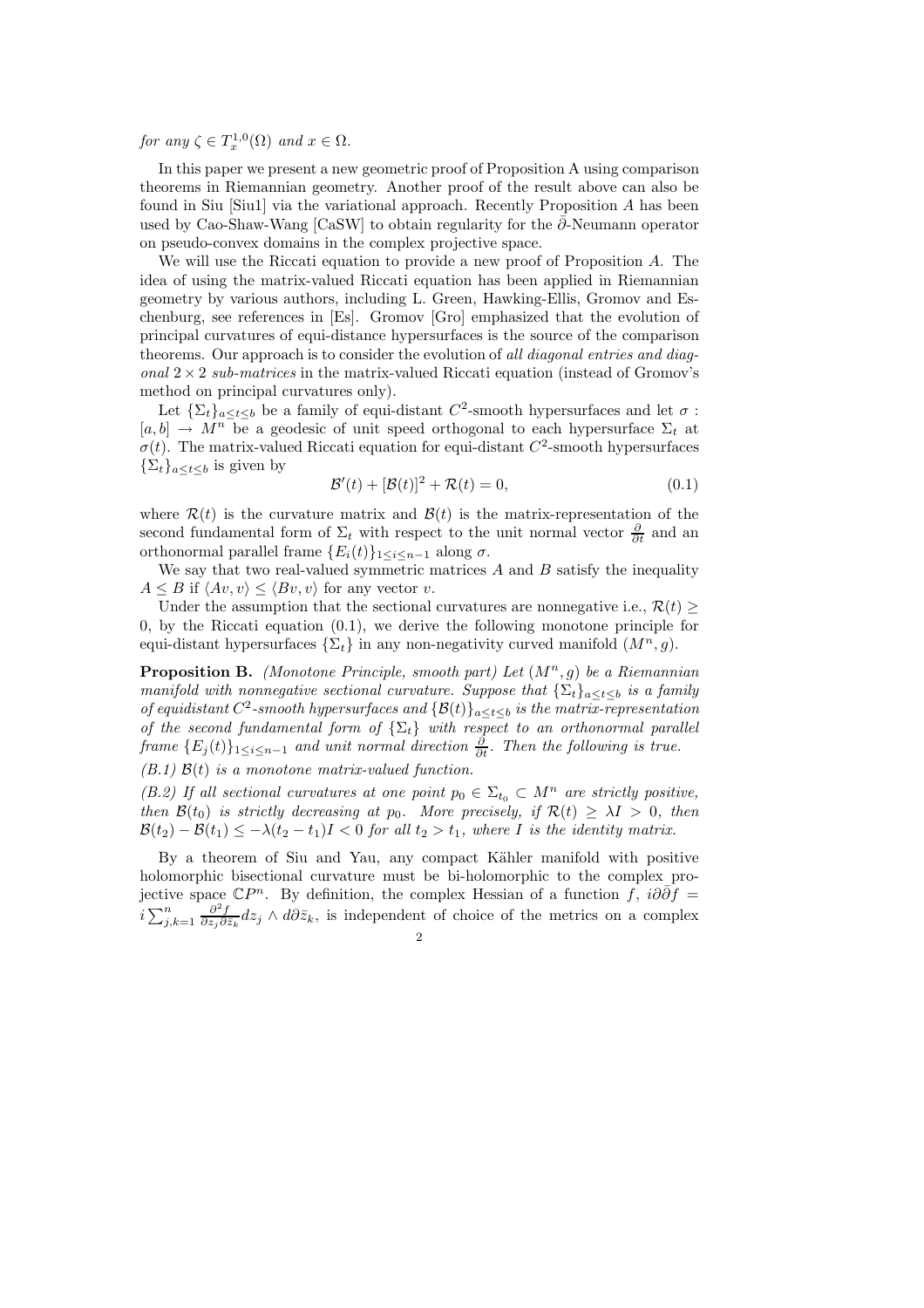*for any* $\zeta \in T^{1,0}_x(\Omega)$ *and* $x \in \Omega$.

In this paper we present a new geometric proof of Proposition A using comparison theorems in Riemannian geometry. Another proof of the result above can also be found in Siu [Siu1] via the variational approach. Recently Proposition $A$ has been used by Cao-Shaw-Wang [CaSW] to obtain regularity for the $\bar{\partial}$-Neumann operator on pseudo-convex domains in the complex projective space.

We will use the Riccati equation to provide a new proof of Proposition $A$. The idea of using the matrix-valued Riccati equation has been applied in Riemannian geometry by various authors, including L. Green, Hawking-Ellis, Gromov and Eschenburg, see references in [Es]. Gromov [Gro] emphasized that the evolution of principal curvatures of equi-distance hypersurfaces is the source of the comparison theorems. Our approach is to consider the evolution of *all diagonal entries and diagonal* $2 \times 2$ *sub-matrices* in the matrix-valued Riccati equation (instead of Gromov's method on principal curvatures only).

Let $\{\Sigma_t\}_{a \le t \le b}$ be a family of equi-distant $C^2$-smooth hypersurfaces and let $\sigma : [a, b] \to M^n$ be a geodesic of unit speed orthogonal to each hypersurface $\Sigma_t$ at $\sigma(t)$. The matrix-valued Riccati equation for equi-distant $C^2$-smooth hypersurfaces $\{\Sigma_t\}_{a \le t \le b}$ is given by

$$\mathcal{B}'(t) + [\mathcal{B}(t)]^2 + \mathcal{R}(t) = 0, \tag{0.1}$$

where $\mathcal{R}(t)$ is the curvature matrix and $\mathcal{B}(t)$ is the matrix-representation of the second fundamental form of $\Sigma_t$ with respect to the unit normal vector $\frac{\partial}{\partial t}$ and an orthonormal parallel frame $\{E_i(t)\}_{1 \le i \le n-1}$ along $\sigma$.

We say that two real-valued symmetric matrices $A$ and $B$ satisfy the inequality $A \le B$ if $\langle Av, v\rangle \le \langle Bv, v\rangle$ for any vector $v$.

Under the assumption that the sectional curvatures are nonnegative i.e., $\mathcal{R}(t) \ge 0$, by the Riccati equation (0.1), we derive the following monotone principle for equi-distant hypersurfaces $\{\Sigma_t\}$ in any non-negativity curved manifold $(M^n, g)$.

**Proposition B.** *(Monotone Principle, smooth part) Let* $(M^n, g)$ *be a Riemannian manifold with nonnegative sectional curvature. Suppose that* $\{\Sigma_t\}_{a \le t \le b}$ *is a family of equidistant* $C^2$*-smooth hypersurfaces and* $\{\mathcal{B}(t)\}_{a \le t \le b}$ *is the matrix-representation of the second fundamental form of* $\{\Sigma_t\}$ *with respect to an orthonormal parallel frame* $\{E_j(t)\}_{1 \le i \le n-1}$ *and unit normal direction* $\frac{\partial}{\partial t}$*. Then the following is true.*

*(B.1)* $\mathcal{B}(t)$ *is a monotone matrix-valued function.*

*(B.2) If all sectional curvatures at one point* $p_0 \in \Sigma_{t_0} \subset M^n$ *are strictly positive, then* $\mathcal{B}(t_0)$ *is strictly decreasing at* $p_0$*. More precisely, if* $\mathcal{R}(t) \ge \lambda I > 0$*, then* $\mathcal{B}(t_2) - \mathcal{B}(t_1) \le -\lambda(t_2 - t_1)I < 0$ *for all* $t_2 > t_1$*, where* $I$ *is the identity matrix.*

By a theorem of Siu and Yau, any compact Kähler manifold with positive holomorphic bisectional curvature must be bi-holomorphic to the complex projective space $\mathbb{C}P^n$. By definition, the complex Hessian of a function $f$, $i\partial\bar{\partial}f = i\sum_{j,k=1}^{n} \frac{\partial^2 f}{\partial z_j \partial \bar{z}_k} dz_j \wedge d\partial\bar{z}_k$, is independent of choice of the metrics on a complex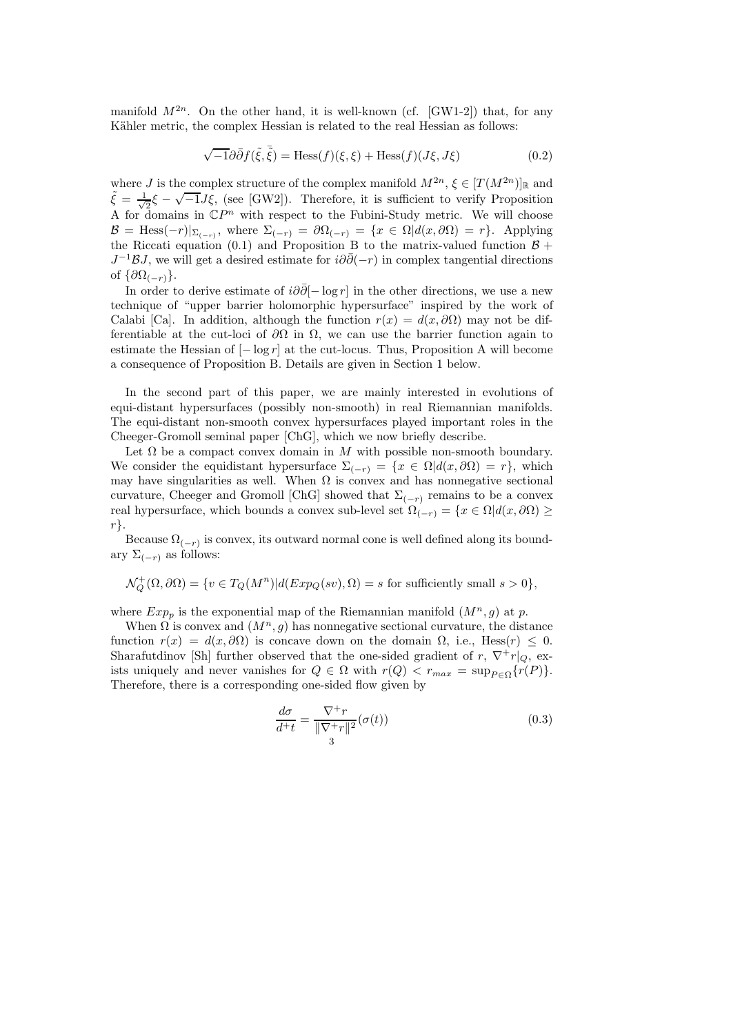manifold $M^{2n}$. On the other hand, it is well-known (cf. [GW1-2]) that, for any Kähler metric, the complex Hessian is related to the real Hessian as follows:

$$\sqrt{-1}\partial\bar{\partial}f(\tilde{\xi},\bar{\tilde{\xi}}) = \text{Hess}(f)(\xi,\xi) + \text{Hess}(f)(J\xi,J\xi) \tag{0.2}$$

where $J$ is the complex structure of the complex manifold $M^{2n}$, $\xi \in [T(M^{2n})]_{\mathbb{R}}$ and $\tilde{\xi} = \frac{1}{\sqrt{2}}\xi - \sqrt{-1}J\xi$, (see [GW2]). Therefore, it is sufficient to verify Proposition A for domains in $\mathbb{C}P^n$ with respect to the Fubini-Study metric. We will choose $\mathcal{B} = \text{Hess}(-r)|_{\Sigma_{(-r)}}$, where $\Sigma_{(-r)} = \partial\Omega_{(-r)} = \{x \in \Omega | d(x,\partial\Omega) = r\}$. Applying the Riccati equation (0.1) and Proposition B to the matrix-valued function $\mathcal{B} + J^{-1}\mathcal{B}J$, we will get a desired estimate for $i\partial\bar{\partial}(-r)$ in complex tangential directions of $\{\partial\Omega_{(-r)}\}$.

In order to derive estimate of $i\partial\bar{\partial}[-\log r]$ in the other directions, we use a new technique of "upper barrier holomorphic hypersurface" inspired by the work of Calabi [Ca]. In addition, although the function $r(x) = d(x,\partial\Omega)$ may not be differentiable at the cut-loci of $\partial\Omega$ in $\Omega$, we can use the barrier function again to estimate the Hessian of $[-\log r]$ at the cut-locus. Thus, Proposition A will become a consequence of Proposition B. Details are given in Section 1 below.

In the second part of this paper, we are mainly interested in evolutions of equi-distant hypersurfaces (possibly non-smooth) in real Riemannian manifolds. The equi-distant non-smooth convex hypersurfaces played important roles in the Cheeger-Gromoll seminal paper [ChG], which we now briefly describe.

Let $\Omega$ be a compact convex domain in $M$ with possible non-smooth boundary. We consider the equidistant hypersurface $\Sigma_{(-r)} = \{x \in \Omega | d(x,\partial\Omega) = r\}$, which may have singularities as well. When $\Omega$ is convex and has nonnegative sectional curvature, Cheeger and Gromoll [ChG] showed that $\Sigma_{(-r)}$ remains to be a convex real hypersurface, which bounds a convex sub-level set $\Omega_{(-r)} = \{x \in \Omega | d(x,\partial\Omega) \geq r\}$.

Because $\Omega_{(-r)}$ is convex, its outward normal cone is well defined along its boundary $\Sigma_{(-r)}$ as follows:

$$\mathcal{N}_Q^+(\Omega,\partial\Omega) = \{v \in T_Q(M^n) | d(Exp_Q(sv),\Omega) = s \text{ for sufficiently small } s > 0\},$$

where $Exp_p$ is the exponential map of the Riemannian manifold $(M^n, g)$ at $p$.

When $\Omega$ is convex and $(M^n, g)$ has nonnegative sectional curvature, the distance function $r(x) = d(x,\partial\Omega)$ is concave down on the domain $\Omega$, i.e., $\text{Hess}(r) \leq 0$. Sharafutdinov [Sh] further observed that the one-sided gradient of $r$, $\nabla^+ r|_Q$, exists uniquely and never vanishes for $Q \in \Omega$ with $r(Q) < r_{max} = \sup_{P\in\Omega}\{r(P)\}$. Therefore, there is a corresponding one-sided flow given by

$$\frac{d\sigma}{d^+t} = \frac{\nabla^+ r}{\|\nabla^+ r\|^2}(\sigma(t)) \tag{0.3}$$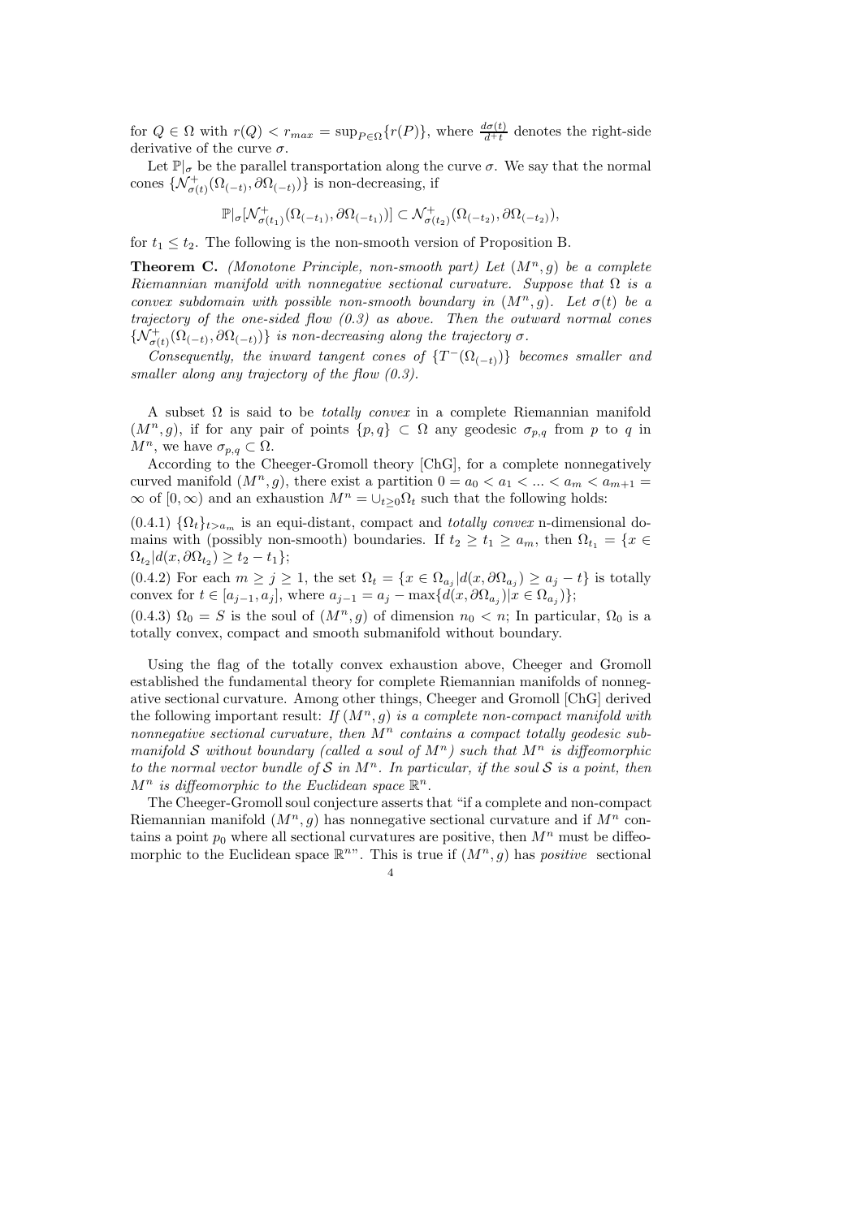for $Q \in \Omega$ with $r(Q) < r_{max} = \sup_{P \in \Omega}\{r(P)\}$, where $\frac{d\sigma(t)}{d^+t}$ denotes the right-side derivative of the curve $\sigma$.

Let $\mathbb{P}|_\sigma$ be the parallel transportation along the curve $\sigma$. We say that the normal cones $\{\mathcal{N}^+_{\sigma(t)}(\Omega_{(-t)}, \partial\Omega_{(-t)})\}$ is non-decreasing, if

$$\mathbb{P}|_\sigma[\mathcal{N}^+_{\sigma(t_1)}(\Omega_{(-t_1)}, \partial\Omega_{(-t_1)})] \subset \mathcal{N}^+_{\sigma(t_2)}(\Omega_{(-t_2)}, \partial\Omega_{(-t_2)}),$$

for $t_1 \leq t_2$. The following is the non-smooth version of Proposition B.

**Theorem C.** *(Monotone Principle, non-smooth part) Let $(M^n, g)$ be a complete Riemannian manifold with nonnegative sectional curvature. Suppose that $\Omega$ is a convex subdomain with possible non-smooth boundary in $(M^n, g)$. Let $\sigma(t)$ be a trajectory of the one-sided flow (0.3) as above. Then the outward normal cones $\{\mathcal{N}^+_{\sigma(t)}(\Omega_{(-t)}, \partial\Omega_{(-t)})\}$ is non-decreasing along the trajectory $\sigma$.*

*Consequently, the inward tangent cones of $\{T^-(\Omega_{(-t)})\}$ becomes smaller and smaller along any trajectory of the flow (0.3).*

A subset $\Omega$ is said to be *totally convex* in a complete Riemannian manifold $(M^n, g)$, if for any pair of points $\{p, q\} \subset \Omega$ any geodesic $\sigma_{p,q}$ from $p$ to $q$ in $M^n$, we have $\sigma_{p,q} \subset \Omega$.

According to the Cheeger-Gromoll theory [ChG], for a complete nonnegatively curved manifold $(M^n, g)$, there exist a partition $0 = a_0 < a_1 < ... < a_m < a_{m+1} = \infty$ of $[0, \infty)$ and an exhaustion $M^n = \cup_{t \geq 0}\Omega_t$ such that the following holds:

(0.4.1) $\{\Omega_t\}_{t > a_m}$ is an equi-distant, compact and *totally convex* n-dimensional domains with (possibly non-smooth) boundaries. If $t_2 \geq t_1 \geq a_m$, then $\Omega_{t_1} = \{x \in \Omega_{t_2} | d(x, \partial\Omega_{t_2}) \geq t_2 - t_1\}$;

(0.4.2) For each $m \geq j \geq 1$, the set $\Omega_t = \{x \in \Omega_{a_j} | d(x, \partial\Omega_{a_j}) \geq a_j - t\}$ is totally convex for $t \in [a_{j-1}, a_j]$, where $a_{j-1} = a_j - \max\{d(x, \partial\Omega_{a_j}) | x \in \Omega_{a_j})\}$;

(0.4.3) $\Omega_0 = S$ is the soul of $(M^n, g)$ of dimension $n_0 < n$; In particular, $\Omega_0$ is a totally convex, compact and smooth submanifold without boundary.

Using the flag of the totally convex exhaustion above, Cheeger and Gromoll established the fundamental theory for complete Riemannian manifolds of nonnegative sectional curvature. Among other things, Cheeger and Gromoll [ChG] derived the following important result: *If $(M^n, g)$ is a complete non-compact manifold with nonnegative sectional curvature, then $M^n$ contains a compact totally geodesic submanifold $\mathcal{S}$ without boundary (called a soul of $M^n$) such that $M^n$ is diffeomorphic to the normal vector bundle of $\mathcal{S}$ in $M^n$. In particular, if the soul $\mathcal{S}$ is a point, then $M^n$ is diffeomorphic to the Euclidean space $\mathbb{R}^n$.*

The Cheeger-Gromoll soul conjecture asserts that "if a complete and non-compact Riemannian manifold $(M^n, g)$ has nonnegative sectional curvature and if $M^n$ contains a point $p_0$ where all sectional curvatures are positive, then $M^n$ must be diffeomorphic to the Euclidean space $\mathbb{R}^n$". This is true if $(M^n, g)$ has *positive* sectional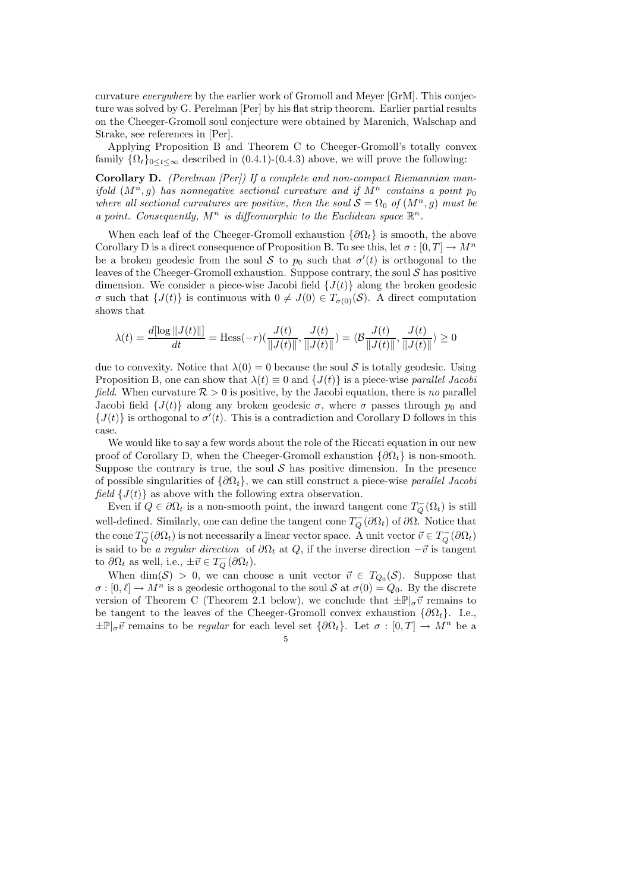curvature *everywhere* by the earlier work of Gromoll and Meyer [GrM]. This conjecture was solved by G. Perelman [Per] by his flat strip theorem. Earlier partial results on the Cheeger-Gromoll soul conjecture were obtained by Marenich, Walschap and Strake, see references in [Per].

Applying Proposition B and Theorem C to Cheeger-Gromoll's totally convex family $\{\Omega_t\}_{0\le t\le\infty}$ described in (0.4.1)-(0.4.3) above, we will prove the following:

**Corollary D.** *(Perelman [Per]) If a complete and non-compact Riemannian manifold $(M^n, g)$ has nonnegative sectional curvature and if $M^n$ contains a point $p_0$ where all sectional curvatures are positive, then the soul $\mathcal{S} = \Omega_0$ of $(M^n, g)$ must be a point. Consequently, $M^n$ is diffeomorphic to the Euclidean space $\mathbb{R}^n$.*

When each leaf of the Cheeger-Gromoll exhaustion $\{\partial\Omega_t\}$ is smooth, the above Corollary D is a direct consequence of Proposition B. To see this, let $\sigma : [0, T] \to M^n$ be a broken geodesic from the soul $\mathcal{S}$ to $p_0$ such that $\sigma'(t)$ is orthogonal to the leaves of the Cheeger-Gromoll exhaustion. Suppose contrary, the soul $\mathcal{S}$ has positive dimension. We consider a piece-wise Jacobi field $\{J(t)\}$ along the broken geodesic $\sigma$ such that $\{J(t)\}$ is continuous with $0 \ne J(0) \in T_{\sigma(0)}(\mathcal{S})$. A direct computation shows that

$$\lambda(t) = \frac{d[\log \|J(t)\|]}{dt} = \mathrm{Hess}(-r)\Big(\frac{J(t)}{\|J(t)\|}, \frac{J(t)}{\|J(t)\|}\Big) = \langle \mathcal{B}\frac{J(t)}{\|J(t)\|}, \frac{J(t)}{\|J(t)\|}\rangle \ge 0$$

due to convexity. Notice that $\lambda(0) = 0$ because the soul $\mathcal{S}$ is totally geodesic. Using Proposition B, one can show that $\lambda(t) \equiv 0$ and $\{J(t)\}$ is a piece-wise *parallel Jacobi field*. When curvature $\mathcal{R} > 0$ is positive, by the Jacobi equation, there is *no* parallel Jacobi field $\{J(t)\}$ along any broken geodesic $\sigma$, where $\sigma$ passes through $p_0$ and $\{J(t)\}$ is orthogonal to $\sigma'(t)$. This is a contradiction and Corollary D follows in this case.

We would like to say a few words about the role of the Riccati equation in our new proof of Corollary D, when the Cheeger-Gromoll exhaustion $\{\partial\Omega_t\}$ is non-smooth. Suppose the contrary is true, the soul $\mathcal{S}$ has positive dimension. In the presence of possible singularities of $\{\partial\Omega_t\}$, we can still construct a piece-wise *parallel Jacobi field* $\{J(t)\}$ as above with the following extra observation.

Even if $Q \in \partial\Omega_t$ is a non-smooth point, the inward tangent cone $T^-_Q(\Omega_t)$ is still well-defined. Similarly, one can define the tangent cone $T^-_Q(\partial\Omega_t)$ of $\partial\Omega$. Notice that the cone $T^-_Q(\partial\Omega_t)$ is not necessarily a linear vector space. A unit vector $\vec{v} \in T^-_Q(\partial\Omega_t)$ is said to be *a regular direction* of $\partial\Omega_t$ at $Q$, if the inverse direction $-\vec{v}$ is tangent to $\partial\Omega_t$ as well, i.e., $\pm\vec{v} \in T^-_Q(\partial\Omega_t)$.

When $\dim(\mathcal{S}) > 0$, we can choose a unit vector $\vec{v} \in T_{Q_0}(\mathcal{S})$. Suppose that $\sigma : [0, \ell] \to M^n$ is a geodesic orthogonal to the soul $\mathcal{S}$ at $\sigma(0) = Q_0$. By the discrete version of Theorem C (Theorem 2.1 below), we conclude that $\pm\mathbb{P}|_\sigma\vec{v}$ remains to be tangent to the leaves of the Cheeger-Gromoll convex exhaustion $\{\partial\Omega_t\}$. I.e., $\pm\mathbb{P}|_\sigma\vec{v}$ remains to be *regular* for each level set $\{\partial\Omega_t\}$. Let $\sigma : [0, T] \to M^n$ be a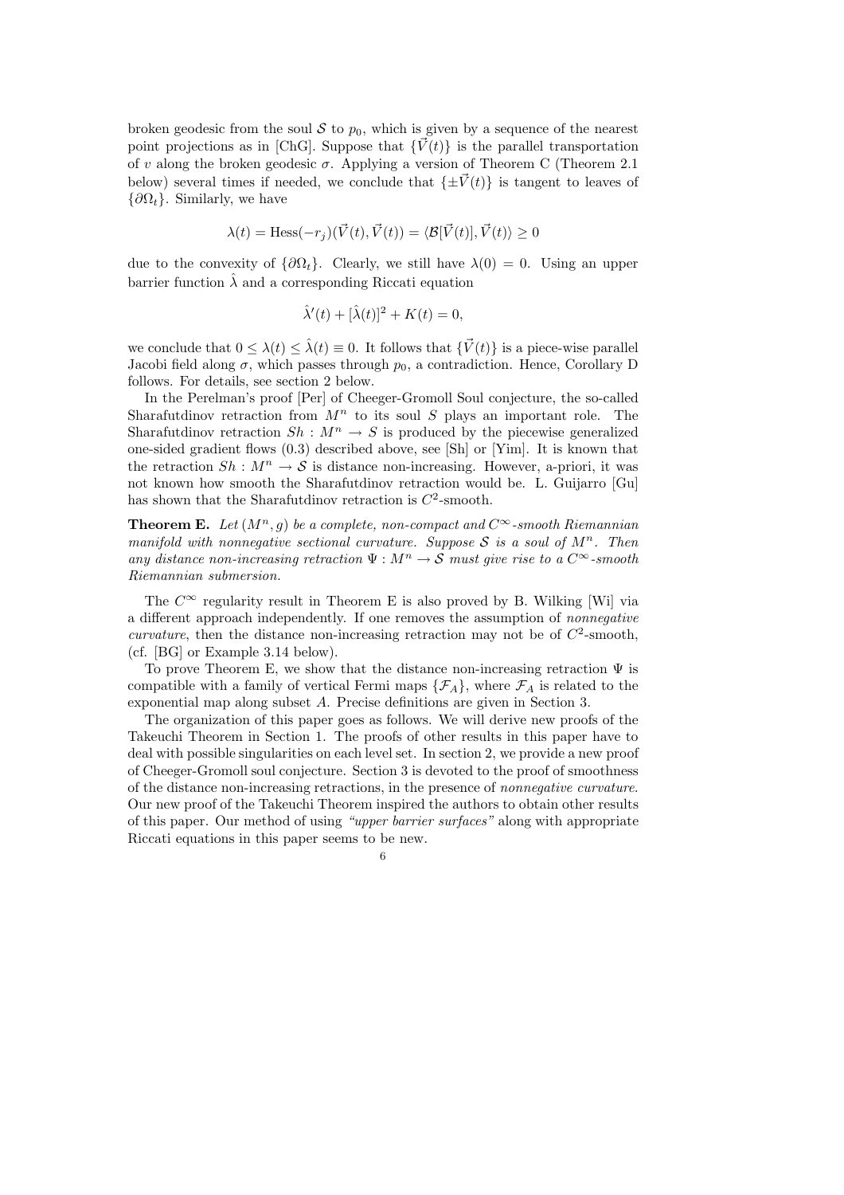broken geodesic from the soul $\mathcal{S}$ to $p_0$, which is given by a sequence of the nearest point projections as in [ChG]. Suppose that $\{\vec{V}(t)\}$ is the parallel transportation of $v$ along the broken geodesic $\sigma$. Applying a version of Theorem C (Theorem 2.1 below) several times if needed, we conclude that $\{\pm\vec{V}(t)\}$ is tangent to leaves of $\{\partial\Omega_t\}$. Similarly, we have

$$\lambda(t) = \text{Hess}(-r_j)(\vec{V}(t), \vec{V}(t)) = \langle \mathcal{B}[\vec{V}(t)], \vec{V}(t) \rangle \geq 0$$

due to the convexity of $\{\partial\Omega_t\}$. Clearly, we still have $\lambda(0) = 0$. Using an upper barrier function $\hat{\lambda}$ and a corresponding Riccati equation

$$\hat{\lambda}'(t) + [\hat{\lambda}(t)]^2 + K(t) = 0,$$

we conclude that $0 \leq \lambda(t) \leq \hat{\lambda}(t) \equiv 0$. It follows that $\{\vec{V}(t)\}$ is a piece-wise parallel Jacobi field along $\sigma$, which passes through $p_0$, a contradiction. Hence, Corollary D follows. For details, see section 2 below.

In the Perelman's proof [Per] of Cheeger-Gromoll Soul conjecture, the so-called Sharafutdinov retraction from $M^n$ to its soul $S$ plays an important role. The Sharafutdinov retraction $Sh : M^n \to S$ is produced by the piecewise generalized one-sided gradient flows (0.3) described above, see [Sh] or [Yim]. It is known that the retraction $Sh : M^n \to \mathcal{S}$ is distance non-increasing. However, a-priori, it was not known how smooth the Sharafutdinov retraction would be. L. Guijarro [Gu] has shown that the Sharafutdinov retraction is $C^2$-smooth.

**Theorem E.** *Let $(M^n, g)$ be a complete, non-compact and $C^\infty$-smooth Riemannian manifold with nonnegative sectional curvature. Suppose $\mathcal{S}$ is a soul of $M^n$. Then any distance non-increasing retraction $\Psi : M^n \to \mathcal{S}$ must give rise to a $C^\infty$-smooth Riemannian submersion.*

The $C^\infty$ regularity result in Theorem E is also proved by B. Wilking [Wi] via a different approach independently. If one removes the assumption of *nonnegative curvature*, then the distance non-increasing retraction may not be of $C^2$-smooth, (cf. [BG] or Example 3.14 below).

To prove Theorem E, we show that the distance non-increasing retraction $\Psi$ is compatible with a family of vertical Fermi maps $\{\mathcal{F}_A\}$, where $\mathcal{F}_A$ is related to the exponential map along subset $A$. Precise definitions are given in Section 3.

The organization of this paper goes as follows. We will derive new proofs of the Takeuchi Theorem in Section 1. The proofs of other results in this paper have to deal with possible singularities on each level set. In section 2, we provide a new proof of Cheeger-Gromoll soul conjecture. Section 3 is devoted to the proof of smoothness of the distance non-increasing retractions, in the presence of *nonnegative curvature*. Our new proof of the Takeuchi Theorem inspired the authors to obtain other results of this paper. Our method of using *"upper barrier surfaces"* along with appropriate Riccati equations in this paper seems to be new.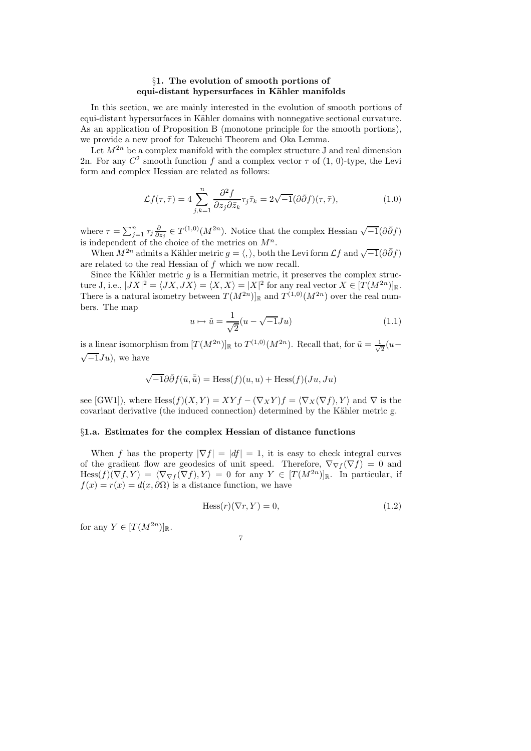## §1. The evolution of smooth portions of equi-distant hypersurfaces in Kähler manifolds

In this section, we are mainly interested in the evolution of smooth portions of equi-distant hypersurfaces in Kähler domains with nonnegative sectional curvature. As an application of Proposition B (monotone principle for the smooth portions), we provide a new proof for Takeuchi Theorem and Oka Lemma.

Let $M^{2n}$ be a complex manifold with the complex structure J and real dimension 2n. For any $C^2$ smooth function $f$ and a complex vector $\tau$ of (1, 0)-type, the Levi form and complex Hessian are related as follows:

$$\mathcal{L}f(\tau, \bar{\tau}) = 4 \sum_{j,k=1}^{n} \frac{\partial^2 f}{\partial z_j \partial \bar{z}_k} \tau_j \bar{\tau}_k = 2\sqrt{-1}(\partial\bar{\partial} f)(\tau, \bar{\tau}), \tag{1.0}$$

where $\tau = \sum_{j=1}^{n} \tau_j \frac{\partial}{\partial z_j} \in T^{(1,0)}(M^{2n})$. Notice that the complex Hessian $\sqrt{-1}(\partial\bar{\partial} f)$ is independent of the choice of the metrics on $M^n$.

When $M^{2n}$ admits a Kähler metric $g = \langle, \rangle$, both the Levi form $\mathcal{L}f$ and $\sqrt{-1}(\partial\bar{\partial} f)$ are related to the real Hessian of $f$ which we now recall.

Since the Kähler metric $g$ is a Hermitian metric, it preserves the complex structure J, i.e., $|JX|^2 = \langle JX, JX \rangle = \langle X, X \rangle = |X|^2$ for any real vector $X \in [T(M^{2n})]_{\mathbb{R}}$. There is a natural isometry between $T(M^{2n})]_{\mathbb{R}}$ and $T^{(1,0)}(M^{2n})$ over the real numbers. The map

$$u \mapsto \tilde{u} = \frac{1}{\sqrt{2}}(u - \sqrt{-1}Ju) \tag{1.1}$$

is a linear isomorphism from $[T(M^{2n})]_{\mathbb{R}}$ to $T^{(1,0)}(M^{2n})$. Recall that, for $\tilde{u} = \frac{1}{\sqrt{2}}(u - \sqrt{-1}Ju)$, we have

$$\sqrt{-1}\partial\bar{\partial} f(\tilde{u}, \bar{\tilde{u}}) = \text{Hess}(f)(u, u) + \text{Hess}(f)(Ju, Ju)$$

see [GW1]), where $\text{Hess}(f)(X, Y) = XYf - (\nabla_X Y)f = \langle \nabla_X(\nabla f), Y \rangle$ and $\nabla$ is the covariant derivative (the induced connection) determined by the Kähler metric g.

### §1.a. Estimates for the complex Hessian of distance functions

When $f$ has the property $|\nabla f| = |df| = 1$, it is easy to check integral curves of the gradient flow are geodesics of unit speed. Therefore, $\nabla_{\nabla f}(\nabla f) = 0$ and $\text{Hess}(f)(\nabla f, Y) = \langle \nabla_{\nabla f}(\nabla f), Y \rangle = 0$ for any $Y \in [T(M^{2n})]_{\mathbb{R}}$. In particular, if $f(x) = r(x) = d(x, \partial\Omega)$ is a distance function, we have

$$\text{Hess}(r)(\nabla r, Y) = 0, \tag{1.2}$$

for any $Y \in [T(M^{2n})]_{\mathbb{R}}$.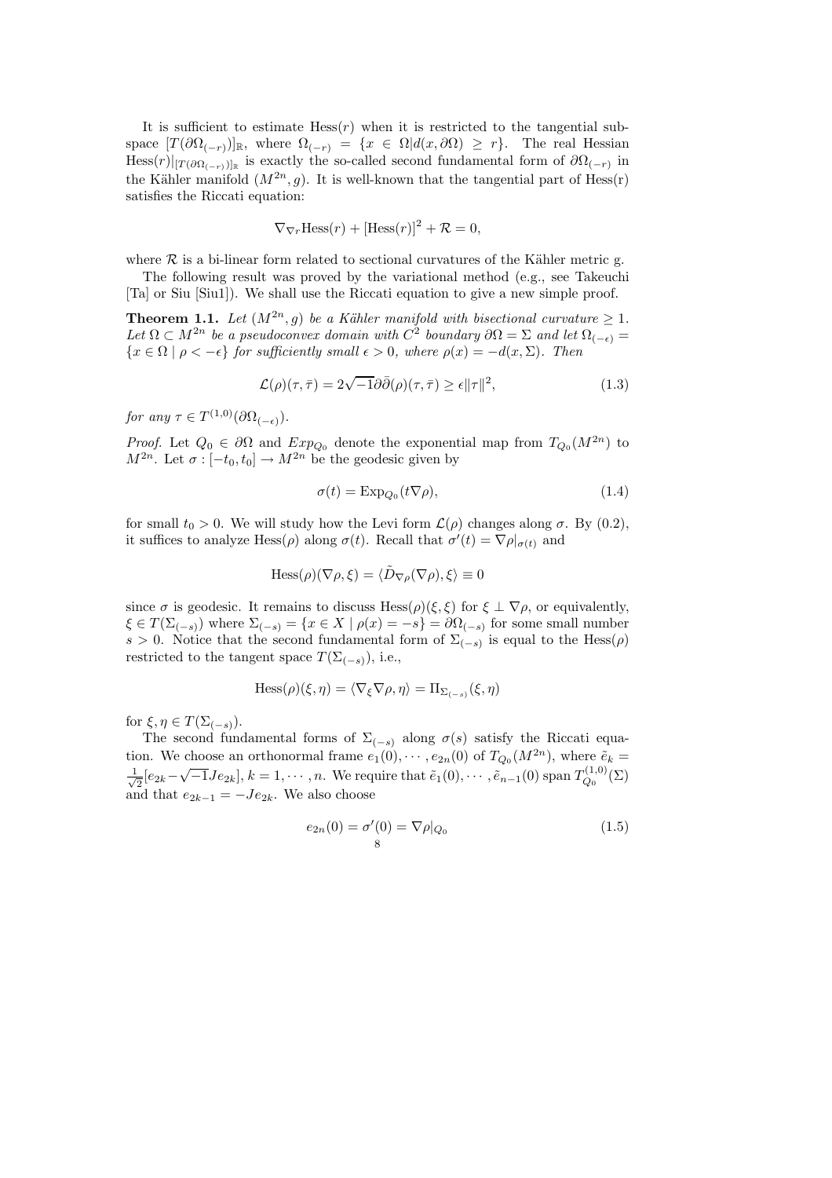It is sufficient to estimate $\text{Hess}(r)$ when it is restricted to the tangential subspace $[T(\partial\Omega_{(-r)})]_{\mathbb{R}}$, where $\Omega_{(-r)} = \{x \in \Omega | d(x, \partial\Omega) \geq r\}$. The real Hessian $\text{Hess}(r)|_{[T(\partial\Omega_{(-r)})]_{\mathbb{R}}}$ is exactly the so-called second fundamental form of $\partial\Omega_{(-r)}$ in the Kähler manifold $(M^{2n}, g)$. It is well-known that the tangential part of Hess(r) satisfies the Riccati equation:

$$\nabla_{\nabla r}\text{Hess}(r) + [\text{Hess}(r)]^2 + \mathcal{R} = 0,$$

where $\mathcal{R}$ is a bi-linear form related to sectional curvatures of the Kähler metric g.

The following result was proved by the variational method (e.g., see Takeuchi [Ta] or Siu [Siu1]). We shall use the Riccati equation to give a new simple proof.

**Theorem 1.1.** *Let $(M^{2n}, g)$ be a Kähler manifold with bisectional curvature $\geq 1$. Let $\Omega \subset M^{2n}$ be a pseudoconvex domain with $C^2$ boundary $\partial\Omega = \Sigma$ and let $\Omega_{(-\epsilon)} = \{x \in \Omega \mid \rho < -\epsilon\}$ for sufficiently small $\epsilon > 0$, where $\rho(x) = -d(x, \Sigma)$. Then*

$$\mathcal{L}(\rho)(\tau, \bar{\tau}) = 2\sqrt{-1}\partial\bar{\partial}(\rho)(\tau, \bar{\tau}) \geq \epsilon\|\tau\|^2, \tag{1.3}$$

*for any $\tau \in T^{(1,0)}(\partial\Omega_{(-\epsilon)})$.*

*Proof.* Let $Q_0 \in \partial\Omega$ and $Exp_{Q_0}$ denote the exponential map from $T_{Q_0}(M^{2n})$ to $M^{2n}$. Let $\sigma : [-t_0, t_0] \to M^{2n}$ be the geodesic given by

$$\sigma(t) = \text{Exp}_{Q_0}(t\nabla\rho), \tag{1.4}$$

for small $t_0 > 0$. We will study how the Levi form $\mathcal{L}(\rho)$ changes along $\sigma$. By (0.2), it suffices to analyze $\text{Hess}(\rho)$ along $\sigma(t)$. Recall that $\sigma'(t) = \nabla\rho|_{\sigma(t)}$ and

$$\text{Hess}(\rho)(\nabla\rho, \xi) = \langle \tilde{D}_{\nabla\rho}(\nabla\rho), \xi\rangle \equiv 0$$

since $\sigma$ is geodesic. It remains to discuss $\text{Hess}(\rho)(\xi, \xi)$ for $\xi \perp \nabla\rho$, or equivalently, $\xi \in T(\Sigma_{(-s)})$ where $\Sigma_{(-s)} = \{x \in X \mid \rho(x) = -s\} = \partial\Omega_{(-s)}$ for some small number $s > 0$. Notice that the second fundamental form of $\Sigma_{(-s)}$ is equal to the $\text{Hess}(\rho)$ restricted to the tangent space $T(\Sigma_{(-s)})$, i.e.,

$$\text{Hess}(\rho)(\xi, \eta) = \langle \nabla_\xi \nabla\rho, \eta\rangle = \Pi_{\Sigma_{(-s)}}(\xi, \eta)$$

for $\xi, \eta \in T(\Sigma_{(-s)})$.

The second fundamental forms of $\Sigma_{(-s)}$ along $\sigma(s)$ satisfy the Riccati equation. We choose an orthonormal frame $e_1(0), \cdots, e_{2n}(0)$ of $T_{Q_0}(M^{2n})$, where $\tilde{e}_k = \frac{1}{\sqrt{2}}[e_{2k} - \sqrt{-1}Je_{2k}]$, $k = 1, \cdots, n$. We require that $\tilde{e}_1(0), \cdots, \tilde{e}_{n-1}(0)$ span $T^{(1,0)}_{Q_0}(\Sigma)$ and that $e_{2k-1} = -Je_{2k}$. We also choose

$$e_{2n}(0) = \sigma'(0) = \nabla\rho|_{Q_0} \tag{1.5}$$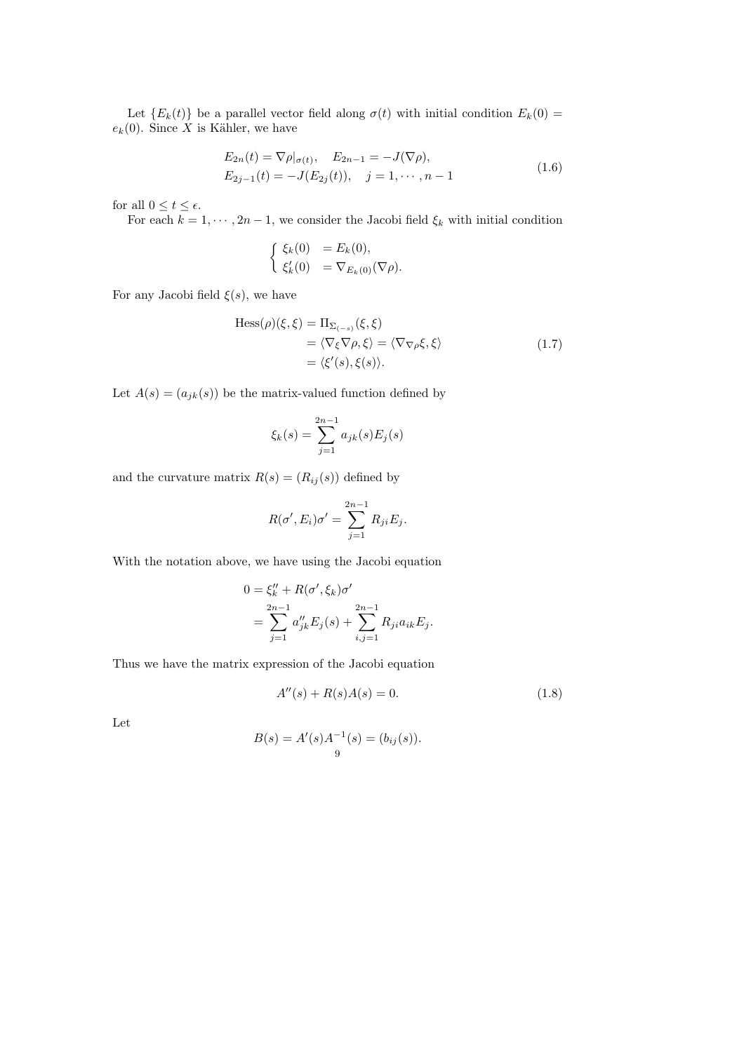Let $\{E_k(t)\}$ be a parallel vector field along $\sigma(t)$ with initial condition $E_k(0) = e_k(0)$. Since $X$ is Kähler, we have

$$
\begin{aligned}
&E_{2n}(t) = \nabla\rho|_{\sigma(t)}, \quad E_{2n-1} = -J(\nabla\rho), \\
&E_{2j-1}(t) = -J(E_{2j}(t)), \quad j = 1, \cdots, n-1
\end{aligned}
\tag{1.6}
$$

for all $0 \le t \le \epsilon$.

For each $k = 1, \cdots, 2n-1$, we consider the Jacobi field $\xi_k$ with initial condition

$$
\begin{cases}
\xi_k(0) &= E_k(0), \\
\xi_k'(0) &= \nabla_{E_k(0)}(\nabla\rho).
\end{cases}
$$

For any Jacobi field $\xi(s)$, we have

$$
\begin{aligned}
\mathrm{Hess}(\rho)(\xi, \xi) &= \mathrm{II}_{\Sigma_{(-s)}}(\xi, \xi) \\
&= \langle \nabla_\xi \nabla\rho, \xi\rangle = \langle \nabla_{\nabla\rho}\xi, \xi\rangle \\
&= \langle \xi'(s), \xi(s)\rangle.
\end{aligned}
\tag{1.7}
$$

Let $A(s) = (a_{jk}(s))$ be the matrix-valued function defined by

$$
\xi_k(s) = \sum_{j=1}^{2n-1} a_{jk}(s) E_j(s)
$$

and the curvature matrix $R(s) = (R_{ij}(s))$ defined by

$$
R(\sigma', E_i)\sigma' = \sum_{j=1}^{2n-1} R_{ji} E_j.
$$

With the notation above, we have using the Jacobi equation

$$
\begin{aligned}
0 &= \xi_k'' + R(\sigma', \xi_k)\sigma' \\
&= \sum_{j=1}^{2n-1} a_{jk}'' E_j(s) + \sum_{i,j=1}^{2n-1} R_{ji} a_{ik} E_j.
\end{aligned}
$$

Thus we have the matrix expression of the Jacobi equation

$$
A''(s) + R(s)A(s) = 0. \tag{1.8}
$$

Let

$$
B(s) = A'(s)A^{-1}(s) = (b_{ij}(s)).
$$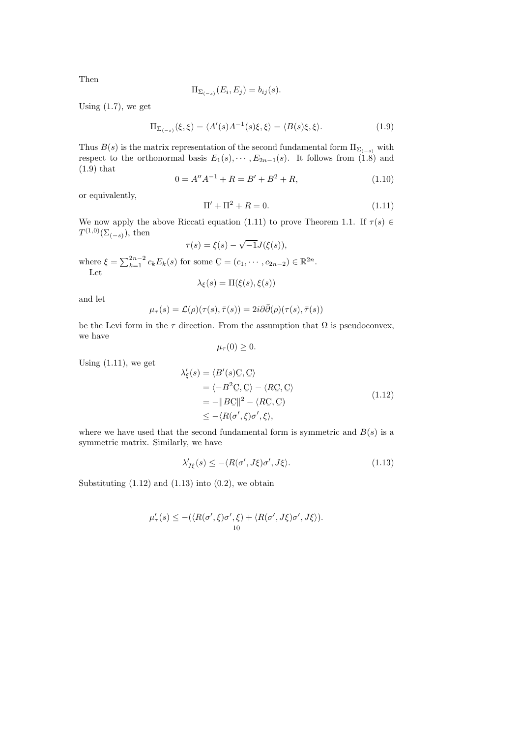Then

$$\Pi_{\Sigma_{(-s)}}(E_i, E_j) = b_{ij}(s).$$

Using (1.7), we get

$$\Pi_{\Sigma_{(-s)}}(\xi, \xi) = \langle A'(s)A^{-1}(s)\xi, \xi\rangle = \langle B(s)\xi, \xi\rangle. \tag{1.9}$$

Thus $B(s)$ is the matrix representation of the second fundamental form $\Pi_{\Sigma_{(-s)}}$ with respect to the orthonormal basis $E_1(s), \cdots, E_{2n-1}(s)$. It follows from (1.8) and (1.9) that

$$0 = A''A^{-1} + R = B' + B^2 + R, \tag{1.10}$$

or equivalently,

$$\Pi' + \Pi^2 + R = 0. \tag{1.11}$$

We now apply the above Riccati equation (1.11) to prove Theorem 1.1. If $\tau(s) \in T^{(1,0)}(\Sigma_{(-s)})$, then

$$\tau(s) = \xi(s) - \sqrt{-1}J(\xi(s)),$$

where $\xi = \sum_{k=1}^{2n-2} c_k E_k(s)$ for some $\underset{\sim}{C} = (c_1, \cdots, c_{2n-2}) \in \mathbb{R}^{2n}$.

Let

$$\lambda_\xi(s) = \Pi(\xi(s), \xi(s))$$

and let

$$\mu_\tau(s) = \mathcal{L}(\rho)(\tau(s), \bar{\tau}(s)) = 2i\partial\bar{\partial}(\rho)(\tau(s), \bar{\tau}(s))$$

be the Levi form in the $\tau$ direction. From the assumption that $\Omega$ is pseudoconvex, we have

$$\mu_\tau(0) \geq 0.$$

Using (1.11), we get

$$\begin{aligned}
\lambda'_\xi(s) &= \langle B'(s)\underset{\sim}{C}, \underset{\sim}{C}\rangle \\
&= \langle -B^2\underset{\sim}{C}, \underset{\sim}{C}\rangle - \langle R\underset{\sim}{C}, \underset{\sim}{C}\rangle \\
&= -\|B\underset{\sim}{C}\|^2 - \langle R\underset{\sim}{C}, \underset{\sim}{C}\rangle \\
&\leq -\langle R(\sigma', \xi)\sigma', \xi\rangle,
\end{aligned} \tag{1.12}$$

where we have used that the second fundamental form is symmetric and $B(s)$ is a symmetric matrix. Similarly, we have

$$\lambda'_{J\xi}(s) \leq -\langle R(\sigma', J\xi)\sigma', J\xi\rangle. \tag{1.13}$$

Substituting (1.12) and (1.13) into (0.2), we obtain

$$\mu'_\tau(s) \leq -(\langle R(\sigma', \xi)\sigma', \xi\rangle + \langle R(\sigma', J\xi)\sigma', J\xi\rangle).$$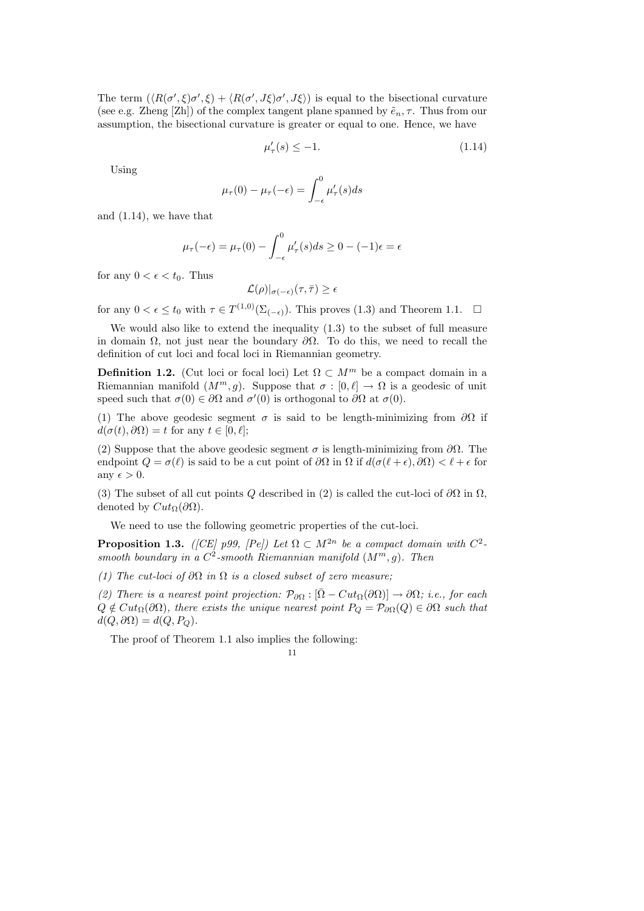The term $(\langle R(\sigma', \xi)\sigma', \xi\rangle + \langle R(\sigma', J\xi)\sigma', J\xi\rangle)$ is equal to the bisectional curvature (see e.g. Zheng [Zh]) of the complex tangent plane spanned by $\tilde{e}_n, \tau$. Thus from our assumption, the bisectional curvature is greater or equal to one. Hence, we have

$$\mu'_\tau(s) \leq -1. \tag{1.14}$$

Using

$$\mu_\tau(0) - \mu_\tau(-\epsilon) = \int_{-\epsilon}^{0} \mu'_\tau(s) ds$$

and (1.14), we have that

$$\mu_\tau(-\epsilon) = \mu_\tau(0) - \int_{-\epsilon}^{0} \mu'_\tau(s) ds \geq 0 - (-1)\epsilon = \epsilon$$

for any $0 < \epsilon < t_0$. Thus

$$\mathcal{L}(\rho)|_{\sigma(-\epsilon)}(\tau, \bar{\tau}) \geq \epsilon$$

for any $0 < \epsilon \leq t_0$ with $\tau \in T^{(1,0)}(\Sigma_{(-\epsilon)})$. This proves (1.3) and Theorem 1.1. $\square$

We would also like to extend the inequality (1.3) to the subset of full measure in domain $\Omega$, not just near the boundary $\partial\Omega$. To do this, we need to recall the definition of cut loci and focal loci in Riemannian geometry.

**Definition 1.2.** (Cut loci or focal loci) Let $\Omega \subset M^m$ be a compact domain in a Riemannian manifold $(M^m, g)$. Suppose that $\sigma : [0, \ell] \to \Omega$ is a geodesic of unit speed such that $\sigma(0) \in \partial\Omega$ and $\sigma'(0)$ is orthogonal to $\partial\Omega$ at $\sigma(0)$.

(1) The above geodesic segment $\sigma$ is said to be length-minimizing from $\partial\Omega$ if $d(\sigma(t), \partial\Omega) = t$ for any $t \in [0, \ell]$;

(2) Suppose that the above geodesic segment $\sigma$ is length-minimizing from $\partial\Omega$. The endpoint $Q = \sigma(\ell)$ is said to be a cut point of $\partial\Omega$ in $\Omega$ if $d(\sigma(\ell + \epsilon), \partial\Omega) < \ell + \epsilon$ for any $\epsilon > 0$.

(3) The subset of all cut points $Q$ described in (2) is called the cut-loci of $\partial\Omega$ in $\Omega$, denoted by $Cut_\Omega(\partial\Omega)$.

We need to use the following geometric properties of the cut-loci.

**Proposition 1.3.** *([CE] p99, [Pe]) Let $\Omega \subset M^{2n}$ be a compact domain with $C^2$-smooth boundary in a $C^2$-smooth Riemannian manifold $(M^m, g)$. Then*

*(1) The cut-loci of $\partial\Omega$ in $\Omega$ is a closed subset of zero measure;*

*(2) There is a nearest point projection: $\mathcal{P}_{\partial\Omega} : [\bar{\Omega} - Cut_\Omega(\partial\Omega)] \to \partial\Omega$; i.e., for each $Q \notin Cut_\Omega(\partial\Omega)$, there exists the unique nearest point $P_Q = \mathcal{P}_{\partial\Omega}(Q) \in \partial\Omega$ such that $d(Q, \partial\Omega) = d(Q, P_Q)$.*

The proof of Theorem 1.1 also implies the following: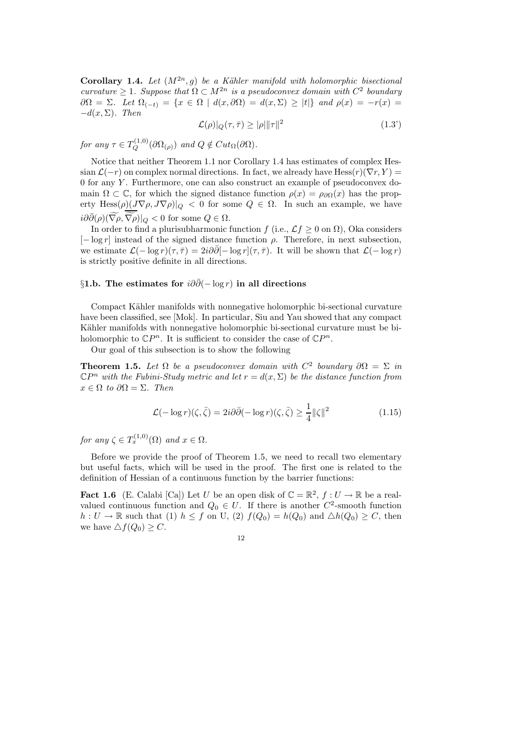**Corollary 1.4.** *Let $(M^{2n}, g)$ be a Kähler manifold with holomorphic bisectional curvature $\geq 1$. Suppose that $\Omega \subset M^{2n}$ is a pseudoconvex domain with $C^2$ boundary $\partial\Omega = \Sigma$. Let $\Omega_{(-t)} = \{x \in \Omega \mid d(x, \partial\Omega) = d(x, \Sigma) \geq |t|\}$ and $\rho(x) = -r(x) = -d(x, \Sigma)$. Then*

$$\mathcal{L}(\rho)|_Q(\tau, \bar{\tau}) \geq |\rho| \|\tau\|^2 \tag{1.3'}$$

*for any $\tau \in T_Q^{(1,0)}(\partial\Omega_{(\rho)})$ and $Q \notin Cut_\Omega(\partial\Omega)$.*

Notice that neither Theorem 1.1 nor Corollary 1.4 has estimates of complex Hessian $\mathcal{L}(-r)$ on complex normal directions. In fact, we already have $\mathrm{Hess}(r)(\nabla r, Y) = 0$ for any $Y$. Furthermore, one can also construct an example of pseudoconvex domain $\Omega \subset \mathbb{C}$, for which the signed distance function $\rho(x) = \rho_{\partial\Omega}(x)$ has the property $\mathrm{Hess}(\rho)(J\nabla\rho, J\nabla\rho)|_Q < 0$ for some $Q \in \Omega$. In such an example, we have $i\partial\bar{\partial}(\rho)(\widetilde{\nabla}\rho, \overline{\widetilde{\nabla}\rho})|_Q < 0$ for some $Q \in \Omega$.

In order to find a plurisubharmonic function $f$ (i.e., $\mathcal{L}f \geq 0$ on $\Omega$), Oka considers $[-\log r]$ instead of the signed distance function $\rho$. Therefore, in next subsection, we estimate $\mathcal{L}(-\log r)(\tau, \bar{\tau}) = 2i\partial\bar{\partial}[-\log r](\tau, \bar{\tau})$. It will be shown that $\mathcal{L}(-\log r)$ is strictly positive definite in all directions.

### §1.b. The estimates for $i\partial\bar{\partial}(-\log r)$ in all directions

Compact Kähler manifolds with nonnegative holomorphic bi-sectional curvature have been classified, see [Mok]. In particular, Siu and Yau showed that any compact Kähler manifolds with nonnegative holomorphic bi-sectional curvature must be biholomorphic to $\mathbb{C}P^n$. It is sufficient to consider the case of $\mathbb{C}P^n$.

Our goal of this subsection is to show the following

**Theorem 1.5.** *Let $\Omega$ be a pseudoconvex domain with $C^2$ boundary $\partial\Omega = \Sigma$ in $\mathbb{C}P^n$ with the Fubini-Study metric and let $r = d(x, \Sigma)$ be the distance function from $x \in \Omega$ to $\partial\Omega = \Sigma$. Then*

$$\mathcal{L}(-\log r)(\zeta, \bar{\zeta}) = 2i\partial\bar{\partial}(-\log r)(\zeta, \bar{\zeta}) \geq \frac{1}{4}\|\zeta\|^2 \tag{1.15}$$

*for any $\zeta \in T_x^{(1,0)}(\Omega)$ and $x \in \Omega$.*

Before we provide the proof of Theorem 1.5, we need to recall two elementary but useful facts, which will be used in the proof. The first one is related to the definition of Hessian of a continuous function by the barrier functions:

**Fact 1.6** (E. Calabi [Ca]) Let $U$ be an open disk of $\mathbb{C} = \mathbb{R}^2$, $f : U \to \mathbb{R}$ be a real-valued continuous function and $Q_0 \in U$. If there is another $C^2$-smooth function $h : U \to \mathbb{R}$ such that (1) $h \leq f$ on U, (2) $f(Q_0) = h(Q_0)$ and $\triangle h(Q_0) \geq C$, then we have $\triangle f(Q_0) \geq C$.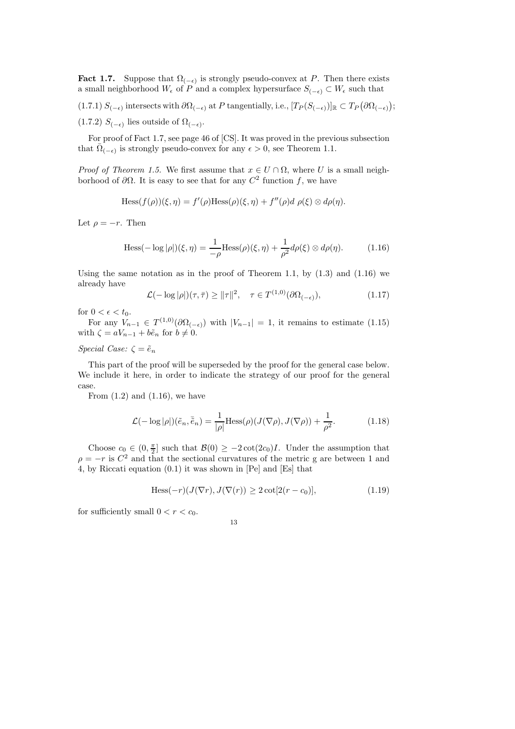**Fact 1.7.** Suppose that $\Omega_{(-\epsilon)}$ is strongly pseudo-convex at $P$. Then there exists a small neighborhood $W_\epsilon$ of $P$ and a complex hypersurface $S_{(-\epsilon)} \subset W_\epsilon$ such that

(1.7.1) $S_{(-\epsilon)}$ intersects with $\partial\Omega_{(-\epsilon)}$ at $P$ tangentially, i.e., $[T_P(S_{(-\epsilon)})]_{\mathbb{R}} \subset T_P\big(\partial\Omega_{(-\epsilon)}\big)$;

(1.7.2) $S_{(-\epsilon)}$ lies outside of $\Omega_{(-\epsilon)}$.

For proof of Fact 1.7, see page 46 of [CS]. It was proved in the previous subsection that $\bar{\Omega}_{(-\epsilon)}$ is strongly pseudo-convex for any $\epsilon > 0$, see Theorem 1.1.

*Proof of Theorem 1.5.* We first assume that $x \in U \cap \Omega$, where $U$ is a small neighborhood of $\partial\Omega$. It is easy to see that for any $C^2$ function $f$, we have

$$\mathrm{Hess}(f(\rho))(\xi,\eta) = f'(\rho)\mathrm{Hess}(\rho)(\xi,\eta) + f''(\rho)d\ \rho(\xi) \otimes d\rho(\eta).$$

Let $\rho = -r$. Then

$$\mathrm{Hess}(-\log|\rho|)(\xi,\eta) = \frac{1}{-\rho}\mathrm{Hess}(\rho)(\xi,\eta) + \frac{1}{\rho^2}d\rho(\xi)\otimes d\rho(\eta). \tag{1.16}$$

Using the same notation as in the proof of Theorem 1.1, by (1.3) and (1.16) we already have

$$\mathcal{L}(-\log|\rho|)(\tau,\bar{\tau}) \geq \|\tau\|^2, \quad \tau \in T^{(1,0)}(\partial\Omega_{(-\epsilon)}), \tag{1.17}$$

for $0 < \epsilon < t_0$.

For any $V_{n-1} \in T^{(1,0)}(\partial\Omega_{(-\epsilon)})$ with $|V_{n-1}| = 1$, it remains to estimate (1.15) with $\zeta = aV_{n-1} + b\tilde{e}_n$ for $b \neq 0$.

*Special Case: $\zeta = \tilde{e}_n$*

This part of the proof will be superseded by the proof for the general case below. We include it here, in order to indicate the strategy of our proof for the general case.

From (1.2) and (1.16), we have

$$\mathcal{L}(-\log|\rho|)(\tilde{e}_n,\bar{\tilde{e}}_n) = \frac{1}{|\rho|}\mathrm{Hess}(\rho)(J(\nabla\rho),J(\nabla\rho)) + \frac{1}{\rho^2}. \tag{1.18}$$

Choose $c_0 \in (0,\frac{\pi}{2}]$ such that $\mathcal{B}(0) \geq -2\cot(2c_0)I$. Under the assumption that $\rho = -r$ is $C^2$ and that the sectional curvatures of the metric g are between 1 and 4, by Riccati equation (0.1) it was shown in [Pe] and [Es] that

$$\mathrm{Hess}(-r)(J(\nabla r),J(\nabla(r)) \geq 2\cot[2(r-c_0)], \tag{1.19}$$

for sufficiently small $0 < r < c_0$.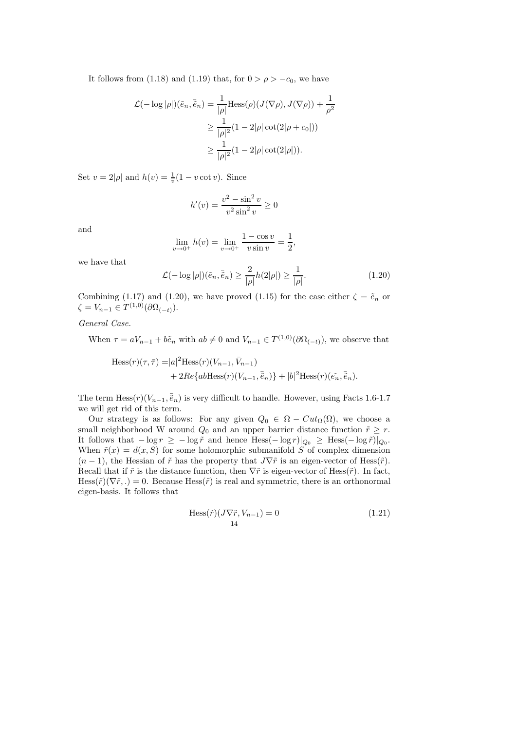It follows from (1.18) and (1.19) that, for $0 > \rho > -c_0$, we have

$$
\begin{aligned}
\mathcal{L}(-\log|\rho|)(\tilde{e}_n, \bar{\tilde{e}}_n) &= \frac{1}{|\rho|}\text{Hess}(\rho)(J(\nabla\rho), J(\nabla\rho)) + \frac{1}{\rho^2} \\
&\geq \frac{1}{|\rho|^2}(1 - 2|\rho|\cot(2|\rho + c_0|)) \\
&\geq \frac{1}{|\rho|^2}(1 - 2|\rho|\cot(2|\rho|)).
\end{aligned}
$$

Set $v = 2|\rho|$ and $h(v) = \frac{1}{v}(1 - v\cot v)$. Since

$$
h'(v) = \frac{v^2 - \sin^2 v}{v^2 \sin^2 v} \geq 0
$$

and

$$
\lim_{v\to 0^+} h(v) = \lim_{v\to 0^+} \frac{1-\cos v}{v \sin v} = \frac{1}{2},
$$

we have that

$$
\mathcal{L}(-\log|\rho|)(\tilde{e}_n, \bar{\tilde{e}}_n) \geq \frac{2}{|\rho|}h(2|\rho|) \geq \frac{1}{|\rho|}. \tag{1.20}
$$

Combining (1.17) and (1.20), we have proved (1.15) for the case either $\zeta = \tilde{e}_n$ or $\zeta = V_{n-1} \in T^{(1,0)}(\partial\Omega_{(-t)})$.

*General Case.*

When $\tau = aV_{n-1} + b\tilde{e}_n$ with $ab \neq 0$ and $V_{n-1} \in T^{(1,0)}(\partial\Omega_{(-t)})$, we observe that

$$
\begin{aligned}
\text{Hess}(r)(\tau, \bar{\tau}) =& |a|^2 \text{Hess}(r)(V_{n-1}, \bar{V}_{n-1}) \\
&+ 2Re\{ab\text{Hess}(r)(V_{n-1}, \bar{\tilde{e}}_n)\} + |b|^2\text{Hess}(r)(\tilde{e_n}, \bar{\tilde{e}}_n).
\end{aligned}
$$

The term $\text{Hess}(r)(V_{n-1}, \bar{\tilde{e}}_n)$ is very difficult to handle. However, using Facts 1.6-1.7 we will get rid of this term.

Our strategy is as follows: For any given $Q_0 \in \Omega - Cut_\Omega(\Omega)$, we choose a small neighborhood W around $Q_0$ and an upper barrier distance function $\tilde{r} \geq r$. It follows that $-\log r \geq -\log\tilde{r}$ and hence $\text{Hess}(-\log r)|_{Q_0} \geq \text{Hess}(-\log\tilde{r})|_{Q_0}$. When $\tilde{r}(x) = d(x, S)$ for some holomorphic submanifold $S$ of complex dimension $(n-1)$, the Hessian of $\tilde{r}$ has the property that $J\nabla\tilde{r}$ is an eigen-vector of $\text{Hess}(\tilde{r})$. Recall that if $\tilde{r}$ is the distance function, then $\nabla\tilde{r}$ is eigen-vector of $\text{Hess}(\tilde{r})$. In fact, $\text{Hess}(\tilde{r})(\nabla\tilde{r}, .) = 0$. Because $\text{Hess}(\tilde{r})$ is real and symmetric, there is an orthonormal eigen-basis. It follows that

$$
\text{Hess}(\tilde{r})(J\nabla\tilde{r}, V_{n-1}) = 0 \tag{1.21}
$$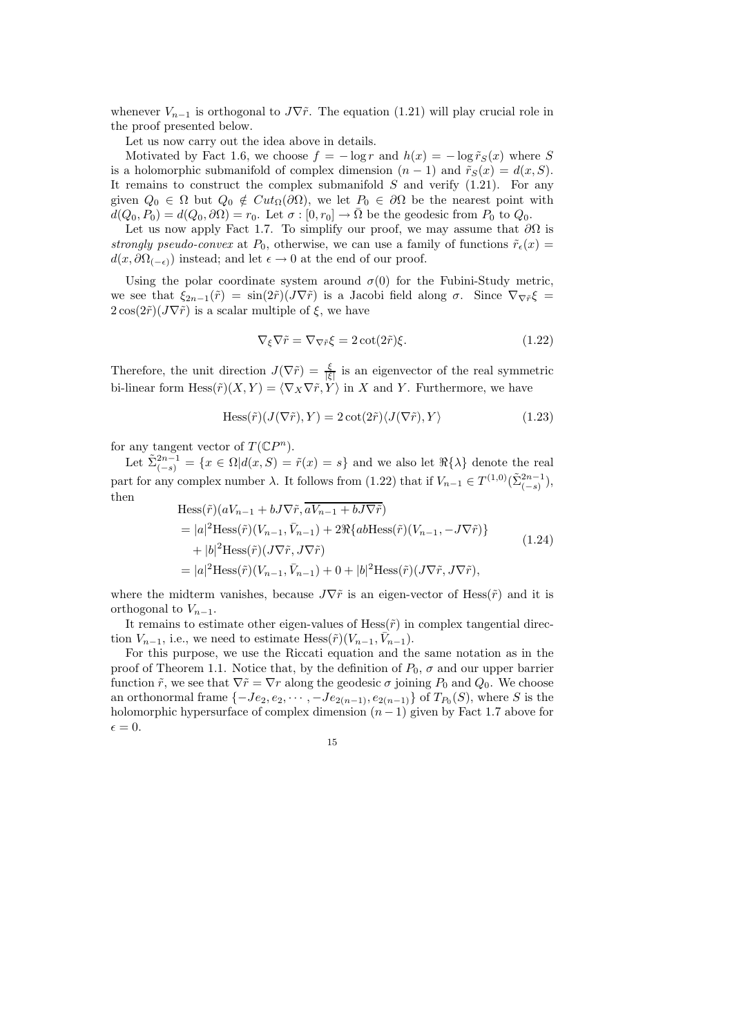whenever $V_{n-1}$ is orthogonal to $J\nabla\tilde{r}$. The equation (1.21) will play crucial role in the proof presented below.

Let us now carry out the idea above in details.

Motivated by Fact 1.6, we choose $f = -\log r$ and $h(x) = -\log \tilde{r}_S(x)$ where $S$ is a holomorphic submanifold of complex dimension $(n-1)$ and $\tilde{r}_S(x) = d(x, S)$. It remains to construct the complex submanifold $S$ and verify (1.21). For any given $Q_0 \in \Omega$ but $Q_0 \notin Cut_\Omega(\partial\Omega)$, we let $P_0 \in \partial\Omega$ be the nearest point with $d(Q_0, P_0) = d(Q_0, \partial\Omega) = r_0$. Let $\sigma : [0, r_0] \to \bar{\Omega}$ be the geodesic from $P_0$ to $Q_0$.

Let us now apply Fact 1.7. To simplify our proof, we may assume that $\partial\Omega$ is *strongly pseudo-convex* at $P_0$, otherwise, we can use a family of functions $\tilde{r}_\epsilon(x) = d(x, \partial\Omega_{(-\epsilon)})$ instead; and let $\epsilon \to 0$ at the end of our proof.

Using the polar coordinate system around $\sigma(0)$ for the Fubini-Study metric, we see that $\xi_{2n-1}(\tilde{r}) = \sin(2\tilde{r})(J\nabla\tilde{r})$ is a Jacobi field along $\sigma$. Since $\nabla_{\nabla\tilde{r}}\xi = 2\cos(2\tilde{r})(J\nabla\tilde{r})$ is a scalar multiple of $\xi$, we have

$$\nabla_\xi \nabla\tilde{r} = \nabla_{\nabla\tilde{r}}\xi = 2\cot(2\tilde{r})\xi. \tag{1.22}$$

Therefore, the unit direction $J(\nabla\tilde{r}) = \frac{\xi}{|\xi|}$ is an eigenvector of the real symmetric bi-linear form $\text{Hess}(\tilde{r})(X, Y) = \langle \nabla_X \nabla\tilde{r}, Y\rangle$ in $X$ and $Y$. Furthermore, we have

$$\text{Hess}(\tilde{r})(J(\nabla\tilde{r}), Y) = 2\cot(2\tilde{r})\langle J(\nabla\tilde{r}), Y\rangle \tag{1.23}$$

for any tangent vector of $T(\mathbb{C}P^n)$.

Let $\tilde{\Sigma}^{2n-1}_{(-s)} = \{x \in \Omega | d(x, S) = \tilde{r}(x) = s\}$ and we also let $\Re\{\lambda\}$ denote the real part for any complex number $\lambda$. It follows from (1.22) that if $V_{n-1} \in T^{(1,0)}(\tilde{\Sigma}^{2n-1}_{(-s)})$, then

$$\begin{aligned}
&\text{Hess}(\tilde{r})(aV_{n-1} + bJ\nabla\tilde{r}, \overline{aV_{n-1} + bJ\nabla\tilde{r}}) \\
&= |a|^2\text{Hess}(\tilde{r})(V_{n-1}, \bar{V}_{n-1}) + 2\Re\{ab\text{Hess}(\tilde{r})(V_{n-1}, -J\nabla\tilde{r})\} \\
&\quad + |b|^2\text{Hess}(\tilde{r})(J\nabla\tilde{r}, J\nabla\tilde{r}) \\
&= |a|^2\text{Hess}(\tilde{r})(V_{n-1}, \bar{V}_{n-1}) + 0 + |b|^2\text{Hess}(\tilde{r})(J\nabla\tilde{r}, J\nabla\tilde{r}),
\end{aligned} \tag{1.24}$$

where the midterm vanishes, because $J\nabla\tilde{r}$ is an eigen-vector of $\text{Hess}(\tilde{r})$ and it is orthogonal to $V_{n-1}$.

It remains to estimate other eigen-values of $\text{Hess}(\tilde{r})$ in complex tangential direction $V_{n-1}$, i.e., we need to estimate $\text{Hess}(\tilde{r})(V_{n-1}, \bar{V}_{n-1})$.

For this purpose, we use the Riccati equation and the same notation as in the proof of Theorem 1.1. Notice that, by the definition of $P_0$, $\sigma$ and our upper barrier function $\tilde{r}$, we see that $\nabla\tilde{r} = \nabla r$ along the geodesic $\sigma$ joining $P_0$ and $Q_0$. We choose an orthonormal frame $\{-Je_2, e_2, \cdots, -Je_{2(n-1)}, e_{2(n-1)}\}$ of $T_{P_0}(S)$, where $S$ is the holomorphic hypersurface of complex dimension $(n-1)$ given by Fact 1.7 above for $\epsilon = 0$.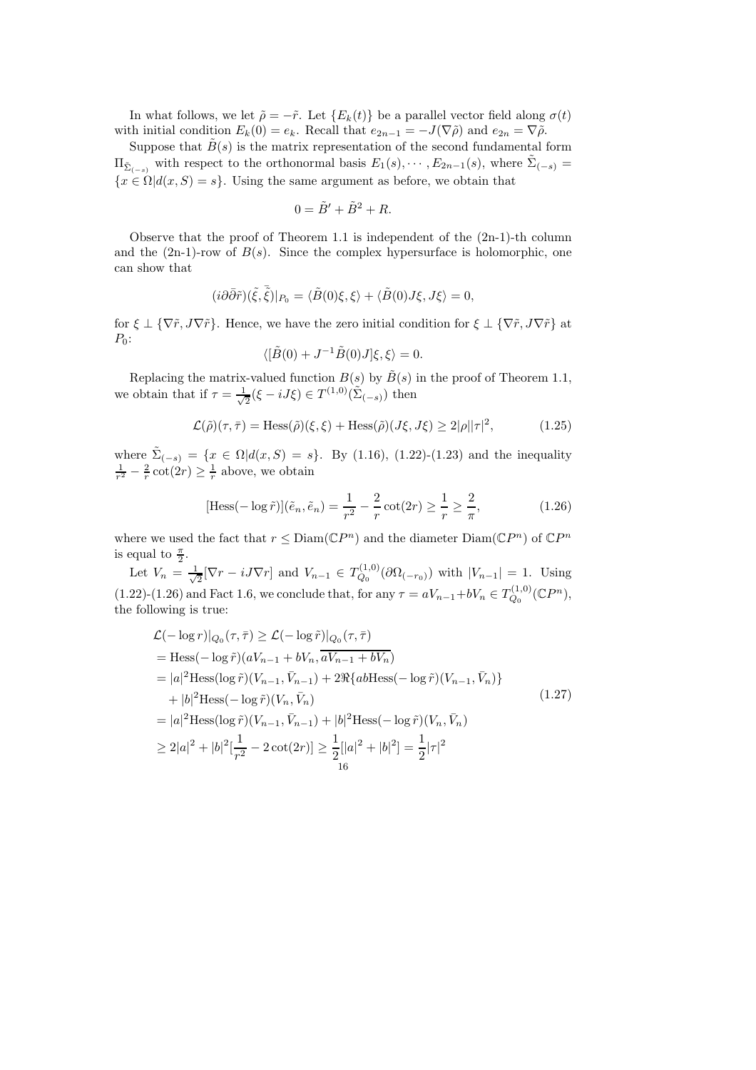In what follows, we let $\tilde{\rho} = -\tilde{r}$. Let $\{E_k(t)\}$ be a parallel vector field along $\sigma(t)$ with initial condition $E_k(0) = e_k$. Recall that $e_{2n-1} = -J(\nabla\tilde{\rho})$ and $e_{2n} = \nabla\tilde{\rho}$.

Suppose that $\tilde{B}(s)$ is the matrix representation of the second fundamental form $\text{II}_{\tilde{\Sigma}_{(-s)}}$ with respect to the orthonormal basis $E_1(s), \cdots, E_{2n-1}(s)$, where $\tilde{\Sigma}_{(-s)} = \{x \in \Omega | d(x, S) = s\}$. Using the same argument as before, we obtain that

$$0 = \tilde{B}' + \tilde{B}^2 + R.$$

Observe that the proof of Theorem 1.1 is independent of the (2n-1)-th column and the (2n-1)-row of $B(s)$. Since the complex hypersurface is holomorphic, one can show that

$$(i\partial\bar{\partial}\tilde{r})(\tilde{\xi}, \bar{\tilde{\xi}})|_{P_0} = \langle \tilde{B}(0)\xi, \xi\rangle + \langle \tilde{B}(0)J\xi, J\xi\rangle = 0,$$

for $\xi \perp \{\nabla\tilde{r}, J\nabla\tilde{r}\}$. Hence, we have the zero initial condition for $\xi \perp \{\nabla\tilde{r}, J\nabla\tilde{r}\}$ at $P_0$:

$$\langle [\tilde{B}(0) + J^{-1}\tilde{B}(0)J]\xi, \xi\rangle = 0.$$

Replacing the matrix-valued function $B(s)$ by $\tilde{B}(s)$ in the proof of Theorem 1.1, we obtain that if $\tau = \frac{1}{\sqrt{2}}(\xi - iJ\xi) \in T^{(1,0)}(\tilde{\Sigma}_{(-s)})$ then

$$\mathcal{L}(\tilde{\rho})(\tau, \bar{\tau}) = \text{Hess}(\tilde{\rho})(\xi, \xi) + \text{Hess}(\tilde{\rho})(J\xi, J\xi) \geq 2|\rho||\tau|^2, \tag{1.25}$$

where $\tilde{\Sigma}_{(-s)} = \{x \in \Omega | d(x, S) = s\}$. By (1.16), (1.22)-(1.23) and the inequality $\frac{1}{r^2} - \frac{2}{r}\cot(2r) \geq \frac{1}{r}$ above, we obtain

$$[\text{Hess}(-\log\tilde{r})](\tilde{e}_n, \tilde{e}_n) = \frac{1}{r^2} - \frac{2}{r}\cot(2r) \geq \frac{1}{r} \geq \frac{2}{\pi}, \tag{1.26}$$

where we used the fact that $r \leq \text{Diam}(\mathbb{C}P^n)$ and the diameter $\text{Diam}(\mathbb{C}P^n)$ of $\mathbb{C}P^n$ is equal to $\frac{\pi}{2}$.

Let $V_n = \frac{1}{\sqrt{2}}[\nabla r - iJ\nabla r]$ and $V_{n-1} \in T^{(1,0)}_{Q_0}(\partial\Omega_{(-r_0)})$ with $|V_{n-1}| = 1$. Using (1.22)-(1.26) and Fact 1.6, we conclude that, for any $\tau = aV_{n-1} + bV_n \in T^{(1,0)}_{Q_0}(\mathbb{C}P^n)$, the following is true:

$$\begin{aligned}
&\mathcal{L}(-\log r)|_{Q_0}(\tau, \bar{\tau}) \geq \mathcal{L}(-\log\tilde{r})|_{Q_0}(\tau, \bar{\tau}) \\
&= \text{Hess}(-\log\tilde{r})(aV_{n-1} + bV_n, \overline{aV_{n-1} + bV_n}) \\
&= |a|^2\text{Hess}(\log\tilde{r})(V_{n-1}, \bar{V}_{n-1}) + 2\Re\{ab\text{Hess}(-\log\tilde{r})(V_{n-1}, \bar{V}_n)\} \\
&\quad + |b|^2\text{Hess}(-\log\tilde{r})(V_n, \bar{V}_n) \\
&= |a|^2\text{Hess}(\log\tilde{r})(V_{n-1}, \bar{V}_{n-1}) + |b|^2\text{Hess}(-\log\tilde{r})(V_n, \bar{V}_n) \\
&\geq 2|a|^2 + |b|^2[\frac{1}{r^2} - 2\cot(2r)] \geq \frac{1}{2}[|a|^2 + |b|^2] = \frac{1}{2}|\tau|^2
\end{aligned} \tag{1.27}$$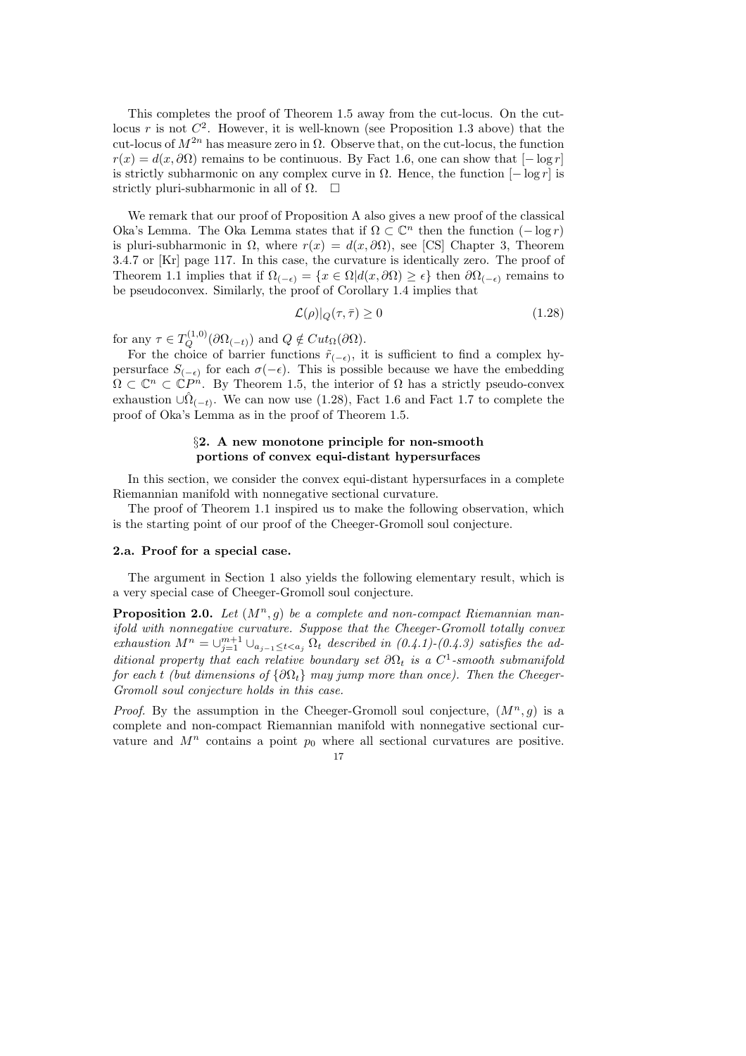This completes the proof of Theorem 1.5 away from the cut-locus. On the cut-locus $r$ is not $C^2$. However, it is well-known (see Proposition 1.3 above) that the cut-locus of $M^{2n}$ has measure zero in $\Omega$. Observe that, on the cut-locus, the function $r(x) = d(x, \partial\Omega)$ remains to be continuous. By Fact 1.6, one can show that $[-\log r]$ is strictly subharmonic on any complex curve in $\Omega$. Hence, the function $[-\log r]$ is strictly pluri-subharmonic in all of $\Omega$. $\square$

We remark that our proof of Proposition A also gives a new proof of the classical Oka's Lemma. The Oka Lemma states that if $\Omega \subset \mathbb{C}^n$ then the function $(-\log r)$ is pluri-subharmonic in $\Omega$, where $r(x) = d(x, \partial\Omega)$, see [CS] Chapter 3, Theorem 3.4.7 or [Kr] page 117. In this case, the curvature is identically zero. The proof of Theorem 1.1 implies that if $\Omega_{(-\epsilon)} = \{x \in \Omega | d(x, \partial\Omega) \geq \epsilon\}$ then $\partial\Omega_{(-\epsilon)}$ remains to be pseudoconvex. Similarly, the proof of Corollary 1.4 implies that

$$\mathcal{L}(\rho)|_Q(\tau, \bar{\tau}) \geq 0 \tag{1.28}$$

for any $\tau \in T_Q^{(1,0)}(\partial\Omega_{(-t)})$ and $Q \notin Cut_\Omega(\partial\Omega)$.

For the choice of barrier functions $\tilde{r}_{(-\epsilon)}$, it is sufficient to find a complex hypersurface $S_{(-\epsilon)}$ for each $\sigma(-\epsilon)$. This is possible because we have the embedding $\Omega \subset \mathbb{C}^n \subset \mathbb{C}P^n$. By Theorem 1.5, the interior of $\Omega$ has a strictly pseudo-convex exhaustion $\cup\hat{\Omega}_{(-t)}$. We can now use (1.28), Fact 1.6 and Fact 1.7 to complete the proof of Oka's Lemma as in the proof of Theorem 1.5.

## §2. A new monotone principle for non-smooth portions of convex equi-distant hypersurfaces

In this section, we consider the convex equi-distant hypersurfaces in a complete Riemannian manifold with nonnegative sectional curvature.

The proof of Theorem 1.1 inspired us to make the following observation, which is the starting point of our proof of the Cheeger-Gromoll soul conjecture.

### 2.a. Proof for a special case.

The argument in Section 1 also yields the following elementary result, which is a very special case of Cheeger-Gromoll soul conjecture.

**Proposition 2.0.** *Let $(M^n, g)$ be a complete and non-compact Riemannian manifold with nonnegative curvature. Suppose that the Cheeger-Gromoll totally convex exhaustion $M^n = \cup_{j=1}^{m+1} \cup_{a_{j-1} \leq t < a_j} \Omega_t$ described in (0.4.1)-(0.4.3) satisfies the additional property that each relative boundary set $\partial\Omega_t$ is a $C^1$-smooth submanifold for each $t$ (but dimensions of $\{\partial\Omega_t\}$ may jump more than once). Then the Cheeger-Gromoll soul conjecture holds in this case.*

*Proof.* By the assumption in the Cheeger-Gromoll soul conjecture, $(M^n, g)$ is a complete and non-compact Riemannian manifold with nonnegative sectional curvature and $M^n$ contains a point $p_0$ where all sectional curvatures are positive.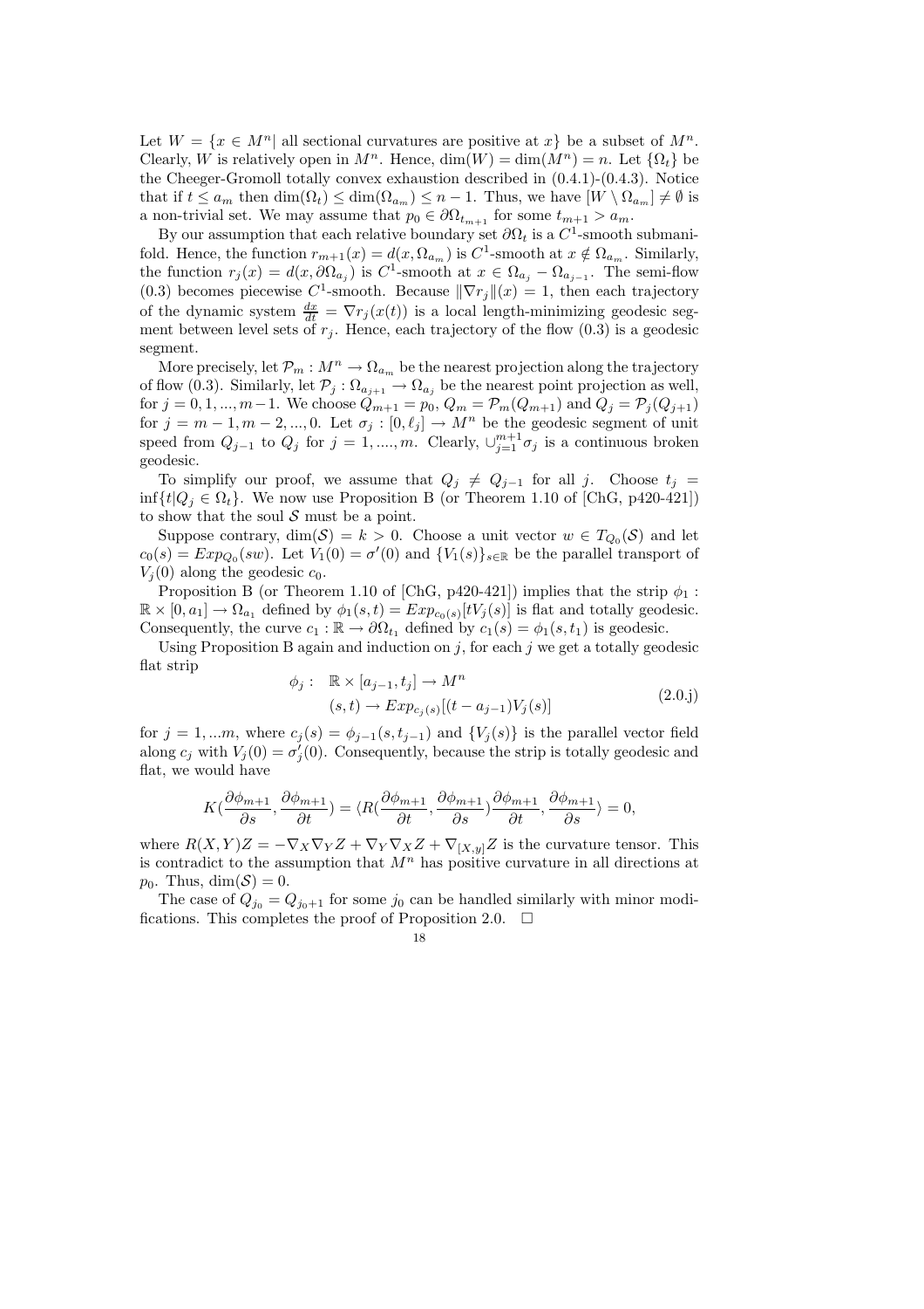Let $W = \{x \in M^n |$ all sectional curvatures are positive at $x\}$ be a subset of $M^n$. Clearly, $W$ is relatively open in $M^n$. Hence, $\dim(W) = \dim(M^n) = n$. Let $\{\Omega_t\}$ be the Cheeger-Gromoll totally convex exhaustion described in (0.4.1)-(0.4.3). Notice that if $t \le a_m$ then $\dim(\Omega_t) \le \dim(\Omega_{a_m}) \le n-1$. Thus, we have $[W \setminus \Omega_{a_m}] \neq \emptyset$ is a non-trivial set. We may assume that $p_0 \in \partial\Omega_{t_{m+1}}$ for some $t_{m+1} > a_m$.

By our assumption that each relative boundary set $\partial\Omega_t$ is a $C^1$-smooth submanifold. Hence, the function $r_{m+1}(x) = d(x, \Omega_{a_m})$ is $C^1$-smooth at $x \notin \Omega_{a_m}$. Similarly, the function $r_j(x) = d(x, \partial\Omega_{a_j})$ is $C^1$-smooth at $x \in \Omega_{a_j} - \Omega_{a_{j-1}}$. The semi-flow (0.3) becomes piecewise $C^1$-smooth. Because $\|\nabla r_j\|(x) = 1$, then each trajectory of the dynamic system $\frac{dx}{dt} = \nabla r_j(x(t))$ is a local length-minimizing geodesic segment between level sets of $r_j$. Hence, each trajectory of the flow (0.3) is a geodesic segment.

More precisely, let $\mathcal{P}_m : M^n \to \Omega_{a_m}$ be the nearest projection along the trajectory of flow (0.3). Similarly, let $\mathcal{P}_j : \Omega_{a_{j+1}} \to \Omega_{a_j}$ be the nearest point projection as well, for $j = 0, 1, ..., m-1$. We choose $Q_{m+1} = p_0$, $Q_m = \mathcal{P}_m(Q_{m+1})$ and $Q_j = \mathcal{P}_j(Q_{j+1})$ for $j = m-1, m-2, ..., 0$. Let $\sigma_j : [0, \ell_j] \to M^n$ be the geodesic segment of unit speed from $Q_{j-1}$ to $Q_j$ for $j = 1, ...., m$. Clearly, $\cup_{j=1}^{m+1} \sigma_j$ is a continuous broken geodesic.

To simplify our proof, we assume that $Q_j \neq Q_{j-1}$ for all $j$. Choose $t_j = \inf\{t | Q_j \in \Omega_t\}$. We now use Proposition B (or Theorem 1.10 of [ChG, p420-421]) to show that the soul $\mathcal{S}$ must be a point.

Suppose contrary, $\dim(\mathcal{S}) = k > 0$. Choose a unit vector $w \in T_{Q_0}(\mathcal{S})$ and let $c_0(s) = Exp_{Q_0}(sw)$. Let $V_1(0) = \sigma'(0)$ and $\{V_1(s)\}_{s\in\mathbb{R}}$ be the parallel transport of $V_j(0)$ along the geodesic $c_0$.

Proposition B (or Theorem 1.10 of [ChG, p420-421]) implies that the strip $\phi_1 : \mathbb{R} \times [0, a_1] \to \Omega_{a_1}$ defined by $\phi_1(s,t) = Exp_{c_0(s)}[tV_j(s)]$ is flat and totally geodesic. Consequently, the curve $c_1 : \mathbb{R} \to \partial\Omega_{t_1}$ defined by $c_1(s) = \phi_1(s, t_1)$ is geodesic.

Using Proposition B again and induction on $j$, for each $j$ we get a totally geodesic flat strip

$$
\begin{aligned}
\phi_j : \quad & \mathbb{R} \times [a_{j-1}, t_j] \to M^n \\
& (s,t) \to Exp_{c_j(s)}[(t - a_{j-1})V_j(s)]
\end{aligned}
\tag{2.0.j}
$$

for $j = 1, ...m$, where $c_j(s) = \phi_{j-1}(s, t_{j-1})$ and $\{V_j(s)\}$ is the parallel vector field along $c_j$ with $V_j(0) = \sigma_j'(0)$. Consequently, because the strip is totally geodesic and flat, we would have

$$
K(\frac{\partial\phi_{m+1}}{\partial s}, \frac{\partial\phi_{m+1}}{\partial t}) = \langle R(\frac{\partial\phi_{m+1}}{\partial t}, \frac{\partial\phi_{m+1}}{\partial s})\frac{\partial\phi_{m+1}}{\partial t}, \frac{\partial\phi_{m+1}}{\partial s}\rangle = 0,
$$

where $R(X,Y)Z = -\nabla_X\nabla_Y Z + \nabla_Y\nabla_X Z + \nabla_{[X,y]}Z$ is the curvature tensor. This is contradict to the assumption that $M^n$ has positive curvature in all directions at $p_0$. Thus, $\dim(\mathcal{S}) = 0$.

The case of $Q_{j_0} = Q_{j_0+1}$ for some $j_0$ can be handled similarly with minor modifications. This completes the proof of Proposition 2.0. $\square$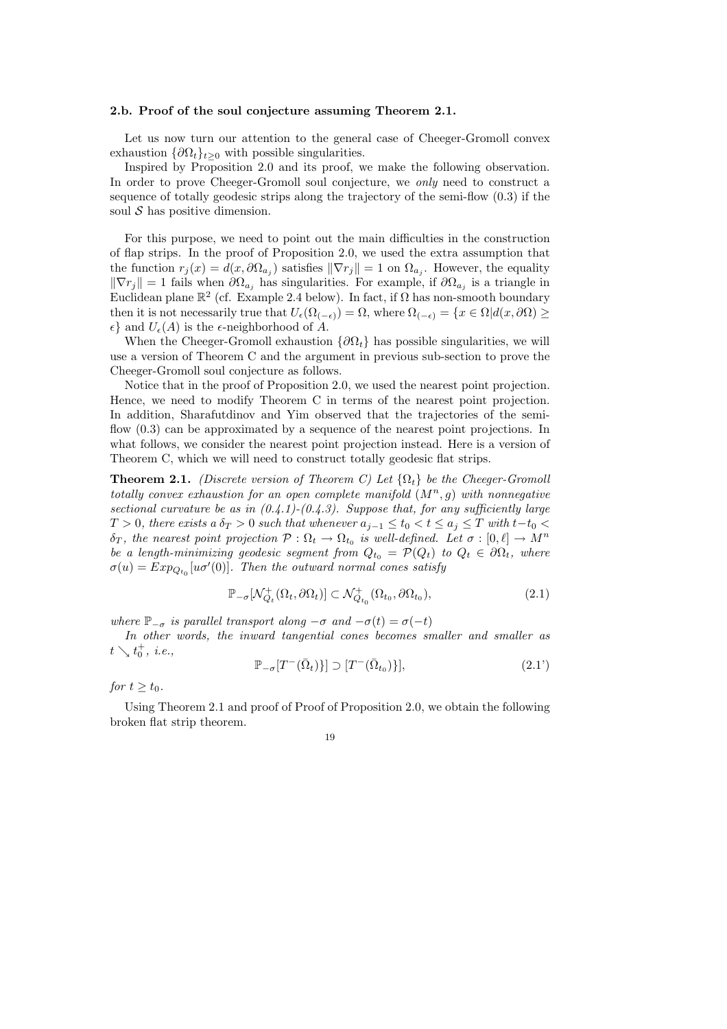#### 2.b. Proof of the soul conjecture assuming Theorem 2.1.

Let us now turn our attention to the general case of Cheeger-Gromoll convex exhaustion $\{\partial\Omega_t\}_{t\geq 0}$ with possible singularities.

Inspired by Proposition 2.0 and its proof, we make the following observation. In order to prove Cheeger-Gromoll soul conjecture, we *only* need to construct a sequence of totally geodesic strips along the trajectory of the semi-flow (0.3) if the soul $\mathcal{S}$ has positive dimension.

For this purpose, we need to point out the main difficulties in the construction of flap strips. In the proof of Proposition 2.0, we used the extra assumption that the function $r_j(x) = d(x, \partial\Omega_{a_j})$ satisfies $\|\nabla r_j\| = 1$ on $\Omega_{a_j}$. However, the equality $\|\nabla r_j\| = 1$ fails when $\partial\Omega_{a_j}$ has singularities. For example, if $\partial\Omega_{a_j}$ is a triangle in Euclidean plane $\mathbb{R}^2$ (cf. Example 2.4 below). In fact, if $\Omega$ has non-smooth boundary then it is not necessarily true that $U_\epsilon(\Omega_{(-\epsilon)}) = \Omega$, where $\Omega_{(-\epsilon)} = \{x \in \Omega | d(x, \partial\Omega) \geq \epsilon\}$ and $U_\epsilon(A)$ is the $\epsilon$-neighborhood of $A$.

When the Cheeger-Gromoll exhaustion $\{\partial\Omega_t\}$ has possible singularities, we will use a version of Theorem C and the argument in previous sub-section to prove the Cheeger-Gromoll soul conjecture as follows.

Notice that in the proof of Proposition 2.0, we used the nearest point projection. Hence, we need to modify Theorem C in terms of the nearest point projection. In addition, Sharafutdinov and Yim observed that the trajectories of the semi-flow (0.3) can be approximated by a sequence of the nearest point projections. In what follows, we consider the nearest point projection instead. Here is a version of Theorem C, which we will need to construct totally geodesic flat strips.

**Theorem 2.1.** *(Discrete version of Theorem C) Let $\{\Omega_t\}$ be the Cheeger-Gromoll totally convex exhaustion for an open complete manifold $(M^n, g)$ with nonnegative sectional curvature be as in (0.4.1)-(0.4.3). Suppose that, for any sufficiently large $T > 0$, there exists a $\delta_T > 0$ such that whenever $a_{j-1} \leq t_0 < t \leq a_j \leq T$ with $t - t_0 < \delta_T$, the nearest point projection $\mathcal{P} : \Omega_t \to \Omega_{t_0}$ is well-defined. Let $\sigma : [0, \ell] \to M^n$ be a length-minimizing geodesic segment from $Q_{t_0} = \mathcal{P}(Q_t)$ to $Q_t \in \partial\Omega_t$, where $\sigma(u) = Exp_{Q_{t_0}}[u\sigma'(0)]$. Then the outward normal cones satisfy*

$$\mathbb{P}_{-\sigma}[\mathcal{N}^+_{Q_t}(\Omega_t, \partial\Omega_t)] \subset \mathcal{N}^+_{Q_{t_0}}(\Omega_{t_0}, \partial\Omega_{t_0}), \tag{2.1}$$

*where $\mathbb{P}_{-\sigma}$ is parallel transport along $-\sigma$ and $-\sigma(t) = \sigma(-t)$*

*In other words, the inward tangential cones becomes smaller and smaller as $t \searrow t_0^+$, i.e.,*

$$\mathbb{P}_{-\sigma}[T^-(\bar{\Omega}_t)\}] \supset [T^-(\bar{\Omega}_{t_0})\}], \tag{2.1'}$$

*for $t \geq t_0$.*

Using Theorem 2.1 and proof of Proof of Proposition 2.0, we obtain the following broken flat strip theorem.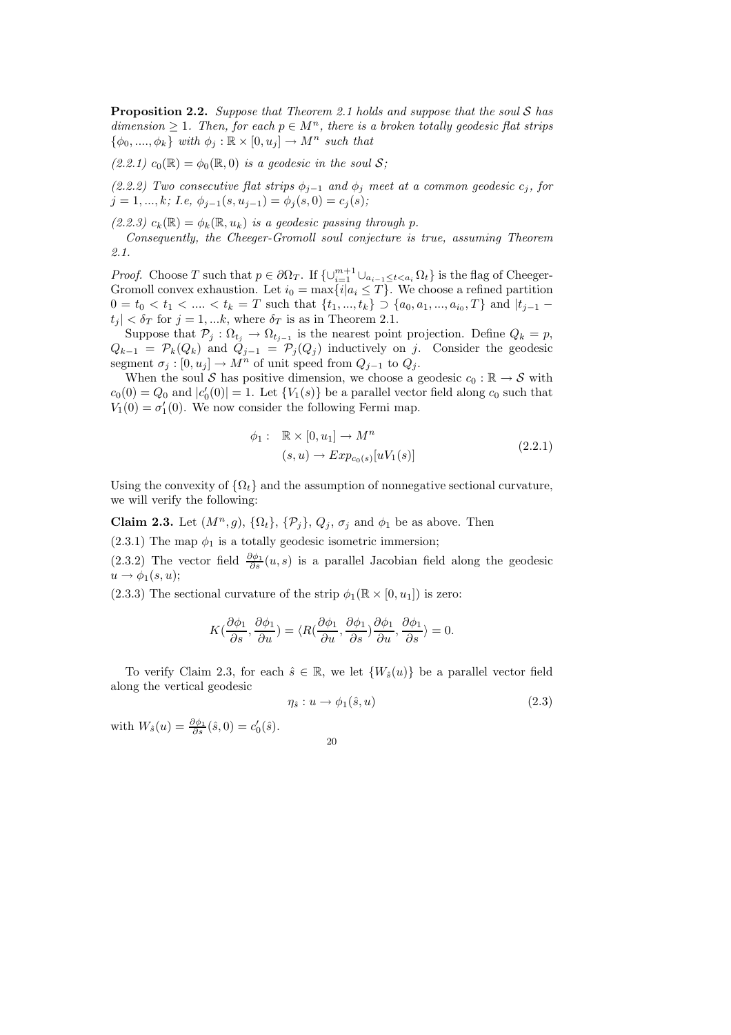**Proposition 2.2.** *Suppose that Theorem 2.1 holds and suppose that the soul $\mathcal{S}$ has dimension $\geq 1$. Then, for each $p \in M^n$, there is a broken totally geodesic flat strips $\{\phi_0, ...., \phi_k\}$ with $\phi_j : \mathbb{R} \times [0, u_j] \to M^n$ such that*

*(2.2.1) $c_0(\mathbb{R}) = \phi_0(\mathbb{R}, 0)$ is a geodesic in the soul $\mathcal{S}$;*

*(2.2.2) Two consecutive flat strips $\phi_{j-1}$ and $\phi_j$ meet at a common geodesic $c_j$, for $j = 1, ..., k$; I.e, $\phi_{j-1}(s, u_{j-1}) = \phi_j(s, 0) = c_j(s)$;*

*(2.2.3) $c_k(\mathbb{R}) = \phi_k(\mathbb{R}, u_k)$ is a geodesic passing through $p$.*

*Consequently, the Cheeger-Gromoll soul conjecture is true, assuming Theorem 2.1.*

*Proof.* Choose $T$ such that $p \in \partial\Omega_T$. If $\{\cup_{i=1}^{m+1} \cup_{a_{i-1} \leq t < a_i} \Omega_t\}$ is the flag of Cheeger-Gromoll convex exhaustion. Let $i_0 = \max\{i | a_i \leq T\}$. We choose a refined partition $0 = t_0 < t_1 < .... < t_k = T$ such that $\{t_1, ..., t_k\} \supset \{a_0, a_1, ..., a_{i_0}, T\}$ and $|t_{j-1} - t_j| < \delta_T$ for $j = 1, ...k$, where $\delta_T$ is as in Theorem 2.1.

Suppose that $\mathcal{P}_j : \Omega_{t_j} \to \Omega_{t_{j-1}}$ is the nearest point projection. Define $Q_k = p$, $Q_{k-1} = \mathcal{P}_k(Q_k)$ and $Q_{j-1} = \mathcal{P}_j(Q_j)$ inductively on $j$. Consider the geodesic segment $\sigma_j : [0, u_j] \to M^n$ of unit speed from $Q_{j-1}$ to $Q_j$.

When the soul $\mathcal{S}$ has positive dimension, we choose a geodesic $c_0 : \mathbb{R} \to \mathcal{S}$ with $c_0(0) = Q_0$ and $|c_0'(0)| = 1$. Let $\{V_1(s)\}$ be a parallel vector field along $c_0$ such that $V_1(0) = \sigma_1'(0)$. We now consider the following Fermi map.

$$
\begin{aligned}
\phi_1 : \quad & \mathbb{R} \times [0, u_1] \to M^n \\
& (s, u) \to Exp_{c_0(s)}[uV_1(s)]
\end{aligned}
\tag{2.2.1}
$$

Using the convexity of $\{\Omega_t\}$ and the assumption of nonnegative sectional curvature, we will verify the following:

**Claim 2.3.** Let $(M^n, g)$, $\{\Omega_t\}$, $\{\mathcal{P}_j\}$, $Q_j$, $\sigma_j$ and $\phi_1$ be as above. Then

(2.3.1) The map $\phi_1$ is a totally geodesic isometric immersion;

(2.3.2) The vector field $\frac{\partial \phi_1}{\partial s}(u, s)$ is a parallel Jacobian field along the geodesic $u \to \phi_1(s, u)$;

(2.3.3) The sectional curvature of the strip $\phi_1(\mathbb{R} \times [0, u_1])$ is zero:

$$
K(\frac{\partial \phi_1}{\partial s}, \frac{\partial \phi_1}{\partial u}) = \langle R(\frac{\partial \phi_1}{\partial u}, \frac{\partial \phi_1}{\partial s})\frac{\partial \phi_1}{\partial u}, \frac{\partial \phi_1}{\partial s}\rangle = 0.
$$

To verify Claim 2.3, for each $\hat{s} \in \mathbb{R}$, we let $\{W_{\hat{s}}(u)\}$ be a parallel vector field along the vertical geodesic

$$
\eta_{\hat{s}} : u \to \phi_1(\hat{s}, u)
\tag{2.3}
$$

with $W_{\hat{s}}(u) = \frac{\partial \phi_1}{\partial s}(\hat{s}, 0) = c_0'(\hat{s})$.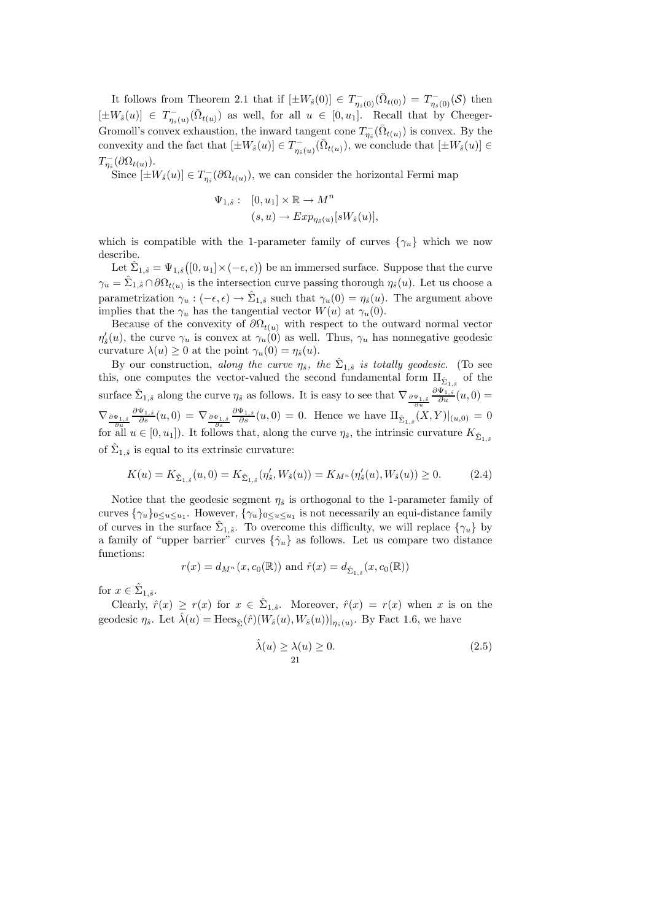It follows from Theorem 2.1 that if $[\pm W_{\hat{s}}(0)] \in T^-_{\eta_{\hat{s}}(0)}(\bar{\Omega}_{t(0)}) = T^-_{\eta_{\hat{s}}(0)}(\mathcal{S})$ then $[\pm W_{\hat{s}}(u)] \in T^-_{\eta_{\hat{s}}(u)}(\bar{\Omega}_{t(u)})$ as well, for all $u \in [0, u_1]$. Recall that by Cheeger-Gromoll's convex exhaustion, the inward tangent cone $T^-_{\eta_{\hat{s}}}(\bar{\Omega}_{t(u)})$ is convex. By the convexity and the fact that $[\pm W_{\hat{s}}(u)] \in T^-_{\eta_{\hat{s}}(u)}(\bar{\Omega}_{t(u)})$, we conclude that $[\pm W_{\hat{s}}(u)] \in T^-_{\eta_{\hat{s}}}(\partial\Omega_{t(u)})$.

Since $[\pm W_{\hat{s}}(u)] \in T^-_{\eta_{\hat{s}}}(\partial\Omega_{t(u)})$, we can consider the horizontal Fermi map

$$
\begin{aligned}
\Psi_{1,\hat{s}}: \quad & [0, u_1] \times \mathbb{R} \to M^n \\
& (s, u) \to Exp_{\eta_{\hat{s}}(u)}[sW_{\hat{s}}(u)],
\end{aligned}
$$

which is compatible with the 1-parameter family of curves $\{\gamma_u\}$ which we now describe.

Let $\hat{\Sigma}_{1,\hat{s}} = \Psi_{1,\hat{s}}\big([0, u_1] \times (-\epsilon, \epsilon)\big)$ be an immersed surface. Suppose that the curve $\gamma_u = \hat{\Sigma}_{1,\hat{s}} \cap \partial\Omega_{t(u)}$ is the intersection curve passing thorough $\eta_{\hat{s}}(u)$. Let us choose a parametrization $\gamma_u : (-\epsilon, \epsilon) \to \hat{\Sigma}_{1,\hat{s}}$ such that $\gamma_u(0) = \eta_{\hat{s}}(u)$. The argument above implies that the $\gamma_u$ has the tangential vector $W(u)$ at $\gamma_u(0)$.

Because of the convexity of $\partial\Omega_{t(u)}$ with respect to the outward normal vector $\eta'_{\hat{s}}(u)$, the curve $\gamma_u$ is convex at $\gamma_u(0)$ as well. Thus, $\gamma_u$ has nonnegative geodesic curvature $\lambda(u) \geq 0$ at the point $\gamma_u(0) = \eta_{\hat{s}}(u)$.

By our construction, *along the curve* $\eta_{\hat{s}}$*, the* $\hat{\Sigma}_{1,\hat{s}}$ *is totally geodesic*. (To see this, one computes the vector-valued the second fundamental form $\mathrm{II}_{\hat{\Sigma}_{1,\hat{s}}}$ of the surface $\hat{\Sigma}_{1,\hat{s}}$ along the curve $\eta_{\hat{s}}$ as follows. It is easy to see that $\nabla_{\frac{\partial\Psi_{1,\hat{s}}}{\partial u}} \frac{\partial\Psi_{1,\hat{s}}}{\partial u}(u, 0) = \nabla_{\frac{\partial\Psi_{1,\hat{s}}}{\partial u}} \frac{\partial\Psi_{1,\hat{s}}}{\partial s}(u, 0) = \nabla_{\frac{\partial\Psi_{1,\hat{s}}}{\partial s}} \frac{\partial\Psi_{1,\hat{s}}}{\partial s}(u, 0) = 0$. Hence we have $\mathrm{II}_{\hat{\Sigma}_{1,\hat{s}}}(X, Y)|_{(u,0)} = 0$ for all $u \in [0, u_1]$). It follows that, along the curve $\eta_{\hat{s}}$, the intrinsic curvature $K_{\hat{\Sigma}_{1,\hat{s}}}$ of $\hat{\Sigma}_{1,\hat{s}}$ is equal to its extrinsic curvature:

$$
K(u) = K_{\hat{\Sigma}_{1,\hat{s}}}(u, 0) = K_{\hat{\Sigma}_{1,\hat{s}}}(\eta'_{\hat{s}}, W_{\hat{s}}(u)) = K_{M^n}(\eta'_{\hat{s}}(u), W_{\hat{s}}(u)) \geq 0. \tag{2.4}
$$

Notice that the geodesic segment $\eta_{\hat{s}}$ is orthogonal to the 1-parameter family of curves $\{\gamma_u\}_{0 \leq u \leq u_1}$. However, $\{\gamma_u\}_{0 \leq u \leq u_1}$ is not necessarily an equi-distance family of curves in the surface $\hat{\Sigma}_{1,\hat{s}}$. To overcome this difficulty, we will replace $\{\gamma_u\}$ by a family of "upper barrier" curves $\{\hat{\gamma}_u\}$ as follows. Let us compare two distance functions:

$$
r(x) = d_{M^n}(x, c_0(\mathbb{R})) \text{ and } \hat{r}(x) = d_{\hat{\Sigma}_{1,\hat{s}}}(x, c_0(\mathbb{R}))
$$

for $x \in \hat{\Sigma}_{1,\hat{s}}$.

Clearly, $\hat{r}(x) \geq r(x)$ for $x \in \hat{\Sigma}_{1,\hat{s}}$. Moreover, $\hat{r}(x) = r(x)$ when $x$ is on the geodesic $\eta_{\hat{s}}$. Let $\hat{\lambda}(u) = \mathrm{Hees}_{\hat{\Sigma}}(\hat{r})(W_{\hat{s}}(u), W_{\hat{s}}(u))|_{\eta_{\hat{s}}(u)}$. By Fact 1.6, we have

$$
\hat{\lambda}(u) \geq \lambda(u) \geq 0. \tag{2.5}
$$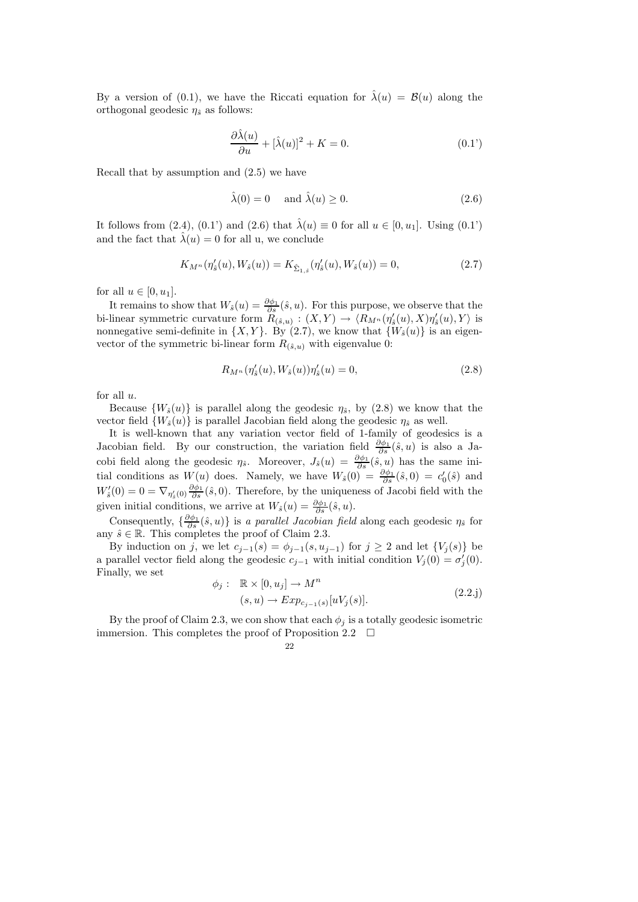By a version of (0.1), we have the Riccati equation for $\hat{\lambda}(u) = \mathcal{B}(u)$ along the orthogonal geodesic $\eta_{\hat{s}}$ as follows:

$$\frac{\partial \hat{\lambda}(u)}{\partial u} + [\hat{\lambda}(u)]^2 + K = 0. \tag{0.1'}$$

Recall that by assumption and (2.5) we have

$$\hat{\lambda}(0) = 0 \quad \text{and } \hat{\lambda}(u) \geq 0. \tag{2.6}$$

It follows from (2.4), (0.1') and (2.6) that $\hat{\lambda}(u) \equiv 0$ for all $u \in [0, u_1]$. Using (0.1') and the fact that $\hat{\lambda}(u) = 0$ for all u, we conclude

$$K_{M^n}(\eta'_{\hat{s}}(u), W_{\hat{s}}(u)) = K_{\hat{\Sigma}_{1,\hat{s}}}(\eta'_{\hat{s}}(u), W_{\hat{s}}(u)) = 0, \tag{2.7}$$

for all $u \in [0, u_1]$.

It remains to show that $W_{\hat{s}}(u) = \frac{\partial \phi_1}{\partial s}(\hat{s}, u)$. For this purpose, we observe that the bi-linear symmetric curvature form $R_{(\hat{s},u)} : (X, Y) \to \langle R_{M^n}(\eta'_{\hat{s}}(u), X)\eta'_{\hat{s}}(u), Y\rangle$ is nonnegative semi-definite in $\{X, Y\}$. By (2.7), we know that $\{W_{\hat{s}}(u)\}$ is an eigenvector of the symmetric bi-linear form $R_{(\hat{s},u)}$ with eigenvalue 0:

$$R_{M^n}(\eta'_{\hat{s}}(u), W_{\hat{s}}(u))\eta'_{\hat{s}}(u) = 0, \tag{2.8}$$

for all $u$.

Because $\{W_{\hat{s}}(u)\}$ is parallel along the geodesic $\eta_{\hat{s}}$, by (2.8) we know that the vector field $\{W_{\hat{s}}(u)\}$ is parallel Jacobian field along the geodesic $\eta_{\hat{s}}$ as well.

It is well-known that any variation vector field of 1-family of geodesics is a Jacobian field. By our construction, the variation field $\frac{\partial \phi_1}{\partial s}(\hat{s}, u)$ is also a Jacobi field along the geodesic $\eta_{\hat{s}}$. Moreover, $J_{\hat{s}}(u) = \frac{\partial \phi_1}{\partial s}(\hat{s}, u)$ has the same initial conditions as $W(u)$ does. Namely, we have $W_{\hat{s}}(0) = \frac{\partial \phi_1}{\partial s}(\hat{s}, 0) = c'_0(\hat{s})$ and $W'_{\hat{s}}(0) = 0 = \nabla_{\eta'_{\hat{s}}(0)} \frac{\partial \phi_1}{\partial s}(\hat{s}, 0)$. Therefore, by the uniqueness of Jacobi field with the given initial conditions, we arrive at $W_{\hat{s}}(u) = \frac{\partial \phi_1}{\partial s}(\hat{s}, u)$.

Consequently, $\{\frac{\partial \phi_1}{\partial s}(\hat{s}, u)\}$ is *a parallel Jacobian field* along each geodesic $\eta_{\hat{s}}$ for any $\hat{s} \in \mathbb{R}$. This completes the proof of Claim 2.3.

By induction on $j$, we let $c_{j-1}(s) = \phi_{j-1}(s, u_{j-1})$ for $j \geq 2$ and let $\{V_j(s)\}$ be a parallel vector field along the geodesic $c_{j-1}$ with initial condition $V_j(0) = \sigma'_j(0)$. Finally, we set

$$\begin{aligned} \phi_j : \quad & \mathbb{R} \times [0, u_j] \to M^n \\ & (s, u) \to Exp_{c_{j-1}(s)}[uV_j(s)]. \end{aligned} \tag{2.2.j}$$

By the proof of Claim 2.3, we con show that each $\phi_j$ is a totally geodesic isometric immersion. This completes the proof of Proposition 2.2 $\square$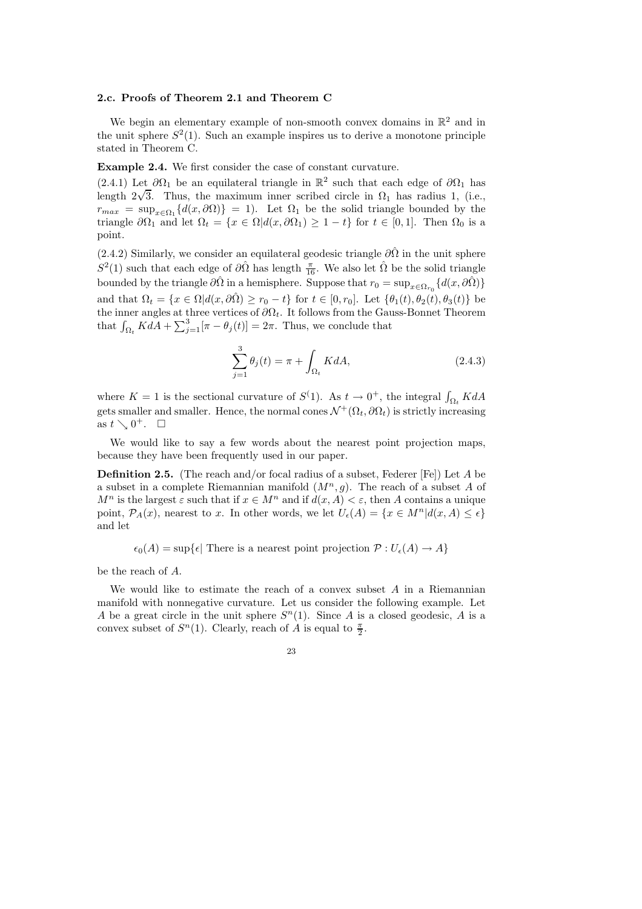**2.c. Proofs of Theorem 2.1 and Theorem C**

We begin an elementary example of non-smooth convex domains in $\mathbb{R}^2$ and in the unit sphere $S^2(1)$. Such an example inspires us to derive a monotone principle stated in Theorem C.

**Example 2.4.** We first consider the case of constant curvature.

(2.4.1) Let $\partial\Omega_1$ be an equilateral triangle in $\mathbb{R}^2$ such that each edge of $\partial\Omega_1$ has length $2\sqrt{3}$. Thus, the maximum inner scribed circle in $\Omega_1$ has radius 1, (i.e., $r_{max} = \sup_{x\in\Omega_1}\{d(x, \partial\Omega)\} = 1$). Let $\Omega_1$ be the solid triangle bounded by the triangle $\partial\Omega_1$ and let $\Omega_t = \{x \in \Omega | d(x, \partial\Omega_1) \geq 1 - t\}$ for $t \in [0, 1]$. Then $\Omega_0$ is a point.

(2.4.2) Similarly, we consider an equilateral geodesic triangle $\partial\hat{\Omega}$ in the unit sphere $S^2(1)$ such that each edge of $\partial\hat{\Omega}$ has length $\frac{\pi}{16}$. We also let $\hat{\Omega}$ be the solid triangle bounded by the triangle $\partial\hat{\Omega}$ in a hemisphere. Suppose that $r_0 = \sup_{x\in\Omega_{r_0}}\{d(x, \partial\hat{\Omega})\}$ and that $\Omega_t = \{x \in \Omega | d(x, \partial\hat{\Omega}) \geq r_0 - t\}$ for $t \in [0, r_0]$. Let $\{\theta_1(t), \theta_2(t), \theta_3(t)\}$ be the inner angles at three vertices of $\partial\Omega_t$. It follows from the Gauss-Bonnet Theorem that $\int_{\Omega_t} K dA + \sum_{j=1}^{3}[\pi - \theta_j(t)] = 2\pi$. Thus, we conclude that

$$\sum_{j=1}^{3} \theta_j(t) = \pi + \int_{\Omega_t} K dA, \tag{2.4.3}$$

where $K = 1$ is the sectional curvature of $S^(1)$. As $t \to 0^+$, the integral $\int_{\Omega_t} K dA$ gets smaller and smaller. Hence, the normal cones $\mathcal{N}^+(\Omega_t, \partial\Omega_t)$ is strictly increasing as $t \searrow 0^+$. $\square$

We would like to say a few words about the nearest point projection maps, because they have been frequently used in our paper.

**Definition 2.5.** (The reach and/or focal radius of a subset, Federer [Fe]) Let $A$ be a subset in a complete Riemannian manifold $(M^n, g)$. The reach of a subset $A$ of $M^n$ is the largest $\varepsilon$ such that if $x \in M^n$ and if $d(x, A) < \varepsilon$, then $A$ contains a unique point, $\mathcal{P}_A(x)$, nearest to $x$. In other words, we let $U_\epsilon(A) = \{x \in M^n | d(x, A) \leq \epsilon\}$ and let

$$\epsilon_0(A) = \sup\{\epsilon | \text{ There is a nearest point projection } \mathcal{P} : U_\epsilon(A) \to A\}$$

be the reach of $A$.

We would like to estimate the reach of a convex subset $A$ in a Riemannian manifold with nonnegative curvature. Let us consider the following example. Let $A$ be a great circle in the unit sphere $S^n(1)$. Since $A$ is a closed geodesic, $A$ is a convex subset of $S^n(1)$. Clearly, reach of $A$ is equal to $\frac{\pi}{2}$.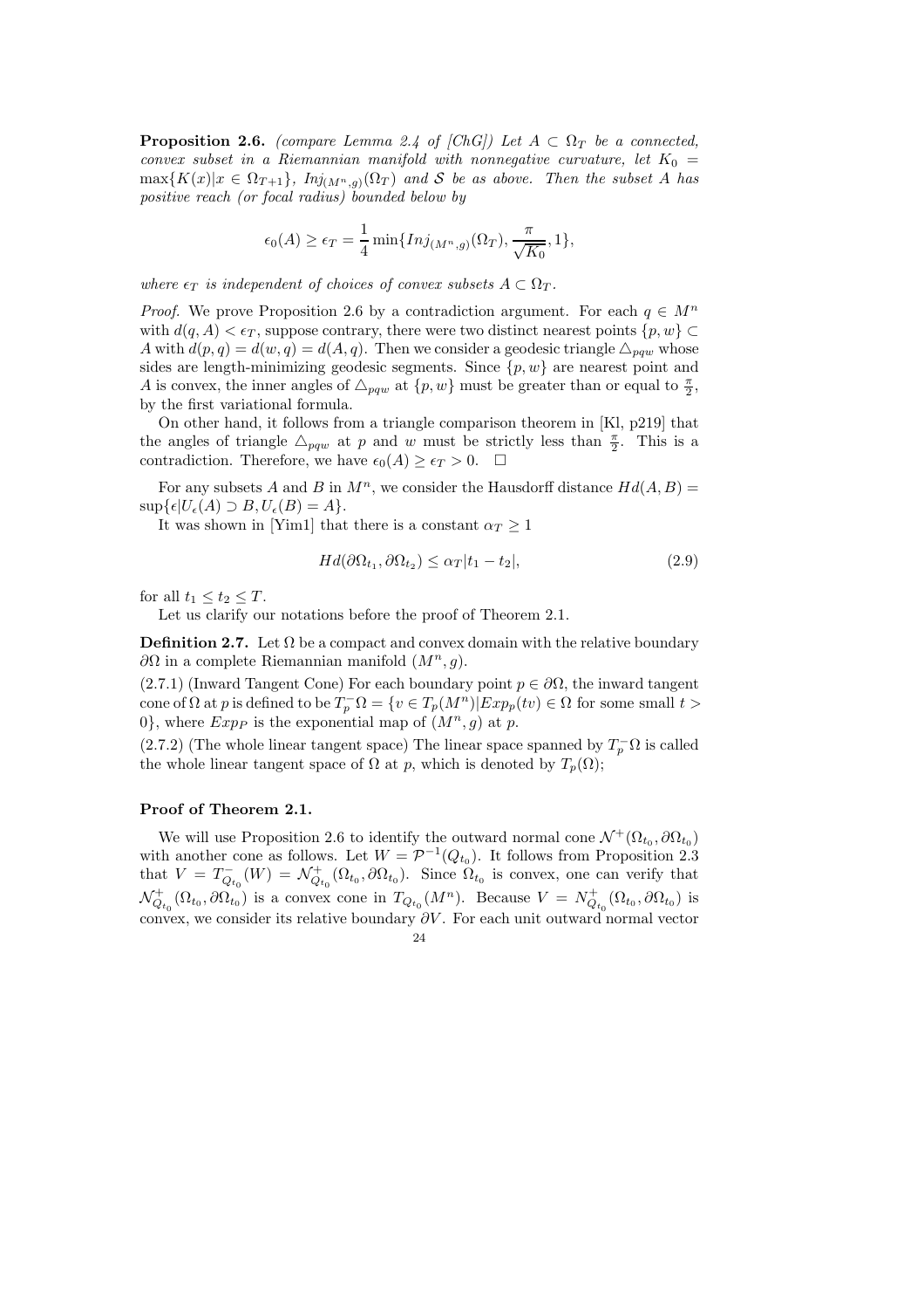**Proposition 2.6.** *(compare Lemma 2.4 of [ChG]) Let $A \subset \Omega_T$ be a connected, convex subset in a Riemannian manifold with nonnegative curvature, let $K_0 = \max\{K(x)|x \in \Omega_{T+1}\}$, $Inj_{(M^n,g)}(\Omega_T)$ and $\mathcal{S}$ be as above. Then the subset $A$ has positive reach (or focal radius) bounded below by*

$$\epsilon_0(A) \geq \epsilon_T = \frac{1}{4}\min\{Inj_{(M^n,g)}(\Omega_T), \frac{\pi}{\sqrt{K_0}}, 1\},$$

*where $\epsilon_T$ is independent of choices of convex subsets $A \subset \Omega_T$.*

*Proof.* We prove Proposition 2.6 by a contradiction argument. For each $q \in M^n$ with $d(q, A) < \epsilon_T$, suppose contrary, there were two distinct nearest points $\{p, w\} \subset A$ with $d(p, q) = d(w, q) = d(A, q)$. Then we consider a geodesic triangle $\triangle_{pqw}$ whose sides are length-minimizing geodesic segments. Since $\{p, w\}$ are nearest point and $A$ is convex, the inner angles of $\triangle_{pqw}$ at $\{p, w\}$ must be greater than or equal to $\frac{\pi}{2}$, by the first variational formula.

On other hand, it follows from a triangle comparison theorem in [Kl, p219] that the angles of triangle $\triangle_{pqw}$ at $p$ and $w$ must be strictly less than $\frac{\pi}{2}$. This is a contradiction. Therefore, we have $\epsilon_0(A) \geq \epsilon_T > 0$. $\square$

For any subsets $A$ and $B$ in $M^n$, we consider the Hausdorff distance $Hd(A, B) = \sup\{\epsilon | U_\epsilon(A) \supset B, U_\epsilon(B) = A\}$.

It was shown in [Yim1] that there is a constant $\alpha_T \geq 1$

$$Hd(\partial\Omega_{t_1}, \partial\Omega_{t_2}) \leq \alpha_T |t_1 - t_2|, \tag{2.9}$$

for all $t_1 \leq t_2 \leq T$.

Let us clarify our notations before the proof of Theorem 2.1.

**Definition 2.7.** Let $\Omega$ be a compact and convex domain with the relative boundary $\partial\Omega$ in a complete Riemannian manifold $(M^n, g)$.

(2.7.1) (Inward Tangent Cone) For each boundary point $p \in \partial\Omega$, the inward tangent cone of $\Omega$ at $p$ is defined to be $T_p^-\Omega = \{v \in T_p(M^n) | Exp_p(tv) \in \Omega$ for some small $t > 0\}$, where $Exp_P$ is the exponential map of $(M^n, g)$ at $p$.

(2.7.2) (The whole linear tangent space) The linear space spanned by $T_p^-\Omega$ is called the whole linear tangent space of $\Omega$ at $p$, which is denoted by $T_p(\Omega)$;

**Proof of Theorem 2.1.**

We will use Proposition 2.6 to identify the outward normal cone $\mathcal{N}^+(\Omega_{t_0}, \partial\Omega_{t_0})$ with another cone as follows. Let $W = \mathcal{P}^{-1}(Q_{t_0})$. It follows from Proposition 2.3 that $V = T^-_{Q_{t_0}}(W) = \mathcal{N}^+_{Q_{t_0}}(\Omega_{t_0}, \partial\Omega_{t_0})$. Since $\Omega_{t_0}$ is convex, one can verify that $\mathcal{N}^+_{Q_{t_0}}(\Omega_{t_0}, \partial\Omega_{t_0})$ is a convex cone in $T_{Q_{t_0}}(M^n)$. Because $V = N^+_{Q_{t_0}}(\Omega_{t_0}, \partial\Omega_{t_0})$ is convex, we consider its relative boundary $\partial V$. For each unit outward normal vector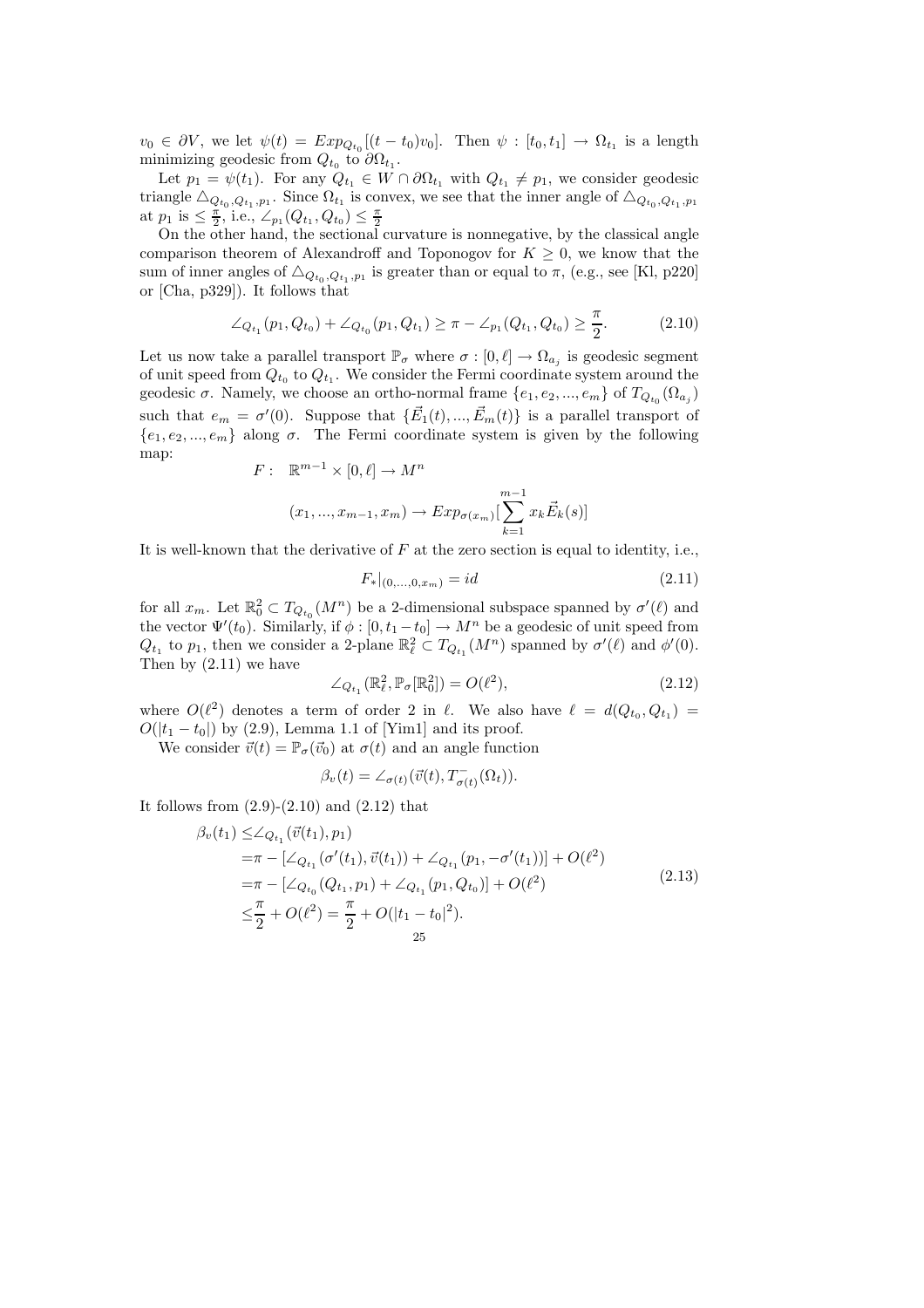$v_0 \in \partial V$, we let $\psi(t) = Exp_{Q_{t_0}}[(t-t_0)v_0]$. Then $\psi : [t_0, t_1] \to \Omega_{t_1}$ is a length minimizing geodesic from $Q_{t_0}$ to $\partial\Omega_{t_1}$.

Let $p_1 = \psi(t_1)$. For any $Q_{t_1} \in W \cap \partial\Omega_{t_1}$ with $Q_{t_1} \neq p_1$, we consider geodesic triangle $\triangle_{Q_{t_0}, Q_{t_1}, p_1}$. Since $\Omega_{t_1}$ is convex, we see that the inner angle of $\triangle_{Q_{t_0}, Q_{t_1}, p_1}$ at $p_1$ is $\leq \frac{\pi}{2}$, i.e., $\angle_{p_1}(Q_{t_1}, Q_{t_0}) \leq \frac{\pi}{2}$

On the other hand, the sectional curvature is nonnegative, by the classical angle comparison theorem of Alexandroff and Toponogov for $K \geq 0$, we know that the sum of inner angles of $\triangle_{Q_{t_0}, Q_{t_1}, p_1}$ is greater than or equal to $\pi$, (e.g., see [Kl, p220] or [Cha, p329]). It follows that

$$\angle_{Q_{t_1}}(p_1, Q_{t_0}) + \angle_{Q_{t_0}}(p_1, Q_{t_1}) \geq \pi - \angle_{p_1}(Q_{t_1}, Q_{t_0}) \geq \frac{\pi}{2}. \tag{2.10}$$

Let us now take a parallel transport $\mathbb{P}_\sigma$ where $\sigma : [0, \ell] \to \Omega_{a_j}$ is geodesic segment of unit speed from $Q_{t_0}$ to $Q_{t_1}$. We consider the Fermi coordinate system around the geodesic $\sigma$. Namely, we choose an ortho-normal frame $\{e_1, e_2, ..., e_m\}$ of $T_{Q_{t_0}}(\Omega_{a_j})$ such that $e_m = \sigma'(0)$. Suppose that $\{\vec{E}_1(t), ..., \vec{E}_m(t)\}$ is a parallel transport of $\{e_1, e_2, ..., e_m\}$ along $\sigma$. The Fermi coordinate system is given by the following map:

$$F: \ \mathbb{R}^{m-1} \times [0, \ell] \to M^n$$

$$(x_1, ..., x_{m-1}, x_m) \to Exp_{\sigma(x_m)}[\sum_{k=1}^{m-1} x_k \vec{E}_k(s)]$$

It is well-known that the derivative of $F$ at the zero section is equal to identity, i.e.,

$$F_*|_{(0,...,0,x_m)} = id \tag{2.11}$$

for all $x_m$. Let $\mathbb{R}^2_0 \subset T_{Q_{t_0}}(M^n)$ be a 2-dimensional subspace spanned by $\sigma'(\ell)$ and the vector $\Psi'(t_0)$. Similarly, if $\phi : [0, t_1 - t_0] \to M^n$ be a geodesic of unit speed from $Q_{t_1}$ to $p_1$, then we consider a 2-plane $\mathbb{R}^2_\ell \subset T_{Q_{t_1}}(M^n)$ spanned by $\sigma'(\ell)$ and $\phi'(0)$. Then by (2.11) we have

$$\angle_{Q_{t_1}}(\mathbb{R}^2_\ell, \mathbb{P}_\sigma[\mathbb{R}^2_0]) = O(\ell^2), \tag{2.12}$$

where $O(\ell^2)$ denotes a term of order 2 in $\ell$. We also have $\ell = d(Q_{t_0}, Q_{t_1}) = O(|t_1 - t_0|)$ by (2.9), Lemma 1.1 of [Yim1] and its proof.

We consider $\vec{v}(t) = \mathbb{P}_\sigma(\vec{v}_0)$ at $\sigma(t)$ and an angle function

$$\beta_v(t) = \angle_{\sigma(t)}(\vec{v}(t), T^-_{\sigma(t)}(\Omega_t)).$$

It follows from (2.9)-(2.10) and (2.12) that

$$\begin{aligned} \beta_v(t_1) \leq& \angle_{Q_{t_1}}(\vec{v}(t_1), p_1) \\ =& \pi - [\angle_{Q_{t_1}}(\sigma'(t_1), \vec{v}(t_1)) + \angle_{Q_{t_1}}(p_1, -\sigma'(t_1))] + O(\ell^2) \\ =& \pi - [\angle_{Q_{t_0}}(Q_{t_1}, p_1) + \angle_{Q_{t_1}}(p_1, Q_{t_0})] + O(\ell^2) \\ \leq& \frac{\pi}{2} + O(\ell^2) = \frac{\pi}{2} + O(|t_1 - t_0|^2). \end{aligned} \tag{2.13}$$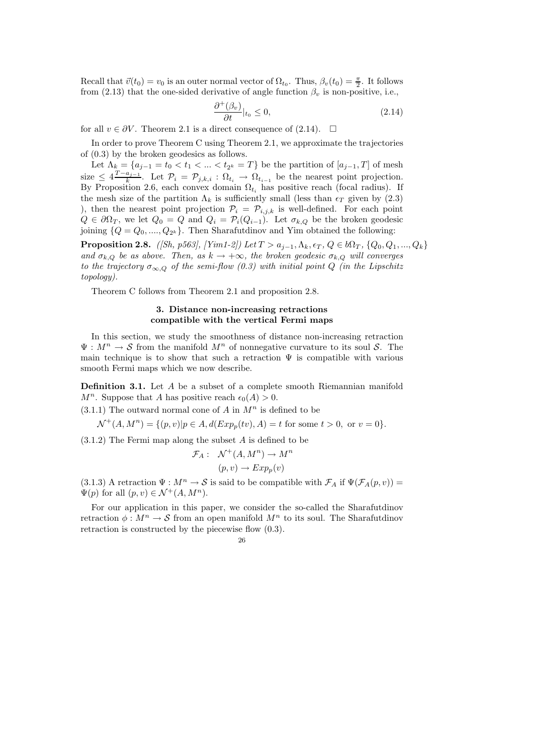Recall that $\vec{v}(t_0) = v_0$ is an outer normal vector of $\Omega_{t_0}$. Thus, $\beta_v(t_0) = \frac{\pi}{2}$. It follows from (2.13) that the one-sided derivative of angle function $\beta_v$ is non-positive, i.e.,

$$\frac{\partial^+(\beta_v)}{\partial t}|_{t_0} \leq 0, \tag{2.14}$$

for all $v \in \partial V$. Theorem 2.1 is a direct consequence of (2.14). $\square$

In order to prove Theorem C using Theorem 2.1, we approximate the trajectories of (0.3) by the broken geodesics as follows.

Let $\Lambda_k = \{a_{j-1} = t_0 < t_1 < ... < t_{2^k} = T\}$ be the partition of $[a_{j-1}, T]$ of mesh size $\leq 4\frac{T-a_{j-1}}{k}$. Let $\mathcal{P}_i = \mathcal{P}_{j,k,i} : \Omega_{t_i} \to \Omega_{t_{i-1}}$ be the nearest point projection. By Proposition 2.6, each convex domain $\Omega_{t_i}$ has positive reach (focal radius). If the mesh size of the partition $\Lambda_k$ is sufficiently small (less than $\epsilon_T$ given by (2.3) ), then the nearest point projection $\mathcal{P}_i = \mathcal{P}_{i,j,k}$ is well-defined. For each point $Q \in \partial\Omega_T$, we let $Q_0 = Q$ and $Q_i = \mathcal{P}_i(Q_{i-1})$. Let $\sigma_{k,Q}$ be the broken geodesic joining $\{Q = Q_0, ...., Q_{2^k}\}$. Then Sharafutdinov and Yim obtained the following:

**Proposition 2.8.** *([Sh, p563], [Yim1-2]) Let $T > a_{j-1}, \Lambda_k, \epsilon_T$, $Q \in b\Omega_T$, $\{Q_0, Q_1, ..., Q_k\}$ and $\sigma_{k,Q}$ be as above. Then, as $k \to +\infty$, the broken geodesic $\sigma_{k,Q}$ will converges to the trajectory $\sigma_{\infty,Q}$ of the semi-flow (0.3) with initial point $Q$ (in the Lipschitz topology).*

Theorem C follows from Theorem 2.1 and proposition 2.8.

## 3. Distance non-increasing retractions compatible with the vertical Fermi maps

In this section, we study the smoothness of distance non-increasing retraction $\Psi : M^n \to \mathcal{S}$ from the manifold $M^n$ of nonnegative curvature to its soul $\mathcal{S}$. The main technique is to show that such a retraction $\Psi$ is compatible with various smooth Fermi maps which we now describe.

**Definition 3.1.** Let $A$ be a subset of a complete smooth Riemannian manifold $M^n$. Suppose that $A$ has positive reach $\epsilon_0(A) > 0$.

(3.1.1) The outward normal cone of $A$ in $M^n$ is defined to be

$$\mathcal{N}^+(A, M^n) = \{(p, v) | p \in A, d(Exp_p(tv), A) = t \text{ for some } t > 0, \text{ or } v = 0\}.$$

(3.1.2) The Fermi map along the subset $A$ is defined to be

$$\begin{aligned} \mathcal{F}_A : \ & \mathcal{N}^+(A, M^n) \to M^n \\ & (p, v) \to Exp_p(v) \end{aligned}$$

(3.1.3) A retraction $\Psi : M^n \to \mathcal{S}$ is said to be compatible with $\mathcal{F}_A$ if $\Psi(\mathcal{F}_A(p, v)) = \Psi(p)$ for all $(p, v) \in \mathcal{N}^+(A, M^n)$.

For our application in this paper, we consider the so-called the Sharafutdinov retraction $\phi : M^n \to \mathcal{S}$ from an open manifold $M^n$ to its soul $\mathcal{S}$. The Sharafutdinov retraction is constructed by the piecewise flow (0.3).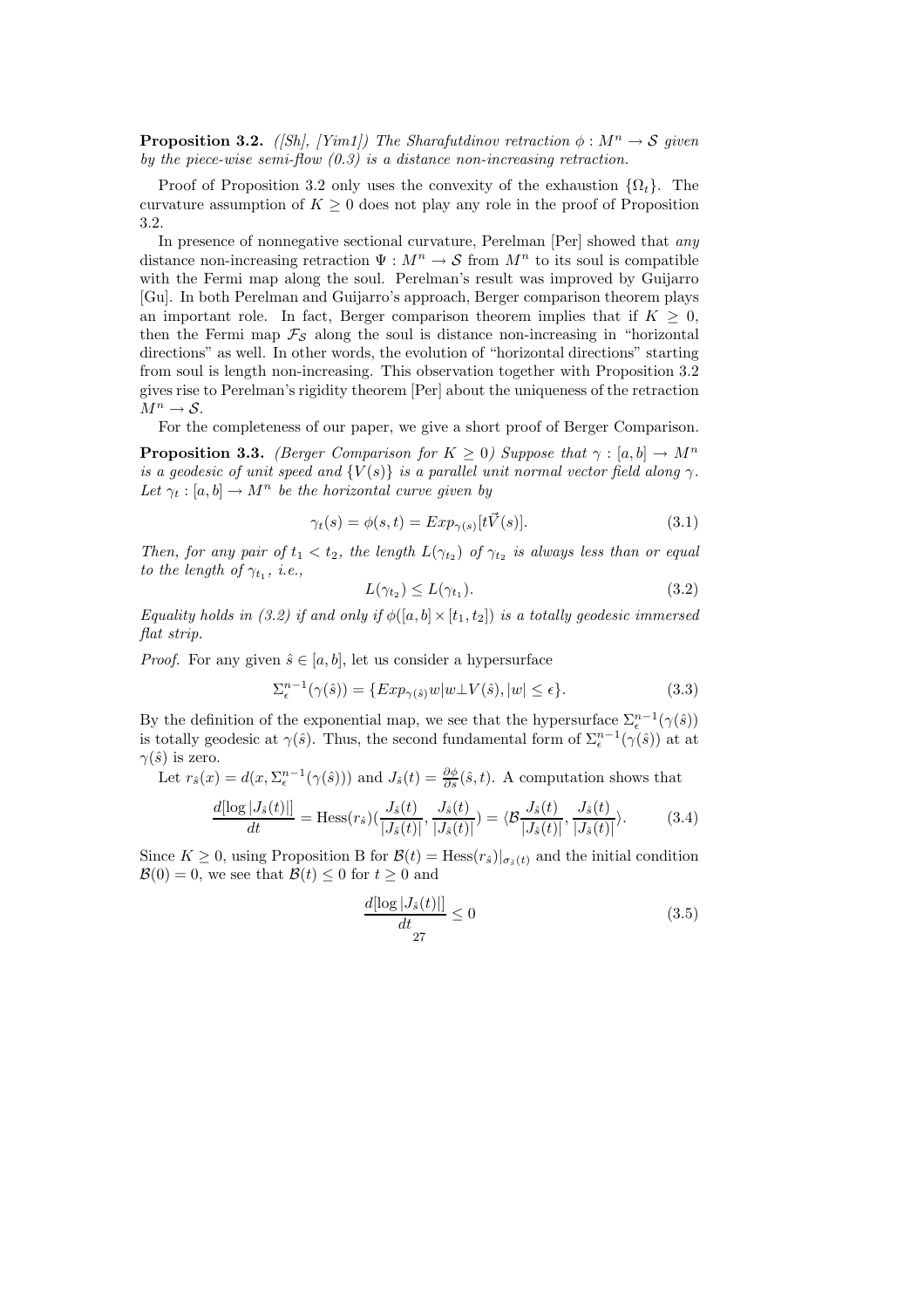**Proposition 3.2.** *([Sh], [Yim1]) The Sharafutdinov retraction $\phi : M^n \to \mathcal{S}$ given by the piece-wise semi-flow (0.3) is a distance non-increasing retraction.*

Proof of Proposition 3.2 only uses the convexity of the exhaustion $\{\Omega_t\}$. The curvature assumption of $K \geq 0$ does not play any role in the proof of Proposition 3.2.

In presence of nonnegative sectional curvature, Perelman [Per] showed that *any* distance non-increasing retraction $\Psi : M^n \to \mathcal{S}$ from $M^n$ to its soul is compatible with the Fermi map along the soul. Perelman's result was improved by Guijarro [Gu]. In both Perelman and Guijarro's approach, Berger comparison theorem plays an important role. In fact, Berger comparison theorem implies that if $K \geq 0$, then the Fermi map $\mathcal{F}_{\mathcal{S}}$ along the soul is distance non-increasing in "horizontal directions" as well. In other words, the evolution of "horizontal directions" starting from soul is length non-increasing. This observation together with Proposition 3.2 gives rise to Perelman's rigidity theorem [Per] about the uniqueness of the retraction $M^n \to \mathcal{S}$.

For the completeness of our paper, we give a short proof of Berger Comparison.

**Proposition 3.3.** *(Berger Comparison for $K \geq 0$) Suppose that $\gamma : [a, b] \to M^n$ is a geodesic of unit speed and $\{V(s)\}$ is a parallel unit normal vector field along $\gamma$. Let $\gamma_t : [a, b] \to M^n$ be the horizontal curve given by*

$$\gamma_t(s) = \phi(s, t) = Exp_{\gamma(s)}[t\vec{V}(s)]. \tag{3.1}$$

*Then, for any pair of $t_1 < t_2$, the length $L(\gamma_{t_2})$ of $\gamma_{t_2}$ is always less than or equal to the length of $\gamma_{t_1}$, i.e.,*

$$L(\gamma_{t_2}) \leq L(\gamma_{t_1}). \tag{3.2}$$

*Equality holds in (3.2) if and only if $\phi([a, b] \times [t_1, t_2])$ is a totally geodesic immersed flat strip.*

*Proof.* For any given $\hat{s} \in [a, b]$, let us consider a hypersurface

$$\Sigma^{n-1}_{\epsilon}(\gamma(\hat{s})) = \{Exp_{\gamma(\hat{s})} w | w \perp V(\hat{s}), |w| \leq \epsilon\}. \tag{3.3}$$

By the definition of the exponential map, we see that the hypersurface $\Sigma^{n-1}_{\epsilon}(\gamma(\hat{s}))$ is totally geodesic at $\gamma(\hat{s})$. Thus, the second fundamental form of $\Sigma^{n-1}_{\epsilon}(\gamma(\hat{s}))$ at at $\gamma(\hat{s})$ is zero.

Let $r_{\hat{s}}(x) = d(x, \Sigma^{n-1}_{\epsilon}(\gamma(\hat{s})))$ and $J_{\hat{s}}(t) = \frac{\partial \phi}{\partial s}(\hat{s}, t)$. A computation shows that

$$\frac{d[\log |J_{\hat{s}}(t)|]}{dt} = \text{Hess}(r_{\hat{s}})\left(\frac{J_{\hat{s}}(t)}{|J_{\hat{s}}(t)|}, \frac{J_{\hat{s}}(t)}{|J_{\hat{s}}(t)|}\right) = \langle \mathcal{B}\frac{J_{\hat{s}}(t)}{|J_{\hat{s}}(t)|}, \frac{J_{\hat{s}}(t)}{|J_{\hat{s}}(t)|}\rangle. \tag{3.4}$$

Since $K \geq 0$, using Proposition B for $\mathcal{B}(t) = \text{Hess}(r_{\hat{s}})|_{\sigma_{\hat{s}}(t)}$ and the initial condition $\mathcal{B}(0) = 0$, we see that $\mathcal{B}(t) \leq 0$ for $t \geq 0$ and

$$\frac{d[\log |J_{\hat{s}}(t)|]}{dt} \leq 0 \tag{3.5}$$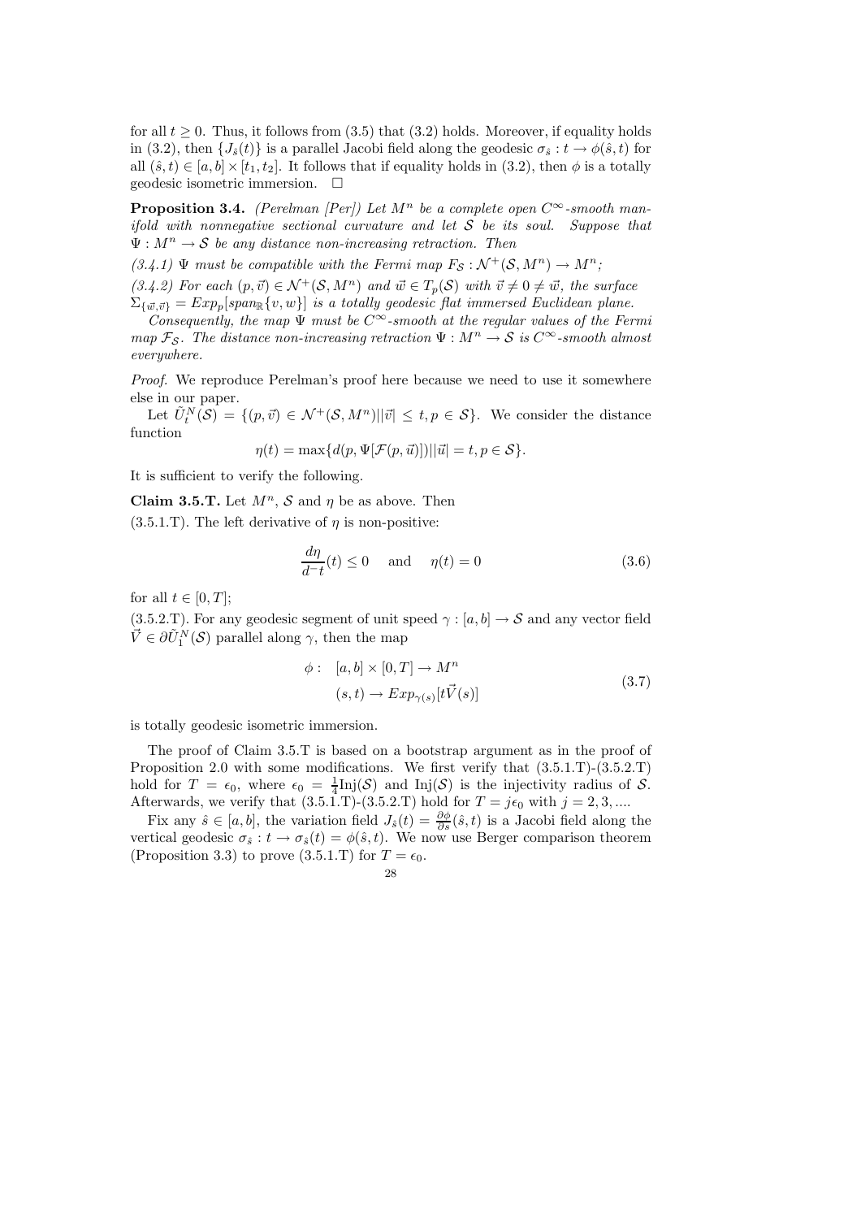for all $t \geq 0$. Thus, it follows from (3.5) that (3.2) holds. Moreover, if equality holds in (3.2), then $\{J_{\hat{s}}(t)\}$ is a parallel Jacobi field along the geodesic $\sigma_{\hat{s}} : t \to \phi(\hat{s}, t)$ for all $(\hat{s}, t) \in [a, b] \times [t_1, t_2]$. It follows that if equality holds in (3.2), then $\phi$ is a totally geodesic isometric immersion. $\square$

**Proposition 3.4.** *(Perelman [Per]) Let $M^n$ be a complete open $C^\infty$-smooth manifold with nonnegative sectional curvature and let $\mathcal{S}$ be its soul. Suppose that $\Psi : M^n \to \mathcal{S}$ be any distance non-increasing retraction. Then*

*(3.4.1) $\Psi$ must be compatible with the Fermi map $F_{\mathcal{S}} : \mathcal{N}^+(\mathcal{S}, M^n) \to M^n$;*

*(3.4.2) For each $(p, \vec{v}) \in \mathcal{N}^+(\mathcal{S}, M^n)$ and $\vec{w} \in T_p(\mathcal{S})$ with $\vec{v} \neq 0 \neq \vec{w}$, the surface $\Sigma_{\{\vec{w},\vec{v}\}} = Exp_p[span_{\mathbb{R}}\{v, w\}]$ is a totally geodesic flat immersed Euclidean plane.*

*Consequently, the map $\Psi$ must be $C^\infty$-smooth at the regular values of the Fermi map $\mathcal{F}_{\mathcal{S}}$. The distance non-increasing retraction $\Psi : M^n \to \mathcal{S}$ is $C^\infty$-smooth almost everywhere.*

*Proof.* We reproduce Perelman's proof here because we need to use it somewhere else in our paper.

Let $\tilde{U}^N_t(\mathcal{S}) = \{(p, \vec{v}) \in \mathcal{N}^+(\mathcal{S}, M^n) | |\vec{v}| \leq t, p \in \mathcal{S}\}$. We consider the distance function

$$\eta(t) = \max\{d(p, \Psi[\mathcal{F}(p, \vec{u})]) | |\vec{u}| = t, p \in \mathcal{S}\}.$$

It is sufficient to verify the following.

**Claim 3.5.T.** Let $M^n$, $\mathcal{S}$ and $\eta$ be as above. Then

(3.5.1.T). The left derivative of $\eta$ is non-positive:

$$\frac{d\eta}{d^- t}(t) \leq 0 \quad \text{and} \quad \eta(t) = 0 \tag{3.6}$$

for all $t \in [0, T]$;

(3.5.2.T). For any geodesic segment of unit speed $\gamma : [a, b] \to \mathcal{S}$ and any vector field $\vec{V} \in \partial \tilde{U}^N_1(\mathcal{S})$ parallel along $\gamma$, then the map

$$\begin{aligned} \phi : \quad & [a, b] \times [0, T] \to M^n \\ & (s, t) \to Exp_{\gamma(s)}[t\vec{V}(s)] \end{aligned} \tag{3.7}$$

is totally geodesic isometric immersion.

The proof of Claim 3.5.T is based on a bootstrap argument as in the proof of Proposition 2.0 with some modifications. We first verify that (3.5.1.T)-(3.5.2.T) hold for $T = \epsilon_0$, where $\epsilon_0 = \frac{1}{4}\text{Inj}(\mathcal{S})$ and $\text{Inj}(\mathcal{S})$ is the injectivity radius of $\mathcal{S}$. Afterwards, we verify that (3.5.1.T)-(3.5.2.T) hold for $T = j\epsilon_0$ with $j = 2, 3, \ldots$

Fix any $\hat{s} \in [a, b]$, the variation field $J_{\hat{s}}(t) = \frac{\partial \phi}{\partial s}(\hat{s}, t)$ is a Jacobi field along the vertical geodesic $\sigma_{\hat{s}} : t \to \sigma_{\hat{s}}(t) = \phi(\hat{s}, t)$. We now use Berger comparison theorem (Proposition 3.3) to prove (3.5.1.T) for $T = \epsilon_0$.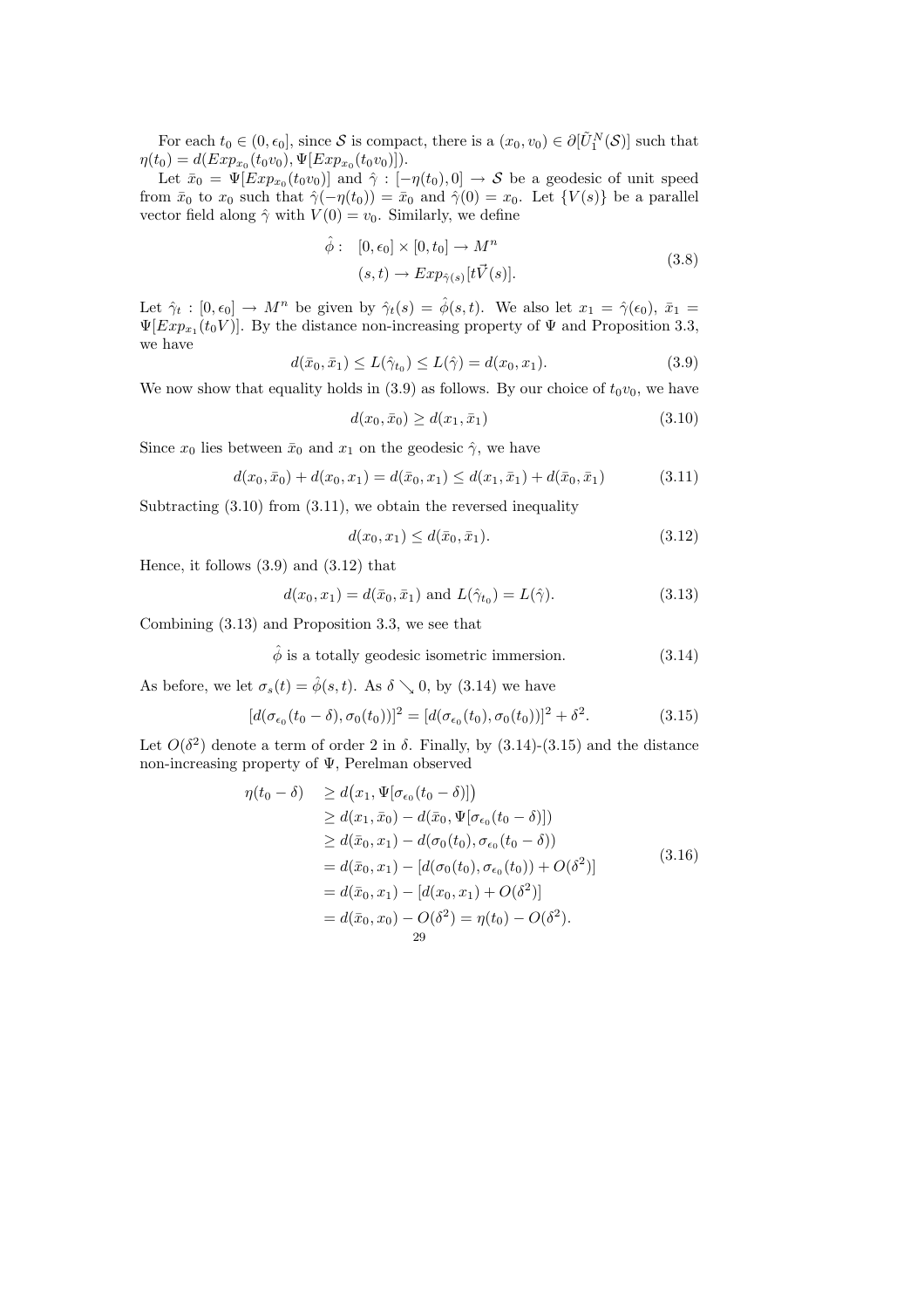For each $t_0 \in (0, \epsilon_0]$, since $\mathcal{S}$ is compact, there is a $(x_0, v_0) \in \partial[\tilde{U}_1^N(\mathcal{S})]$ such that $\eta(t_0) = d(Exp_{x_0}(t_0 v_0), \Psi[Exp_{x_0}(t_0 v_0)])$.

Let $\bar{x}_0 = \Psi[Exp_{x_0}(t_0 v_0)]$ and $\hat{\gamma} : [-\eta(t_0), 0] \to \mathcal{S}$ be a geodesic of unit speed from $\bar{x}_0$ to $x_0$ such that $\hat{\gamma}(-\eta(t_0)) = \bar{x}_0$ and $\hat{\gamma}(0) = x_0$. Let $\{V(s)\}$ be a parallel vector field along $\hat{\gamma}$ with $V(0) = v_0$. Similarly, we define

$$
\begin{aligned}
\hat{\phi} : \quad & [0, \epsilon_0] \times [0, t_0] \to M^n \\
& (s, t) \to Exp_{\hat{\gamma}(s)}[t\vec{V}(s)].
\end{aligned}
\tag{3.8}
$$

Let $\hat{\gamma}_t : [0, \epsilon_0] \to M^n$ be given by $\hat{\gamma}_t(s) = \hat{\phi}(s, t)$. We also let $x_1 = \hat{\gamma}(\epsilon_0)$, $\bar{x}_1 = \Psi[Exp_{x_1}(t_0 V)]$. By the distance non-increasing property of $\Psi$ and Proposition 3.3, we have

$$
d(\bar{x}_0, \bar{x}_1) \le L(\hat{\gamma}_{t_0}) \le L(\hat{\gamma}) = d(x_0, x_1). \tag{3.9}
$$

We now show that equality holds in (3.9) as follows. By our choice of $t_0 v_0$, we have

$$
d(x_0, \bar{x}_0) \ge d(x_1, \bar{x}_1) \tag{3.10}
$$

Since $x_0$ lies between $\bar{x}_0$ and $x_1$ on the geodesic $\hat{\gamma}$, we have

$$
d(x_0, \bar{x}_0) + d(x_0, x_1) = d(\bar{x}_0, x_1) \le d(x_1, \bar{x}_1) + d(\bar{x}_0, \bar{x}_1) \tag{3.11}
$$

Subtracting (3.10) from (3.11), we obtain the reversed inequality

$$
d(x_0, x_1) \le d(\bar{x}_0, \bar{x}_1). \tag{3.12}
$$

Hence, it follows (3.9) and (3.12) that

$$
d(x_0, x_1) = d(\bar{x}_0, \bar{x}_1) \text{ and } L(\hat{\gamma}_{t_0}) = L(\hat{\gamma}). \tag{3.13}
$$

Combining (3.13) and Proposition 3.3, we see that

$$
\hat{\phi} \text{ is a totally geodesic isometric immersion.} \tag{3.14}
$$

As before, we let $\sigma_s(t) = \hat{\phi}(s, t)$. As $\delta \searrow 0$, by (3.14) we have

$$
[d(\sigma_{\epsilon_0}(t_0 - \delta), \sigma_0(t_0))]^2 = [d(\sigma_{\epsilon_0}(t_0), \sigma_0(t_0))]^2 + \delta^2. \tag{3.15}
$$

Let $O(\delta^2)$ denote a term of order 2 in $\delta$. Finally, by (3.14)-(3.15) and the distance non-increasing property of $\Psi$, Perelman observed

$$
\begin{aligned}
\eta(t_0 - \delta) \quad & \ge d\big(x_1, \Psi[\sigma_{\epsilon_0}(t_0 - \delta)]\big) \\
& \ge d(x_1, \bar{x}_0) - d(\bar{x}_0, \Psi[\sigma_{\epsilon_0}(t_0 - \delta)]) \\
& \ge d(\bar{x}_0, x_1) - d(\sigma_0(t_0), \sigma_{\epsilon_0}(t_0 - \delta)) \\
& = d(\bar{x}_0, x_1) - [d(\sigma_0(t_0), \sigma_{\epsilon_0}(t_0)) + O(\delta^2)] \\
& = d(\bar{x}_0, x_1) - [d(x_0, x_1) + O(\delta^2)] \\
& = d(\bar{x}_0, x_0) - O(\delta^2) = \eta(t_0) - O(\delta^2).
\end{aligned}
\tag{3.16}
$$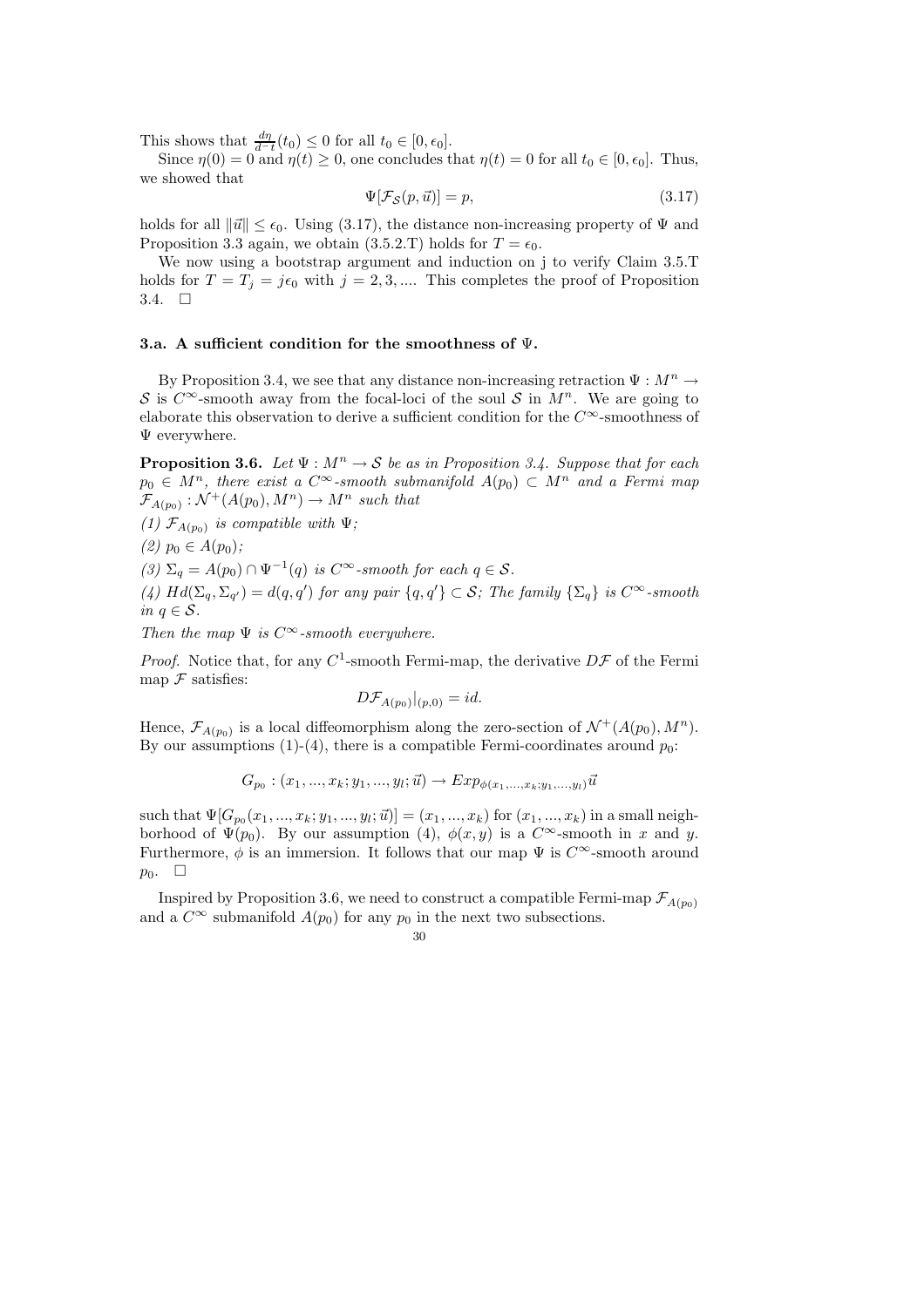This shows that $\frac{d\eta}{d^-t}(t_0) \leq 0$ for all $t_0 \in [0, \epsilon_0]$.

Since $\eta(0) = 0$ and $\eta(t) \geq 0$, one concludes that $\eta(t) = 0$ for all $t_0 \in [0, \epsilon_0]$. Thus, we showed that

$$\Psi[\mathcal{F}_{\mathcal{S}}(p, \vec{u})] = p, \tag{3.17}$$

holds for all $\|\vec{u}\| \leq \epsilon_0$. Using (3.17), the distance non-increasing property of $\Psi$ and Proposition 3.3 again, we obtain (3.5.2.T) holds for $T = \epsilon_0$.

We now using a bootstrap argument and induction on j to verify Claim 3.5.T holds for $T = T_j = j\epsilon_0$ with $j = 2, 3, ....$ This completes the proof of Proposition 3.4. $\square$

### 3.a. A sufficient condition for the smoothness of $\Psi$.

By Proposition 3.4, we see that any distance non-increasing retraction $\Psi : M^n \to \mathcal{S}$ is $C^\infty$-smooth away from the focal-loci of the soul $\mathcal{S}$ in $M^n$. We are going to elaborate this observation to derive a sufficient condition for the $C^\infty$-smoothness of $\Psi$ everywhere.

**Proposition 3.6.** *Let $\Psi : M^n \to \mathcal{S}$ be as in Proposition 3.4. Suppose that for each $p_0 \in M^n$, there exist a $C^\infty$-smooth submanifold $A(p_0) \subset M^n$ and a Fermi map $\mathcal{F}_{A(p_0)} : \mathcal{N}^+(A(p_0), M^n) \to M^n$ such that*

*(1) $\mathcal{F}_{A(p_0)}$ is compatible with $\Psi$;*

*(2) $p_0 \in A(p_0)$;*

*(3) $\Sigma_q = A(p_0) \cap \Psi^{-1}(q)$ is $C^\infty$-smooth for each $q \in \mathcal{S}$.*

*(4) $Hd(\Sigma_q, \Sigma_{q'}) = d(q, q')$ for any pair $\{q, q'\} \subset \mathcal{S}$; The family $\{\Sigma_q\}$ is $C^\infty$-smooth in $q \in \mathcal{S}$.*

*Then the map $\Psi$ is $C^\infty$-smooth everywhere.*

*Proof.* Notice that, for any $C^1$-smooth Fermi-map, the derivative $D\mathcal{F}$ of the Fermi map $\mathcal{F}$ satisfies:

$$D\mathcal{F}_{A(p_0)}|_{(p,0)} = id.$$

Hence, $\mathcal{F}_{A(p_0)}$ is a local diffeomorphism along the zero-section of $\mathcal{N}^+(A(p_0), M^n)$. By our assumptions (1)-(4), there is a compatible Fermi-coordinates around $p_0$:

$$G_{p_0} : (x_1, ..., x_k; y_1, ..., y_l; \vec{u}) \to Exp_{\phi(x_1,...,x_k;y_1,...,y_l)}\vec{u}$$

such that $\Psi[G_{p_0}(x_1, ..., x_k; y_1, ..., y_l; \vec{u})] = (x_1, ..., x_k)$ for $(x_1, ..., x_k)$ in a small neighborhood of $\Psi(p_0)$. By our assumption (4), $\phi(x, y)$ is a $C^\infty$-smooth in $x$ and $y$. Furthermore, $\phi$ is an immersion. It follows that our map $\Psi$ is $C^\infty$-smooth around $p_0$. $\square$

Inspired by Proposition 3.6, we need to construct a compatible Fermi-map $\mathcal{F}_{A(p_0)}$ and a $C^\infty$ submanifold $A(p_0)$ for any $p_0$ in the next two subsections.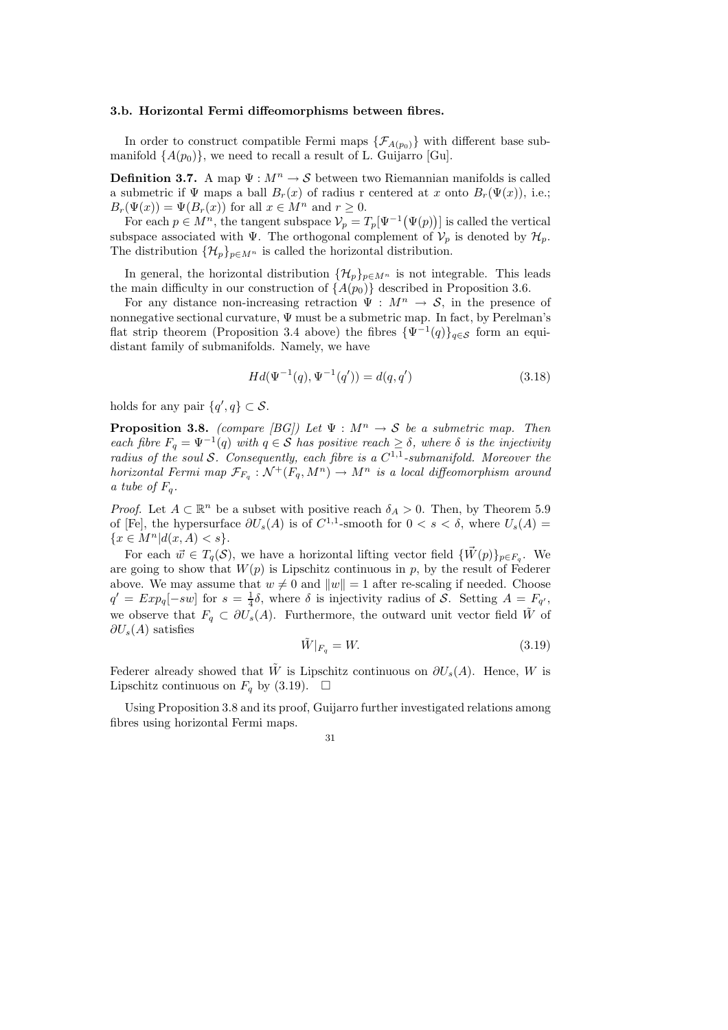**3.b. Horizontal Fermi diffeomorphisms between fibres.**

In order to construct compatible Fermi maps $\{\mathcal{F}_{A(p_0)}\}$ with different base submanifold $\{A(p_0)\}$, we need to recall a result of L. Guijarro [Gu].

**Definition 3.7.** A map $\Psi : M^n \to \mathcal{S}$ between two Riemannian manifolds is called a submetric if $\Psi$ maps a ball $B_r(x)$ of radius r centered at $x$ onto $B_r(\Psi(x))$, i.e.; $B_r(\Psi(x)) = \Psi(B_r(x))$ for all $x \in M^n$ and $r \geq 0$.

For each $p \in M^n$, the tangent subspace $\mathcal{V}_p = T_p[\Psi^{-1}(\Psi(p))]$ is called the vertical subspace associated with $\Psi$. The orthogonal complement of $\mathcal{V}_p$ is denoted by $\mathcal{H}_p$. The distribution $\{\mathcal{H}_p\}_{p\in M^n}$ is called the horizontal distribution.

In general, the horizontal distribution $\{\mathcal{H}_p\}_{p\in M^n}$ is not integrable. This leads the main difficulty in our construction of $\{A(p_0)\}$ described in Proposition 3.6.

For any distance non-increasing retraction $\Psi : M^n \to \mathcal{S}$, in the presence of nonnegative sectional curvature, $\Psi$ must be a submetric map. In fact, by Perelman's flat strip theorem (Proposition 3.4 above) the fibres $\{\Psi^{-1}(q)\}_{q\in\mathcal{S}}$ form an equidistant family of submanifolds. Namely, we have

$$Hd(\Psi^{-1}(q), \Psi^{-1}(q')) = d(q, q') \tag{3.18}$$

holds for any pair $\{q', q\} \subset \mathcal{S}$.

**Proposition 3.8.** *(compare [BG]) Let $\Psi : M^n \to \mathcal{S}$ be a submetric map. Then each fibre $F_q = \Psi^{-1}(q)$ with $q \in \mathcal{S}$ has positive reach $\geq \delta$, where $\delta$ is the injectivity radius of the soul $\mathcal{S}$. Consequently, each fibre is a $C^{1,1}$-submanifold. Moreover the horizontal Fermi map $\mathcal{F}_{F_q} : \mathcal{N}^+(F_q, M^n) \to M^n$ is a local diffeomorphism around a tube of $F_q$.*

*Proof.* Let $A \subset \mathbb{R}^n$ be a subset with positive reach $\delta_A > 0$. Then, by Theorem 5.9 of [Fe], the hypersurface $\partial U_s(A)$ is of $C^{1,1}$-smooth for $0 < s < \delta$, where $U_s(A) = \{x \in M^n | d(x, A) < s\}$.

For each $\vec{w} \in T_q(\mathcal{S})$, we have a horizontal lifting vector field $\{\vec{W}(p)\}_{p\in F_q}$. We are going to show that $W(p)$ is Lipschitz continuous in $p$, by the result of Federer above. We may assume that $w \neq 0$ and $\|w\| = 1$ after re-scaling if needed. Choose $q' = Exp_q[-sw]$ for $s = \frac{1}{4}\delta$, where $\delta$ is injectivity radius of $\mathcal{S}$. Setting $A = F_{q'}$, we observe that $F_q \subset \partial U_s(A)$. Furthermore, the outward unit vector field $\tilde{W}$ of $\partial U_s(A)$ satisfies

$$\tilde{W}|_{F_q} = W. \tag{3.19}$$

Federer already showed that $\tilde{W}$ is Lipschitz continuous on $\partial U_s(A)$. Hence, $W$ is Lipschitz continuous on $F_q$ by (3.19). $\square$

Using Proposition 3.8 and its proof, Guijarro further investigated relations among fibres using horizontal Fermi maps.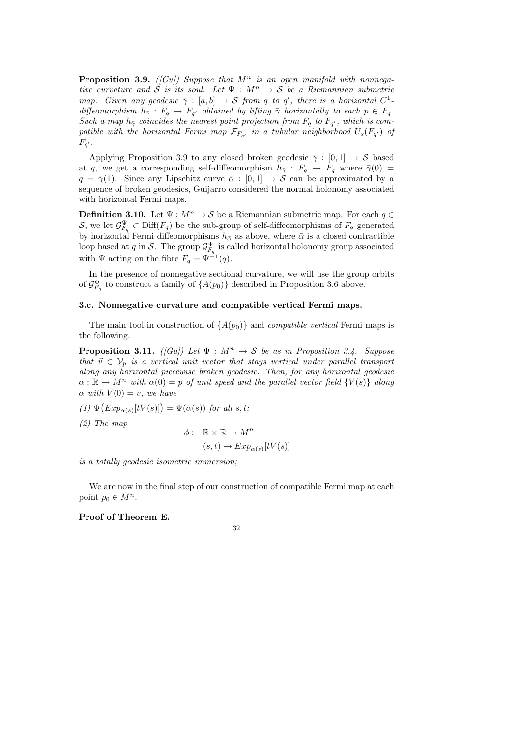**Proposition 3.9.** *([Gu]) Suppose that $M^n$ is an open manifold with nonnegative curvature and $\mathcal{S}$ is its soul. Let $\Psi : M^n \to \mathcal{S}$ be a Riemannian submetric map. Given any geodesic $\bar{\gamma} : [a, b] \to \mathcal{S}$ from $q$ to $q'$, there is a horizontal $C^1$-diffeomorphism $h_{\bar{\gamma}} : F_q \to F_{q'}$ obtained by lifting $\bar{\gamma}$ horizontally to each $p \in F_q$. Such a map $h_{\bar{\gamma}}$ coincides the nearest point projection from $F_q$ to $F_{q'}$, which is compatible with the horizontal Fermi map $\mathcal{F}_{F_{q'}}$ in a tubular neighborhood $U_s(F_{q'})$ of $F_{q'}$.*

Applying Proposition 3.9 to any closed broken geodesic $\bar{\gamma} : [0, 1] \to \mathcal{S}$ based at $q$, we get a corresponding self-diffeomorphism $h_{\bar{\gamma}} : F_q \to F_q$ where $\bar{\gamma}(0) = q = \bar{\gamma}(1)$. Since any Lipschitz curve $\bar{\alpha} : [0, 1] \to \mathcal{S}$ can be approximated by a sequence of broken geodesics, Guijarro considered the normal holonomy associated with horizontal Fermi maps.

**Definition 3.10.** Let $\Psi : M^n \to \mathcal{S}$ be a Riemannian submetric map. For each $q \in \mathcal{S}$, we let $\mathcal{G}^{\Psi}_{F_q} \subset \text{Diff}(F_q)$ be the sub-group of self-diffeomorphisms of $F_q$ generated by horizontal Fermi diffeomorphisms $h_{\bar{\alpha}}$ as above, where $\bar{\alpha}$ is a closed contractible loop based at $q$ in $\mathcal{S}$. The group $\mathcal{G}^{\Psi}_{F_q}$ is called horizontal holonomy group associated with $\Psi$ acting on the fibre $F_q = \Psi^{-1}(q)$.

In the presence of nonnegative sectional curvature, we will use the group orbits of $\mathcal{G}^{\Psi}_{F_q}$ to construct a family of $\{A(p_0)\}$ described in Proposition 3.6 above.

### 3.c. Nonnegative curvature and compatible vertical Fermi maps.

The main tool in construction of $\{A(p_0)\}$ and *compatible vertical* Fermi maps is the following.

**Proposition 3.11.** *([Gu]) Let $\Psi : M^n \to \mathcal{S}$ be as in Proposition 3.4. Suppose that $\vec{v} \in \mathcal{V}_p$ is a vertical unit vector that stays vertical under parallel transport along any horizontal piecewise broken geodesic. Then, for any horizontal geodesic $\alpha : \mathbb{R} \to M^n$ with $\alpha(0) = p$ of unit speed and the parallel vector field $\{V(s)\}$ along $\alpha$ with $V(0) = v$, we have*

*(1) $\Psi\big(Exp_{\alpha(s)}[tV(s)]\big) = \Psi(\alpha(s))$ for all $s, t$;*

*(2) The map*

$$
\begin{aligned}
\phi : \quad & \mathbb{R} \times \mathbb{R} \to M^n \\
& (s, t) \to Exp_{\alpha(s)}[tV(s)]
\end{aligned}
$$

*is a totally geodesic isometric immersion;*

We are now in the final step of our construction of compatible Fermi map at each point $p_0 \in M^n$.

**Proof of Theorem E.**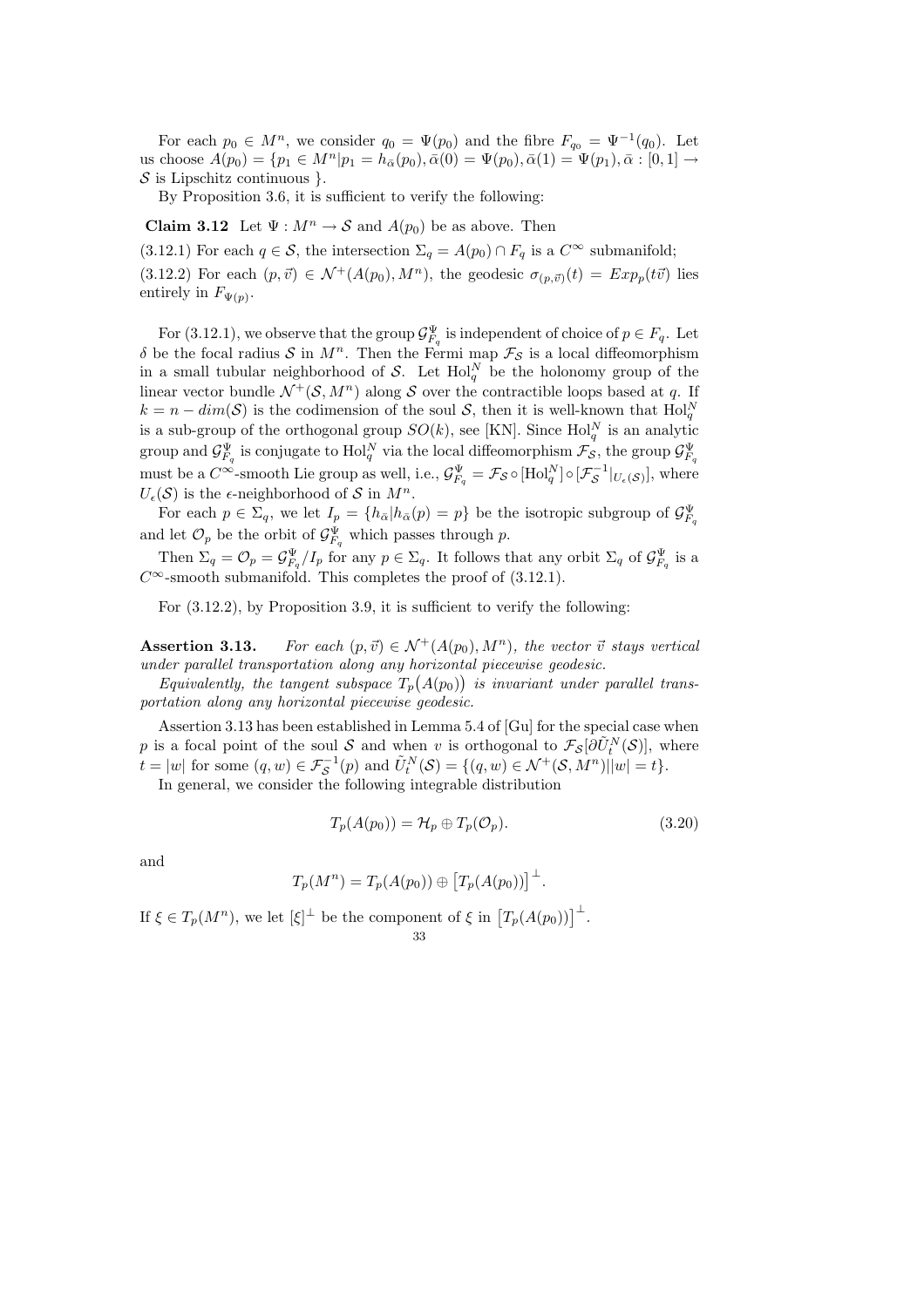For each $p_0 \in M^n$, we consider $q_0 = \Psi(p_0)$ and the fibre $F_{q_0} = \Psi^{-1}(q_0)$. Let us choose $A(p_0) = \{p_1 \in M^n | p_1 = h_{\bar\alpha}(p_0), \bar\alpha(0) = \Psi(p_0), \bar\alpha(1) = \Psi(p_1), \bar\alpha : [0,1] \to \mathcal{S}$ is Lipschitz continuous $\}$.

By Proposition 3.6, it is sufficient to verify the following:

**Claim 3.12** Let $\Psi : M^n \to \mathcal{S}$ and $A(p_0)$ be as above. Then

(3.12.1) For each $q \in \mathcal{S}$, the intersection $\Sigma_q = A(p_0) \cap F_q$ is a $C^\infty$ submanifold;

(3.12.2) For each $(p, \vec{v}) \in \mathcal{N}^+(A(p_0), M^n)$, the geodesic $\sigma_{(p,\vec{v})}(t) = Exp_p(t\vec{v})$ lies entirely in $F_{\Psi(p)}$.

For (3.12.1), we observe that the group $\mathcal{G}^\Psi_{F_q}$ is independent of choice of $p \in F_q$. Let $\delta$ be the focal radius $\mathcal{S}$ in $M^n$. Then the Fermi map $\mathcal{F}_\mathcal{S}$ is a local diffeomorphism in a small tubular neighborhood of $\mathcal{S}$. Let $\mathrm{Hol}^N_q$ be the holonomy group of the linear vector bundle $\mathcal{N}^+(\mathcal{S}, M^n)$ along $\mathcal{S}$ over the contractible loops based at $q$. If $k = n - dim(\mathcal{S})$ is the codimension of the soul $\mathcal{S}$, then it is well-known that $\mathrm{Hol}^N_q$ is a sub-group of the orthogonal group $SO(k)$, see [KN]. Since $\mathrm{Hol}^N_q$ is an analytic group and $\mathcal{G}^\Psi_{F_q}$ is conjugate to $\mathrm{Hol}^N_q$ via the local diffeomorphism $\mathcal{F}_\mathcal{S}$, the group $\mathcal{G}^\Psi_{F_q}$ must be a $C^\infty$-smooth Lie group as well, i.e., $\mathcal{G}^\Psi_{F_q} = \mathcal{F}_\mathcal{S} \circ [\mathrm{Hol}^N_q] \circ [\mathcal{F}_\mathcal{S}^{-1}|_{U_\epsilon(\mathcal{S})}]$, where $U_\epsilon(\mathcal{S})$ is the $\epsilon$-neighborhood of $\mathcal{S}$ in $M^n$.

For each $p \in \Sigma_q$, we let $I_p = \{h_{\bar\alpha} | h_{\bar\alpha}(p) = p\}$ be the isotropic subgroup of $\mathcal{G}^\Psi_{F_q}$ and let $\mathcal{O}_p$ be the orbit of $\mathcal{G}^\Psi_{F_q}$ which passes through $p$.

Then $\Sigma_q = \mathcal{O}_p = \mathcal{G}^\Psi_{F_q}/I_p$ for any $p \in \Sigma_q$. It follows that any orbit $\Sigma_q$ of $\mathcal{G}^\Psi_{F_q}$ is a $C^\infty$-smooth submanifold. This completes the proof of (3.12.1).

For (3.12.2), by Proposition 3.9, it is sufficient to verify the following:

**Assertion 3.13.** *For each $(p, \vec{v}) \in \mathcal{N}^+(A(p_0), M^n)$, the vector $\vec{v}$ stays vertical under parallel transportation along any horizontal piecewise geodesic.*

*Equivalently, the tangent subspace $T_p\big(A(p_0)\big)$ is invariant under parallel transportation along any horizontal piecewise geodesic.*

Assertion 3.13 has been established in Lemma 5.4 of [Gu] for the special case when $p$ is a focal point of the soul $\mathcal{S}$ and when $v$ is orthogonal to $\mathcal{F}_\mathcal{S}[\partial\tilde{U}^N_t(\mathcal{S})]$, where $t = |w|$ for some $(q, w) \in \mathcal{F}_\mathcal{S}^{-1}(p)$ and $\tilde{U}^N_t(\mathcal{S}) = \{(q, w) \in \mathcal{N}^+(\mathcal{S}, M^n) | |w| = t\}$.

In general, we consider the following integrable distribution

$$T_p(A(p_0)) = \mathcal{H}_p \oplus T_p(\mathcal{O}_p). \tag{3.20}$$

and

$$T_p(M^n) = T_p(A(p_0)) \oplus \big[T_p(A(p_0))\big]^\perp.$$

If $\xi \in T_p(M^n)$, we let $[\xi]^\perp$ be the component of $\xi$ in $\big[T_p(A(p_0))\big]^\perp$.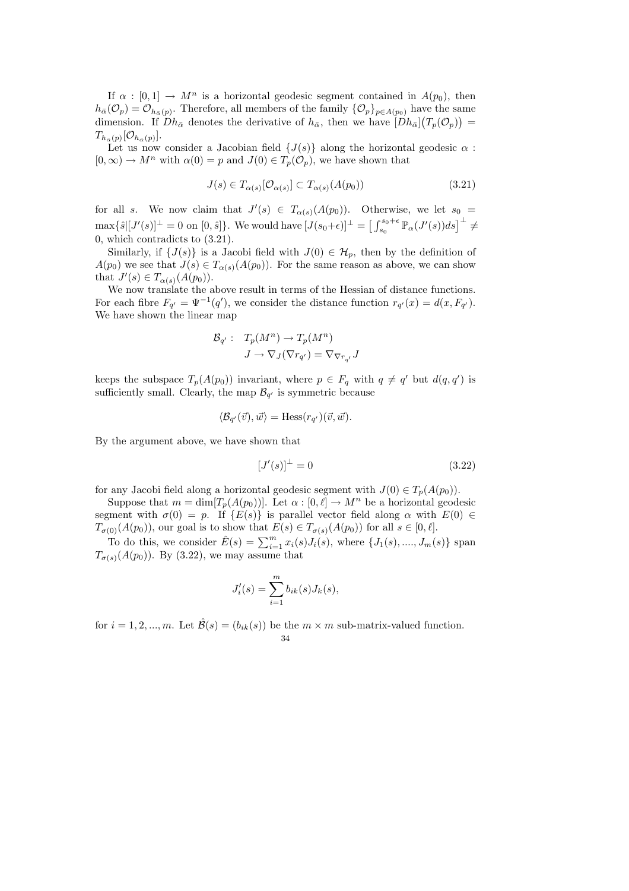If $\alpha : [0,1] \to M^n$ is a horizontal geodesic segment contained in $A(p_0)$, then $h_{\bar\alpha}(\mathcal{O}_p) = \mathcal{O}_{h_{\bar\alpha}(p)}$. Therefore, all members of the family $\{\mathcal{O}_p\}_{p\in A(p_0)}$ have the same dimension. If $Dh_{\bar\alpha}$ denotes the derivative of $h_{\bar\alpha}$, then we have $[Dh_{\bar\alpha}]\big(T_p(\mathcal{O}_p)\big) = T_{h_{\bar\alpha}(p)}[\mathcal{O}_{h_{\bar\alpha}(p)}]$.

Let us now consider a Jacobian field $\{J(s)\}$ along the horizontal geodesic $\alpha : [0,\infty) \to M^n$ with $\alpha(0) = p$ and $J(0) \in T_p(\mathcal{O}_p)$, we have shown that

$$J(s) \in T_{\alpha(s)}[\mathcal{O}_{\alpha(s)}] \subset T_{\alpha(s)}(A(p_0)) \tag{3.21}$$

for all $s$. We now claim that $J'(s) \in T_{\alpha(s)}(A(p_0))$. Otherwise, we let $s_0 = \max\{\hat s | [J'(s)]^\perp = 0 \text{ on } [0,\hat s]\}$. We would have $[J(s_0+\epsilon)]^\perp = \big[\int_{s_0}^{s_0+\epsilon} \mathbb{P}_\alpha(J'(s))ds\big]^\perp \neq 0$, which contradicts to (3.21).

Similarly, if $\{J(s)\}$ is a Jacobi field with $J(0) \in \mathcal{H}_p$, then by the definition of $A(p_0)$ we see that $J(s) \in T_{\alpha(s)}(A(p_0))$. For the same reason as above, we can show that $J'(s) \in T_{\alpha(s)}(A(p_0))$.

We now translate the above result in terms of the Hessian of distance functions. For each fibre $F_{q'} = \Psi^{-1}(q')$, we consider the distance function $r_{q'}(x) = d(x, F_{q'})$. We have shown the linear map

$$\begin{aligned} \mathcal{B}_{q'} :\ \ & T_p(M^n) \to T_p(M^n) \\ & J \to \nabla_J(\nabla r_{q'}) = \nabla_{\nabla r_{q'}} J \end{aligned}$$

keeps the subspace $T_p(A(p_0))$ invariant, where $p \in F_q$ with $q \neq q'$ but $d(q,q')$ is sufficiently small. Clearly, the map $\mathcal{B}_{q'}$ is symmetric because

$$\langle \mathcal{B}_{q'}(\vec v), \vec w\rangle = \text{Hess}(r_{q'})(\vec v, \vec w).$$

By the argument above, we have shown that

$$[J'(s)]^\perp = 0 \tag{3.22}$$

for any Jacobi field along a horizontal geodesic segment with $J(0) \in T_p(A(p_0))$.

Suppose that $m = \dim[T_p(A(p_0))]$. Let $\alpha : [0,\ell] \to M^n$ be a horizontal geodesic segment with $\sigma(0) = p$. If $\{E(s)\}$ is parallel vector field along $\alpha$ with $E(0) \in T_{\sigma(0)}(A(p_0))$, our goal is to show that $E(s) \in T_{\sigma(s)}(A(p_0))$ for all $s \in [0,\ell]$.

To do this, we consider $\hat E(s) = \sum_{i=1}^m x_i(s) J_i(s)$, where $\{J_1(s), ...., J_m(s)\}$ span $T_{\sigma(s)}(A(p_0))$. By (3.22), we may assume that

$$J_i'(s) = \sum_{i=1}^m b_{ik}(s) J_k(s),$$

for $i = 1, 2, ..., m$. Let $\hat{\mathcal{B}}(s) = (b_{ik}(s))$ be the $m \times m$ sub-matrix-valued function.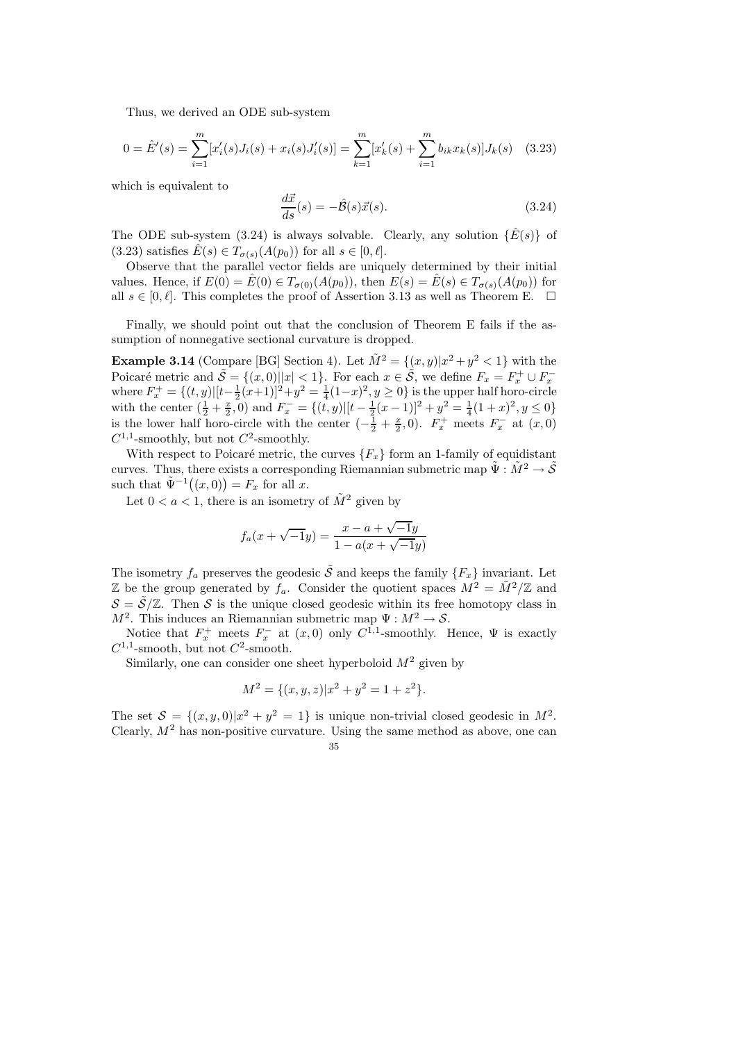Thus, we derived an ODE sub-system

$$0 = \hat{E}'(s) = \sum_{i=1}^{m} [x_i'(s) J_i(s) + x_i(s) J_i'(s)] = \sum_{k=1}^{m} [x_k'(s) + \sum_{i=1}^{m} b_{ik} x_k(s)] J_k(s) \quad (3.23)$$

which is equivalent to

$$\frac{d\vec{x}}{ds}(s) = -\hat{\mathcal{B}}(s)\vec{x}(s). \quad (3.24)$$

The ODE sub-system (3.24) is always solvable. Clearly, any solution $\{\hat{E}(s)\}$ of (3.23) satisfies $\hat{E}(s) \in T_{\sigma(s)}(A(p_0))$ for all $s \in [0, \ell]$.

Observe that the parallel vector fields are uniquely determined by their initial values. Hence, if $E(0) = \hat{E}(0) \in T_{\sigma(0)}(A(p_0))$, then $E(s) = \hat{E}(s) \in T_{\sigma(s)}(A(p_0))$ for all $s \in [0, \ell]$. This completes the proof of Assertion 3.13 as well as Theorem E. $\square$

Finally, we should point out that the conclusion of Theorem E fails if the assumption of nonnegative sectional curvature is dropped.

**Example 3.14** (Compare [BG] Section 4). Let $\tilde{M}^2 = \{(x, y) | x^2 + y^2 < 1\}$ with the Poicaré metric and $\tilde{\mathcal{S}} = \{(x, 0) | |x| < 1\}$. For each $x \in \tilde{\mathcal{S}}$, we define $F_x = F_x^+ \cup F_x^-$ where $F_x^+ = \{(t, y) | [t - \frac{1}{2}(x+1)]^2 + y^2 = \frac{1}{4}(1-x)^2, y \geq 0\}$ is the upper half horo-circle with the center $(\frac{1}{2} + \frac{x}{2}, 0)$ and $F_x^- = \{(t, y) | [t - \frac{1}{2}(x-1)]^2 + y^2 = \frac{1}{4}(1+x)^2, y \leq 0\}$ is the lower half horo-circle with the center $(-\frac{1}{2} + \frac{x}{2}, 0)$. $F_x^+$ meets $F_x^-$ at $(x, 0)$ $C^{1,1}$-smoothly, but not $C^2$-smoothly.

With respect to Poicaré metric, the curves $\{F_x\}$ form an 1-family of equidistant curves. Thus, there exists a corresponding Riemannian submetric map $\tilde{\Psi} : \tilde{M}^2 \to \tilde{\mathcal{S}}$ such that $\tilde{\Psi}^{-1}((x, 0)) = F_x$ for all $x$.

Let $0 < a < 1$, there is an isometry of $\tilde{M}^2$ given by

$$f_a(x + \sqrt{-1}y) = \frac{x - a + \sqrt{-1}y}{1 - a(x + \sqrt{-1}y)}$$

The isometry $f_a$ preserves the geodesic $\tilde{\mathcal{S}}$ and keeps the family $\{F_x\}$ invariant. Let $\mathbb{Z}$ be the group generated by $f_a$. Consider the quotient spaces $M^2 = \tilde{M}^2/\mathbb{Z}$ and $\mathcal{S} = \tilde{\mathcal{S}}/\mathbb{Z}$. Then $\mathcal{S}$ is the unique closed geodesic within its free homotopy class in $M^2$. This induces an Riemannian submetric map $\Psi : M^2 \to \mathcal{S}$.

Notice that $F_x^+$ meets $F_x^-$ at $(x, 0)$ only $C^{1,1}$-smoothly. Hence, $\Psi$ is exactly $C^{1,1}$-smooth, but not $C^2$-smooth.

Similarly, one can consider one sheet hyperboloid $M^2$ given by

$$M^2 = \{(x, y, z) | x^2 + y^2 = 1 + z^2\}.$$

The set $\mathcal{S} = \{(x, y, 0) | x^2 + y^2 = 1\}$ is unique non-trivial closed geodesic in $M^2$. Clearly, $M^2$ has non-positive curvature. Using the same method as above, one can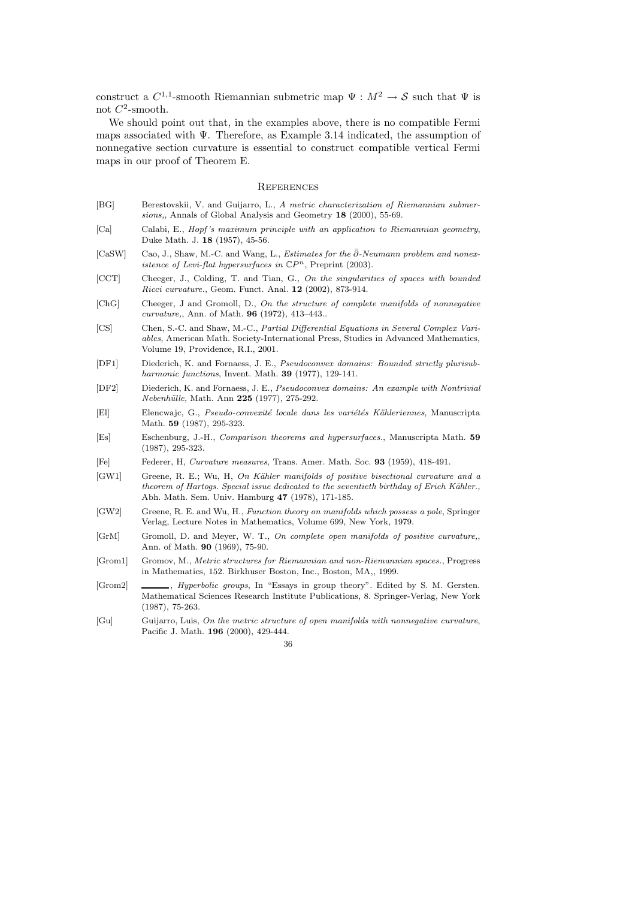construct a $C^{1,1}$-smooth Riemannian submetric map $\Psi : M^2 \to \mathcal{S}$ such that $\Psi$ is not $C^2$-smooth.

We should point out that, in the examples above, there is no compatible Fermi maps associated with $\Psi$. Therefore, as Example 3.14 indicated, the assumption of nonnegative section curvature is essential to construct compatible vertical Fermi maps in our proof of Theorem E.

## References

- [BG] Berestovskii, V. and Guijarro, L., *A metric characterization of Riemannian submersions,*, Annals of Global Analysis and Geometry **18** (2000), 55-69.
- [Ca] Calabi, E., *Hopf's maximum principle with an application to Riemannian geometry*, Duke Math. J. **18** (1957), 45-56.
- [CaSW] Cao, J., Shaw, M.-C. and Wang, L., *Estimates for the $\bar{\partial}$-Neumann problem and nonexistence of Levi-flat hypersurfaces in $\mathbb{C}P^n$*, Preprint (2003).
- [CCT] Cheeger, J., Colding, T. and Tian, G., *On the singularities of spaces with bounded Ricci curvature.*, Geom. Funct. Anal. **12** (2002), 873-914.
- [ChG] Cheeger, J and Gromoll, D., *On the structure of complete manifolds of nonnegative curvature,*, Ann. of Math. **96** (1972), 413–443..
- [CS] Chen, S.-C. and Shaw, M.-C., *Partial Differential Equations in Several Complex Variables*, American Math. Society-International Press, Studies in Advanced Mathematics, Volume 19, Providence, R.I., 2001.
- [DF1] Diederich, K. and Fornaess, J. E., *Pseudoconvex domains: Bounded strictly plurisubharmonic functions*, Invent. Math. **39** (1977), 129-141.
- [DF2] Diederich, K. and Fornaess, J. E., *Pseudoconvex domains: An example with Nontrivial Nebenhülle*, Math. Ann **225** (1977), 275-292.
- [El] Elencwajc, G., *Pseudo-convexité locale dans les variétés Kähleriennes*, Manuscripta Math. **59** (1987), 295-323.
- [Es] Eschenburg, J.-H., *Comparison theorems and hypersurfaces.*, Manuscripta Math. **59** (1987), 295-323.
- [Fe] Federer, H, *Curvature measures*, Trans. Amer. Math. Soc. **93** (1959), 418-491.
- [GW1] Greene, R. E.; Wu, H, *On Kähler manifolds of positive bisectional curvature and a theorem of Hartogs. Special issue dedicated to the seventieth birthday of Erich Kähler.*, Abh. Math. Sem. Univ. Hamburg **47** (1978), 171-185.
- [GW2] Greene, R. E. and Wu, H., *Function theory on manifolds which possess a pole*, Springer Verlag, Lecture Notes in Mathematics, Volume 699, New York, 1979.
- [GrM] Gromoll, D. and Meyer, W. T., *On complete open manifolds of positive curvature,*, Ann. of Math. **90** (1969), 75-90.
- [Grom1] Gromov, M., *Metric structures for Riemannian and non-Riemannian spaces.*, Progress in Mathematics, 152. Birkhuser Boston, Inc., Boston, MA,, 1999.
- [Grom2] ———, *Hyperbolic groups*, In "Essays in group theory". Edited by S. M. Gersten. Mathematical Sciences Research Institute Publications, 8. Springer-Verlag, New York (1987), 75-263.
- [Gu] Guijarro, Luis, *On the metric structure of open manifolds with nonnegative curvature*, Pacific J. Math. **196** (2000), 429-444.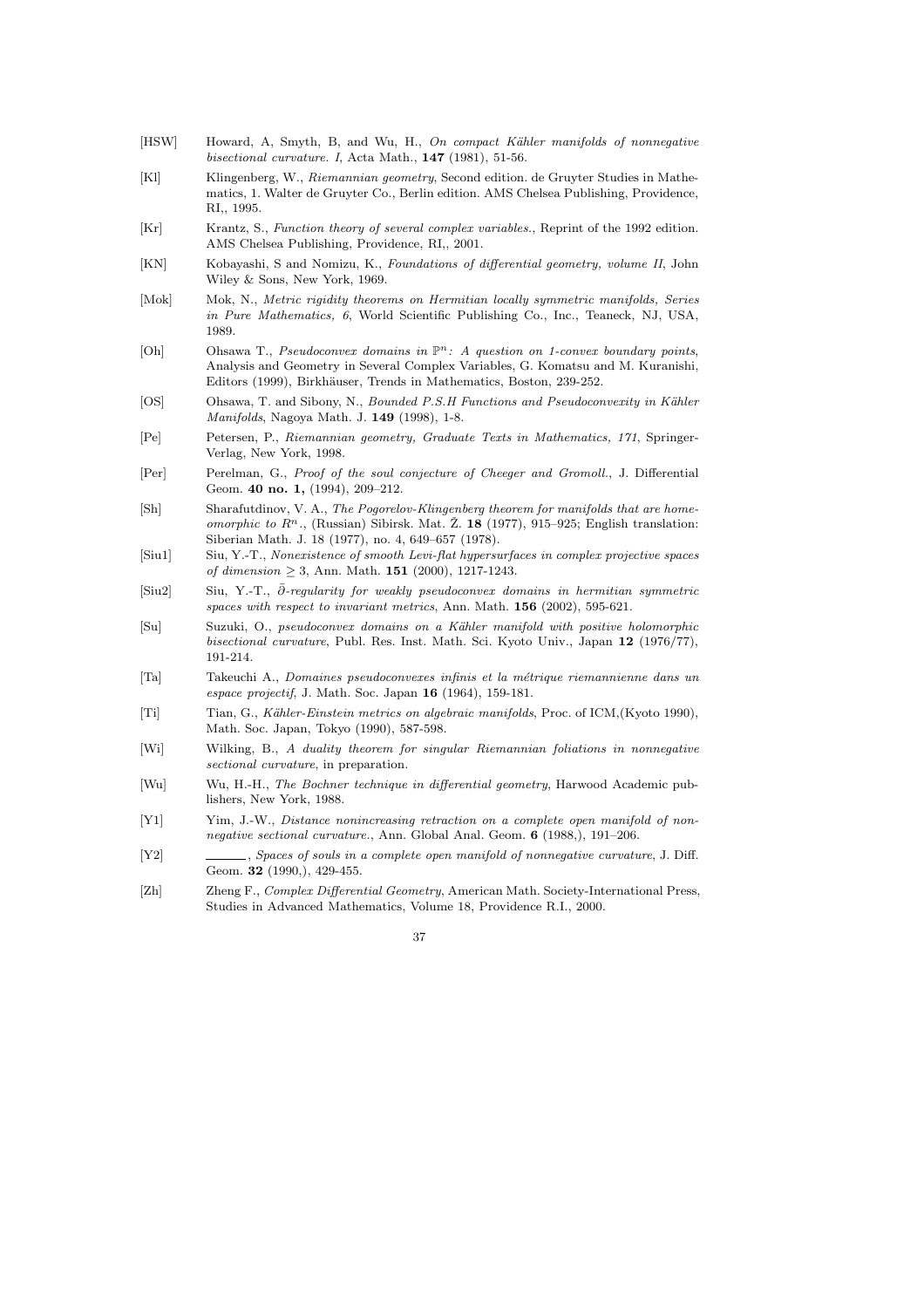[HSW] Howard, A, Smyth, B, and Wu, H., *On compact Kähler manifolds of nonnegative bisectional curvature. I*, Acta Math., **147** (1981), 51-56.

[Kl] Klingenberg, W., *Riemannian geometry*, Second edition. de Gruyter Studies in Mathematics, 1. Walter de Gruyter Co., Berlin edition. AMS Chelsea Publishing, Providence, RI,, 1995.

[Kr] Krantz, S., *Function theory of several complex variables.*, Reprint of the 1992 edition. AMS Chelsea Publishing, Providence, RI,, 2001.

[KN] Kobayashi, S and Nomizu, K., *Foundations of differential geometry, volume II*, John Wiley & Sons, New York, 1969.

[Mok] Mok, N., *Metric rigidity theorems on Hermitian locally symmetric manifolds, Series in Pure Mathematics, 6*, World Scientific Publishing Co., Inc., Teaneck, NJ, USA, 1989.

[Oh] Ohsawa T., *Pseudoconvex domains in $\mathbb{P}^n$: A question on 1-convex boundary points*, Analysis and Geometry in Several Complex Variables, G. Komatsu and M. Kuranishi, Editors (1999), Birkhäuser, Trends in Mathematics, Boston, 239-252.

[OS] Ohsawa, T. and Sibony, N., *Bounded P.S.H Functions and Pseudoconvexity in Kähler Manifolds*, Nagoya Math. J. **149** (1998), 1-8.

[Pe] Petersen, P., *Riemannian geometry, Graduate Texts in Mathematics, 171*, Springer-Verlag, New York, 1998.

[Per] Perelman, G., *Proof of the soul conjecture of Cheeger and Gromoll.*, J. Differential Geom. **40 no. 1,** (1994), 209–212.

[Sh] Sharafutdinov, V. A., *The Pogorelov-Klingenberg theorem for manifolds that are homeomorphic to $R^n$.*, (Russian) Sibirsk. Mat. Ž. **18** (1977), 915–925; English translation: Siberian Math. J. 18 (1977), no. 4, 649–657 (1978).

[Siu1] Siu, Y.-T., *Nonexistence of smooth Levi-flat hypersurfaces in complex projective spaces of dimension $\geq 3$*, Ann. Math. **151** (2000), 1217-1243.

[Siu2] Siu, Y.-T., *$\bar{\partial}$-regularity for weakly pseudoconvex domains in hermitian symmetric spaces with respect to invariant metrics*, Ann. Math. **156** (2002), 595-621.

[Su] Suzuki, O., *pseudoconvex domains on a Kähler manifold with positive holomorphic bisectional curvature*, Publ. Res. Inst. Math. Sci. Kyoto Univ., Japan **12** (1976/77), 191-214.

[Ta] Takeuchi A., *Domaines pseudoconvexes infinis et la métrique riemannienne dans un espace projectif*, J. Math. Soc. Japan **16** (1964), 159-181.

[Ti] Tian, G., *Kähler-Einstein metrics on algebraic manifolds*, Proc. of ICM,(Kyoto 1990), Math. Soc. Japan, Tokyo (1990), 587-598.

[Wi] Wilking, B., *A duality theorem for singular Riemannian foliations in nonnegative sectional curvature*, in preparation.

[Wu] Wu, H.-H., *The Bochner technique in differential geometry*, Harwood Academic publishers, New York, 1988.

[Y1] Yim, J.-W., *Distance nonincreasing retraction on a complete open manifold of nonnegative sectional curvature.*, Ann. Global Anal. Geom. **6** (1988,), 191–206.

[Y2] ______, *Spaces of souls in a complete open manifold of nonnegative curvature*, J. Diff. Geom. **32** (1990,), 429-455.

[Zh] Zheng F., *Complex Differential Geometry*, American Math. Society-International Press, Studies in Advanced Mathematics, Volume 18, Providence R.I., 2000.